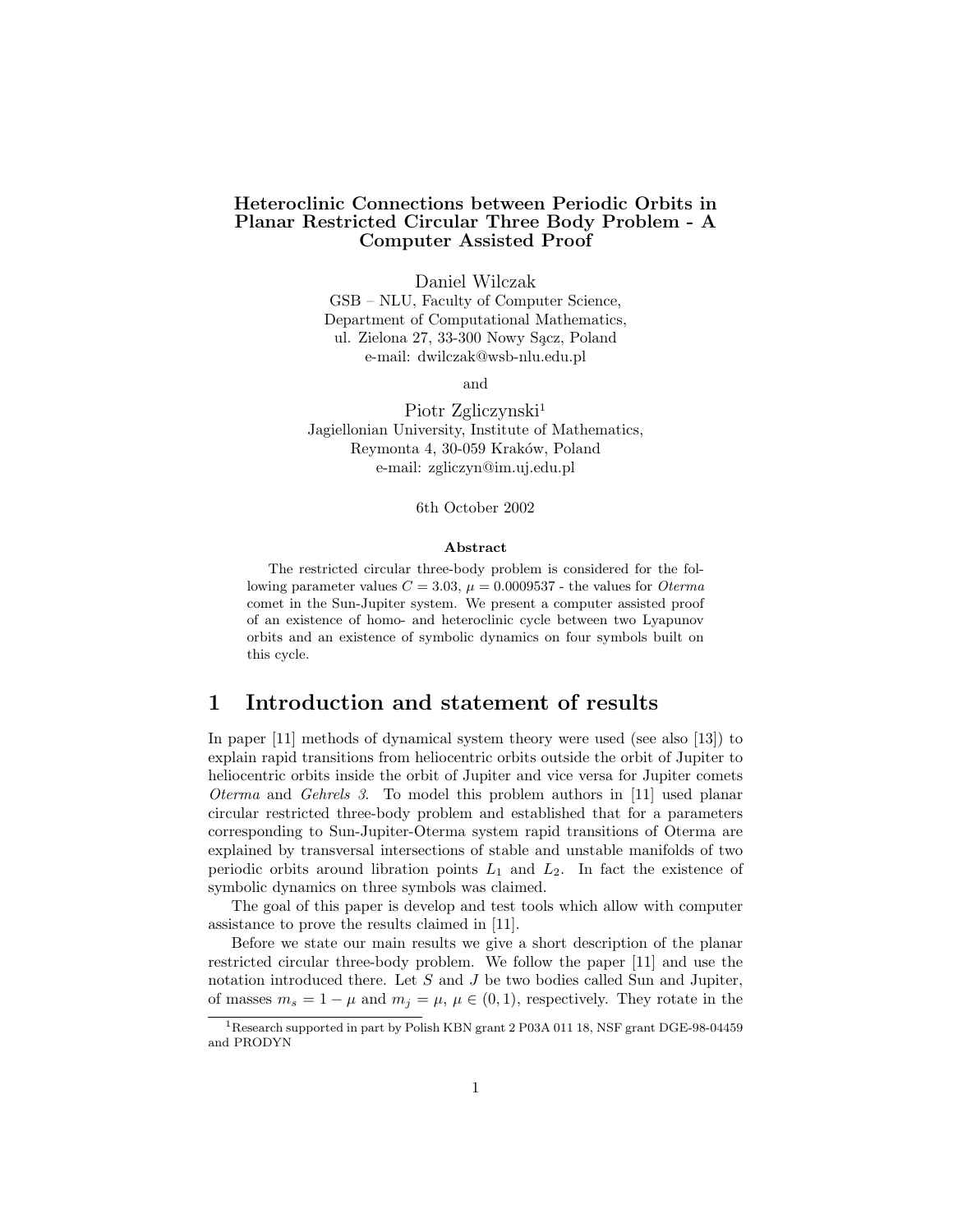# Heteroclinic Connections between Periodic Orbits in Planar Restricted Circular Three Body Problem - A Computer Assisted Proof

Daniel Wilczak
GSB – NLU, Faculty of Computer Science,
Department of Computational Mathematics,
ul. Zielona 27, 33-300 Nowy Sącz, Poland
e-mail: dwilczak@wsb-nlu.edu.pl

and

Piotr Zgliczynski[1]
Jagiellonian University, Institute of Mathematics,
Reymonta 4, 30-059 Kraków, Poland
e-mail: zgliczyn@im.uj.edu.pl

6th October 2002

**Abstract**

The restricted circular three-body problem is considered for the following parameter values $C = 3.03$, $\mu = 0.0009537$ - the values for *Oterma* comet in the Sun-Jupiter system. We present a computer assisted proof of an existence of homo- and heteroclinic cycle between two Lyapunov orbits and an existence of symbolic dynamics on four symbols built on this cycle.

## 1 Introduction and statement of results

In paper [11] methods of dynamical system theory were used (see also [13]) to explain rapid transitions from heliocentric orbits outside the orbit of Jupiter to heliocentric orbits inside the orbit of Jupiter and vice versa for Jupiter comets *Oterma* and *Gehrels 3*. To model this problem authors in [11] used planar circular restricted three-body problem and established that for a parameters corresponding to Sun-Jupiter-Oterma system rapid transitions of Oterma are explained by transversal intersections of stable and unstable manifolds of two periodic orbits around libration points $L_1$ and $L_2$. In fact the existence of symbolic dynamics on three symbols was claimed.

The goal of this paper is develop and test tools which allow with computer assistance to prove the results claimed in [11].

Before we state our main results we give a short description of the planar restricted circular three-body problem. We follow the paper [11] and use the notation introduced there. Let $S$ and $J$ be two bodies called Sun and Jupiter, of masses $m_s = 1 - \mu$ and $m_j = \mu$, $\mu \in (0, 1)$, respectively. They rotate in the

[1] Research supported in part by Polish KBN grant 2 P03A 011 18, NSF grant DGE-98-04459 and PRODYN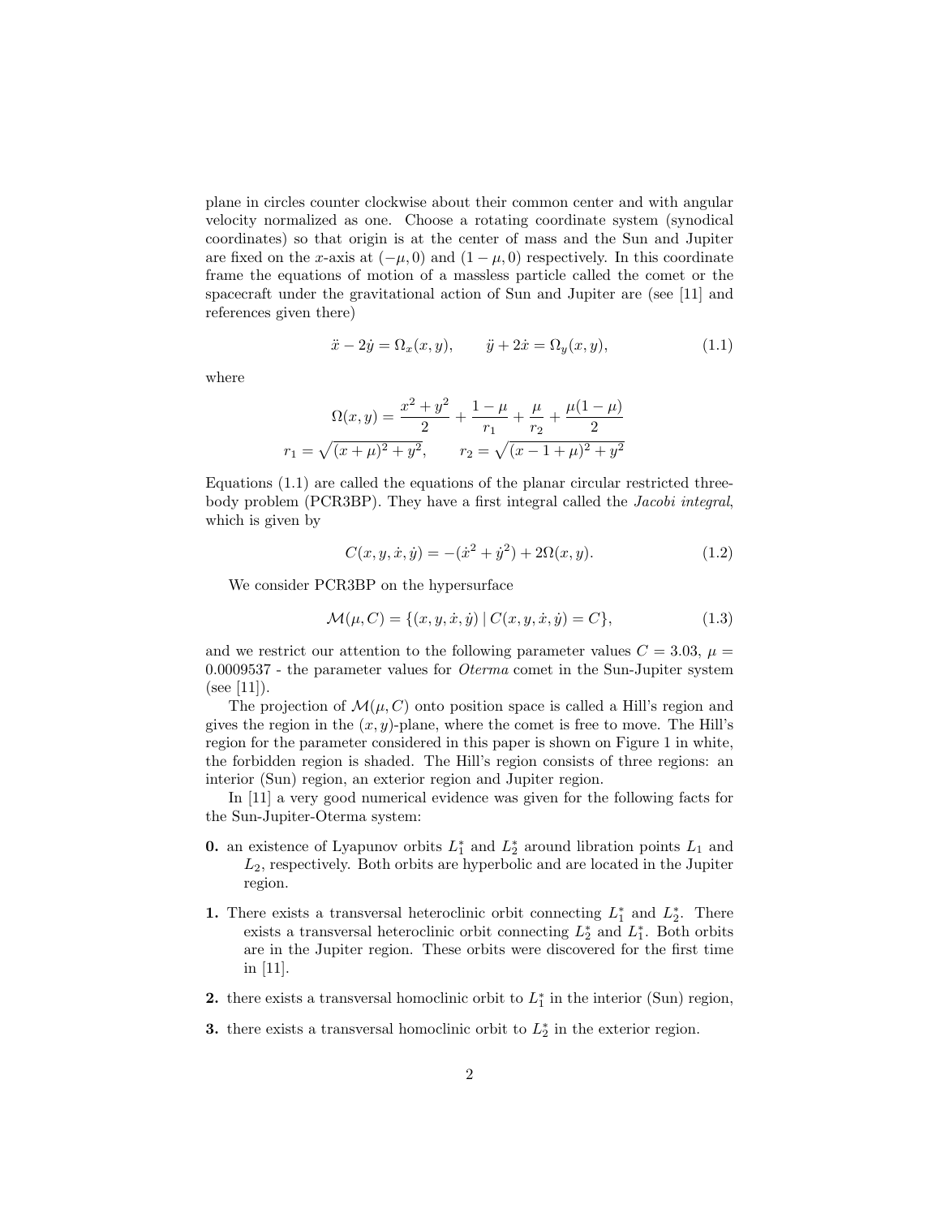plane in circles counter clockwise about their common center and with angular velocity normalized as one. Choose a rotating coordinate system (synodical coordinates) so that origin is at the center of mass and the Sun and Jupiter are fixed on the $x$-axis at $(-\mu, 0)$ and $(1-\mu, 0)$ respectively. In this coordinate frame the equations of motion of a massless particle called the comet or the spacecraft under the gravitational action of Sun and Jupiter are (see [11] and references given there)

$$\ddot{x} - 2\dot{y} = \Omega_x(x,y), \qquad \ddot{y} + 2\dot{x} = \Omega_y(x,y), \tag{1.1}$$

where

$$\Omega(x,y) = \frac{x^2+y^2}{2} + \frac{1-\mu}{r_1} + \frac{\mu}{r_2} + \frac{\mu(1-\mu)}{2}$$

$$r_1 = \sqrt{(x+\mu)^2+y^2}, \qquad r_2 = \sqrt{(x-1+\mu)^2+y^2}$$

Equations (1.1) are called the equations of the planar circular restricted three-body problem (PCR3BP). They have a first integral called the *Jacobi integral*, which is given by

$$C(x,y,\dot{x},\dot{y}) = -(\dot{x}^2+\dot{y}^2) + 2\Omega(x,y). \tag{1.2}$$

We consider PCR3BP on the hypersurface

$$\mathcal{M}(\mu, C) = \{(x,y,\dot{x},\dot{y}) \mid C(x,y,\dot{x},\dot{y}) = C\}, \tag{1.3}$$

and we restrict our attention to the following parameter values $C = 3.03$, $\mu = 0.0009537$ - the parameter values for *Oterma* comet in the Sun-Jupiter system (see [11]).

The projection of $\mathcal{M}(\mu, C)$ onto position space is called a Hill's region and gives the region in the $(x,y)$-plane, where the comet is free to move. The Hill's region for the parameter considered in this paper is shown on Figure 1 in white, the forbidden region is shaded. The Hill's region consists of three regions: an interior (Sun) region, an exterior region and Jupiter region.

In [11] a very good numerical evidence was given for the following facts for the Sun-Jupiter-Oterma system:

**0.** an existence of Lyapunov orbits $L_1^*$ and $L_2^*$ around libration points $L_1$ and $L_2$, respectively. Both orbits are hyperbolic and are located in the Jupiter region.

**1.** There exists a transversal heteroclinic orbit connecting $L_1^*$ and $L_2^*$. There exists a transversal heteroclinic orbit connecting $L_2^*$ and $L_1^*$. Both orbits are in the Jupiter region. These orbits were discovered for the first time in [11].

**2.** there exists a transversal homoclinic orbit to $L_1^*$ in the interior (Sun) region,

**3.** there exists a transversal homoclinic orbit to $L_2^*$ in the exterior region.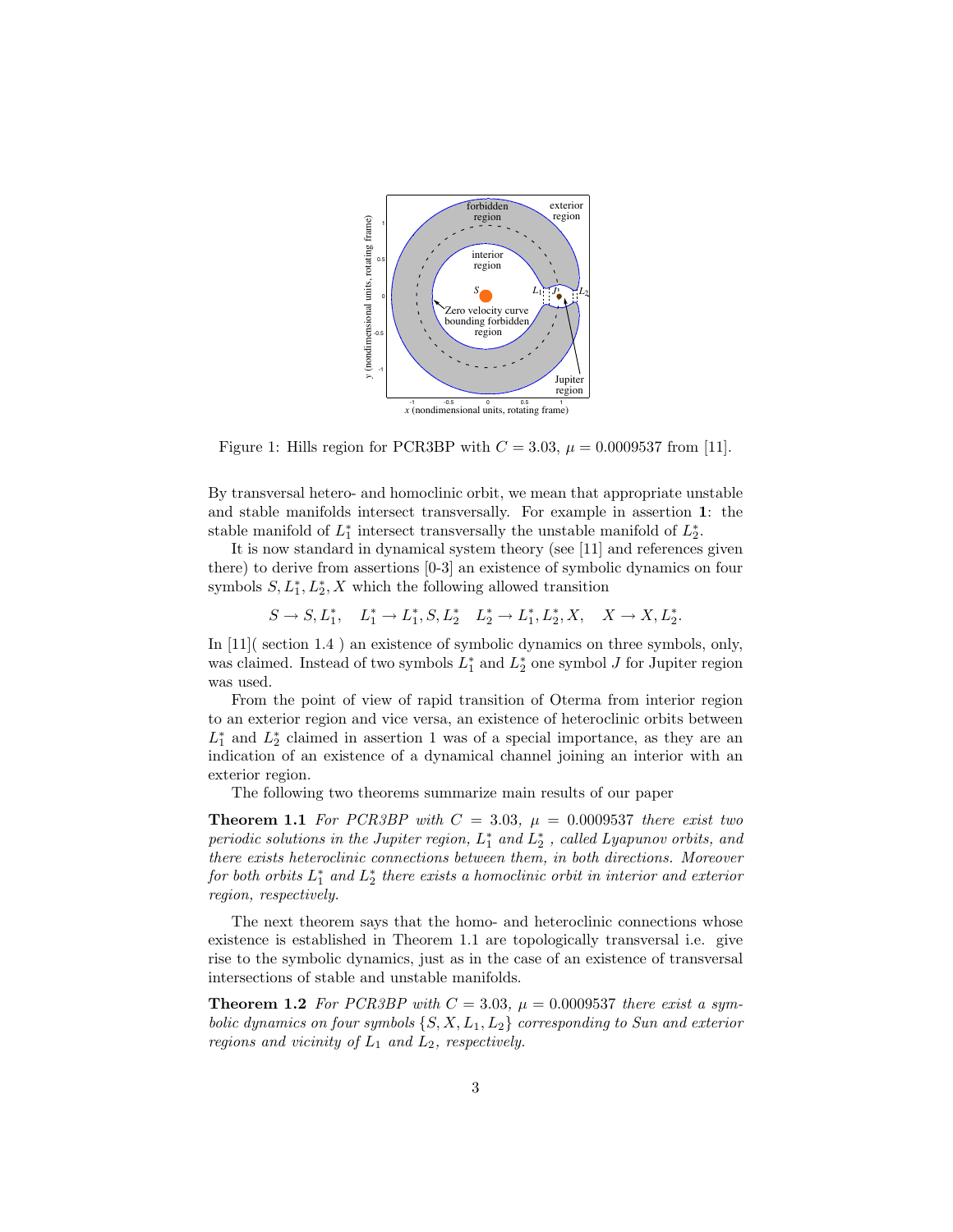Figure 1: Hills region for PCR3BP with $C = 3.03$, $\mu = 0.0009537$ from [11].

By transversal hetero- and homoclinic orbit, we mean that appropriate unstable and stable manifolds intersect transversally. For example in assertion **1**: the stable manifold of $L_1^*$ intersect transversally the unstable manifold of $L_2^*$.

It is now standard in dynamical system theory (see [11] and references given there) to derive from assertions [0-3] an existence of symbolic dynamics on four symbols $S, L_1^*, L_2^*, X$ which the following allowed transition

$$S \to S, L_1^*, \quad L_1^* \to L_1^*, S, L_2^* \quad L_2^* \to L_1^*, L_2^*, X, \quad X \to X, L_2^*.$$

In [11]( section 1.4 ) an existence of symbolic dynamics on three symbols, only, was claimed. Instead of two symbols $L_1^*$ and $L_2^*$ one symbol $J$ for Jupiter region was used.

From the point of view of rapid transition of Oterma from interior region to an exterior region and vice versa, an existence of heteroclinic orbits between $L_1^*$ and $L_2^*$ claimed in assertion 1 was of a special importance, as they are an indication of an existence of a dynamical channel joining an interior with an exterior region.

The following two theorems summarize main results of our paper

**Theorem 1.1** *For PCR3BP with $C = 3.03$, $\mu = 0.0009537$ there exist two periodic solutions in the Jupiter region, $L_1^*$ and $L_2^*$ , called Lyapunov orbits, and there exists heteroclinic connections between them, in both directions. Moreover for both orbits $L_1^*$ and $L_2^*$ there exists a homoclinic orbit in interior and exterior region, respectively.*

The next theorem says that the homo- and heteroclinic connections whose existence is established in Theorem 1.1 are topologically transversal i.e. give rise to the symbolic dynamics, just as in the case of an existence of transversal intersections of stable and unstable manifolds.

**Theorem 1.2** *For PCR3BP with $C = 3.03$, $\mu = 0.0009537$ there exist a symbolic dynamics on four symbols $\{S, X, L_1, L_2\}$ corresponding to Sun and exterior regions and vicinity of $L_1$ and $L_2$, respectively.*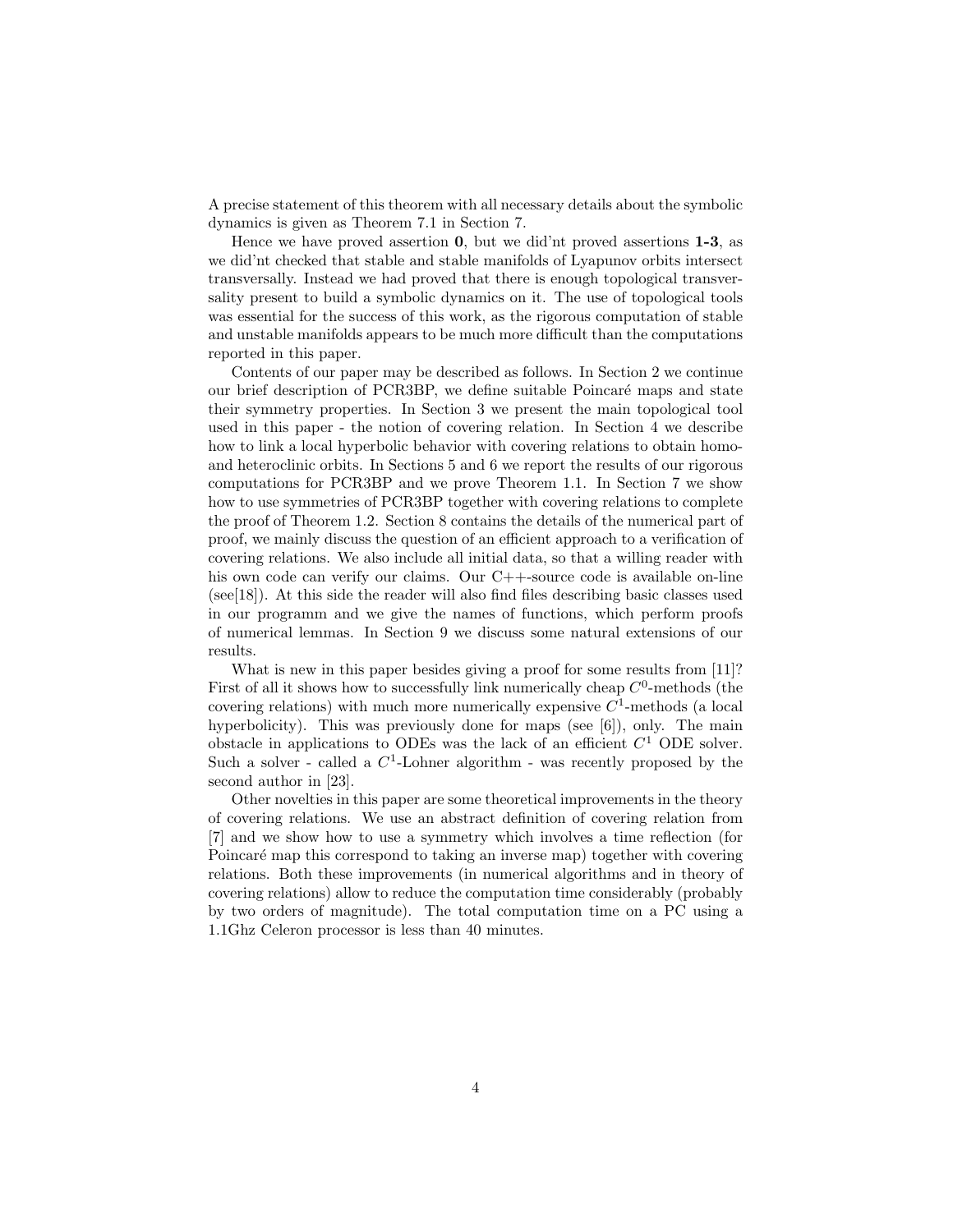A precise statement of this theorem with all necessary details about the symbolic dynamics is given as Theorem 7.1 in Section 7.

Hence we have proved assertion **0**, but we did'nt proved assertions **1-3**, as we did'nt checked that stable and stable manifolds of Lyapunov orbits intersect transversally. Instead we had proved that there is enough topological transversality present to build a symbolic dynamics on it. The use of topological tools was essential for the success of this work, as the rigorous computation of stable and unstable manifolds appears to be much more difficult than the computations reported in this paper.

Contents of our paper may be described as follows. In Section 2 we continue our brief description of PCR3BP, we define suitable Poincaré maps and state their symmetry properties. In Section 3 we present the main topological tool used in this paper - the notion of covering relation. In Section 4 we describe how to link a local hyperbolic behavior with covering relations to obtain homo- and heteroclinic orbits. In Sections 5 and 6 we report the results of our rigorous computations for PCR3BP and we prove Theorem 1.1. In Section 7 we show how to use symmetries of PCR3BP together with covering relations to complete the proof of Theorem 1.2. Section 8 contains the details of the numerical part of proof, we mainly discuss the question of an efficient approach to a verification of covering relations. We also include all initial data, so that a willing reader with his own code can verify our claims. Our C++-source code is available on-line (see[18]). At this side the reader will also find files describing basic classes used in our programm and we give the names of functions, which perform proofs of numerical lemmas. In Section 9 we discuss some natural extensions of our results.

What is new in this paper besides giving a proof for some results from [11]? First of all it shows how to successfully link numerically cheap $C^0$-methods (the covering relations) with much more numerically expensive $C^1$-methods (a local hyperbolicity). This was previously done for maps (see [6]), only. The main obstacle in applications to ODEs was the lack of an efficient $C^1$ ODE solver. Such a solver - called a $C^1$-Lohner algorithm - was recently proposed by the second author in [23].

Other novelties in this paper are some theoretical improvements in the theory of covering relations. We use an abstract definition of covering relation from [7] and we show how to use a symmetry which involves a time reflection (for Poincaré map this correspond to taking an inverse map) together with covering relations. Both these improvements (in numerical algorithms and in theory of covering relations) allow to reduce the computation time considerably (probably by two orders of magnitude). The total computation time on a PC using a 1.1Ghz Celeron processor is less than 40 minutes.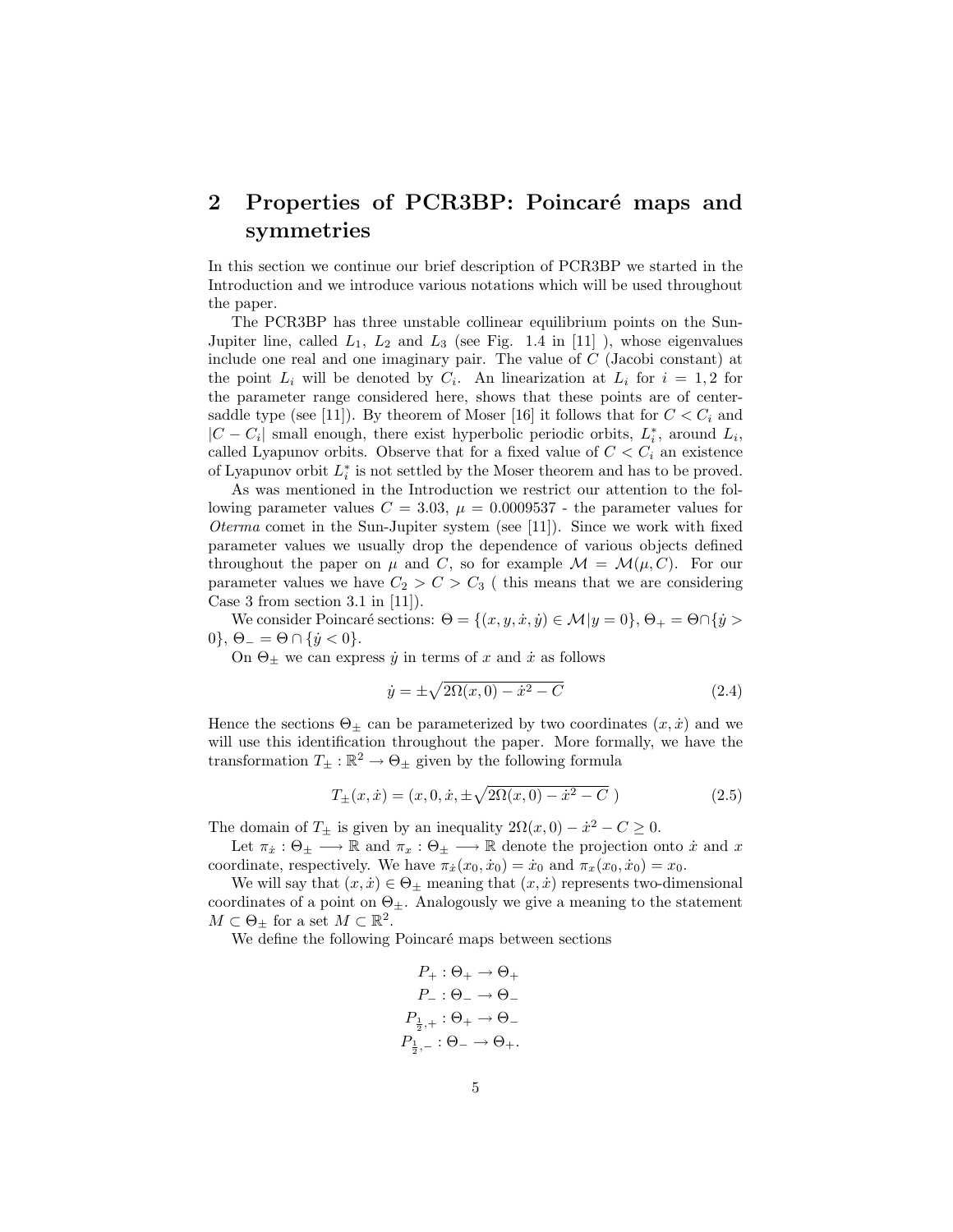# 2 Properties of PCR3BP: Poincaré maps and symmetries

In this section we continue our brief description of PCR3BP we started in the Introduction and we introduce various notations which will be used throughout the paper.

The PCR3BP has three unstable collinear equilibrium points on the Sun-Jupiter line, called $L_1$, $L_2$ and $L_3$ (see Fig. 1.4 in [11] ), whose eigenvalues include one real and one imaginary pair. The value of $C$ (Jacobi constant) at the point $L_i$ will be denoted by $C_i$. An linearization at $L_i$ for $i = 1, 2$ for the parameter range considered here, shows that these points are of center-saddle type (see [11]). By theorem of Moser [16] it follows that for $C < C_i$ and $|C - C_i|$ small enough, there exist hyperbolic periodic orbits, $L_i^*$, around $L_i$, called Lyapunov orbits. Observe that for a fixed value of $C < C_i$ an existence of Lyapunov orbit $L_i^*$ is not settled by the Moser theorem and has to be proved.

As was mentioned in the Introduction we restrict our attention to the following parameter values $C = 3.03$, $\mu = 0.0009537$ - the parameter values for *Oterma* comet in the Sun-Jupiter system (see [11]). Since we work with fixed parameter values we usually drop the dependence of various objects defined throughout the paper on $\mu$ and $C$, so for example $\mathcal{M} = \mathcal{M}(\mu, C)$. For our parameter values we have $C_2 > C > C_3$ ( this means that we are considering Case 3 from section 3.1 in [11]).

We consider Poincaré sections: $\Theta = \{(x, y, \dot{x}, \dot{y}) \in \mathcal{M} | y = 0\}$, $\Theta_+ = \Theta \cap \{\dot{y} > 0\}$, $\Theta_- = \Theta \cap \{\dot{y} < 0\}$.

On $\Theta_\pm$ we can express $\dot{y}$ in terms of $x$ and $\dot{x}$ as follows

$$\dot{y} = \pm\sqrt{2\Omega(x, 0) - \dot{x}^2 - C} \tag{2.4}$$

Hence the sections $\Theta_\pm$ can be parameterized by two coordinates $(x, \dot{x})$ and we will use this identification throughout the paper. More formally, we have the transformation $T_\pm : \mathbb{R}^2 \to \Theta_\pm$ given by the following formula

$$T_\pm(x, \dot{x}) = (x, 0, \dot{x}, \pm\sqrt{2\Omega(x, 0) - \dot{x}^2 - C}\ ) \tag{2.5}$$

The domain of $T_\pm$ is given by an inequality $2\Omega(x, 0) - \dot{x}^2 - C \geq 0$.

Let $\pi_{\dot{x}} : \Theta_\pm \longrightarrow \mathbb{R}$ and $\pi_x : \Theta_\pm \longrightarrow \mathbb{R}$ denote the projection onto $\dot{x}$ and $x$ coordinate, respectively. We have $\pi_{\dot{x}}(x_0, \dot{x}_0) = \dot{x}_0$ and $\pi_x(x_0, \dot{x}_0) = x_0$.

We will say that $(x, \dot{x}) \in \Theta_\pm$ meaning that $(x, \dot{x})$ represents two-dimensional coordinates of a point on $\Theta_\pm$. Analogously we give a meaning to the statement $M \subset \Theta_\pm$ for a set $M \subset \mathbb{R}^2$.

We define the following Poincaré maps between sections

$$\begin{aligned}
P_+ &: \Theta_+ \to \Theta_+ \\
P_- &: \Theta_- \to \Theta_- \\
P_{\frac{1}{2},+} &: \Theta_+ \to \Theta_- \\
P_{\frac{1}{2},-} &: \Theta_- \to \Theta_+.
\end{aligned}$$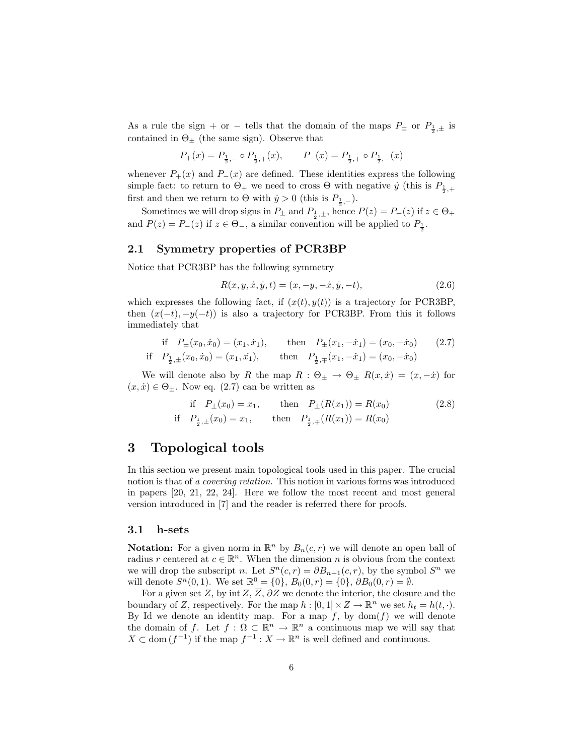As a rule the sign $+$ or $-$ tells that the domain of the maps $P_\pm$ or $P_{\frac{1}{2},\pm}$ is contained in $\Theta_\pm$ (the same sign). Observe that

$$P_+(x) = P_{\frac{1}{2},-} \circ P_{\frac{1}{2},+}(x), \qquad P_-(x) = P_{\frac{1}{2},+} \circ P_{\frac{1}{2},-}(x)$$

whenever $P_+(x)$ and $P_-(x)$ are defined. These identities express the following simple fact: to return to $\Theta_+$ we need to cross $\Theta$ with negative $\dot{y}$ (this is $P_{\frac{1}{2},+}$ first and then we return to $\Theta$ with $\dot{y} > 0$ (this is $P_{\frac{1}{2},-}$).

Sometimes we will drop signs in $P_\pm$ and $P_{\frac{1}{2},\pm}$, hence $P(z) = P_+(z)$ if $z \in \Theta_+$ and $P(z) = P_-(z)$ if $z \in \Theta_-$, a similar convention will be applied to $P_{\frac{1}{2}}$.

## 2.1 Symmetry properties of PCR3BP

Notice that PCR3BP has the following symmetry

$$R(x, y, \dot{x}, \dot{y}, t) = (x, -y, -\dot{x}, \dot{y}, -t), \tag{2.6}$$

which expresses the following fact, if $(x(t), y(t))$ is a trajectory for PCR3BP, then $(x(-t), -y(-t))$ is also a trajectory for PCR3BP. From this it follows immediately that

$$\begin{aligned} &\text{if} \quad P_\pm(x_0, \dot{x}_0) = (x_1, \dot{x}_1), \qquad \text{then} \quad P_\pm(x_1, -\dot{x}_1) = (x_0, -\dot{x}_0) \qquad (2.7)\\ &\text{if} \quad P_{\frac{1}{2},\pm}(x_0, \dot{x}_0) = (x_1, \dot{x_1}), \qquad \text{then} \quad P_{\frac{1}{2},\mp}(x_1, -\dot{x}_1) = (x_0, -\dot{x}_0) \end{aligned}$$

We will denote also by $R$ the map $R : \Theta_\pm \to \Theta_\pm$ $R(x, \dot{x}) = (x, -\dot{x})$ for $(x, \dot{x}) \in \Theta_\pm$. Now eq. (2.7) can be written as

$$\begin{aligned} &\text{if} \quad P_\pm(x_0) = x_1, \qquad \text{then} \quad P_\pm(R(x_1)) = R(x_0) \qquad (2.8)\\ &\text{if} \quad P_{\frac{1}{2},\pm}(x_0) = x_1, \qquad \text{then} \quad P_{\frac{1}{2},\mp}(R(x_1)) = R(x_0) \end{aligned}$$

# 3 Topological tools

In this section we present main topological tools used in this paper. The crucial notion is that of *a covering relation*. This notion in various forms was introduced in papers [20, 21, 22, 24]. Here we follow the most recent and most general version introduced in [7] and the reader is referred there for proofs.

## 3.1 h-sets

**Notation:** For a given norm in $\mathbb{R}^n$ by $B_n(c, r)$ we will denote an open ball of radius $r$ centered at $c \in \mathbb{R}^n$. When the dimension $n$ is obvious from the context we will drop the subscript $n$. Let $S^n(c, r) = \partial B_{n+1}(c, r)$, by the symbol $S^n$ we will denote $S^n(0, 1)$. We set $\mathbb{R}^0 = \{0\}$, $B_0(0, r) = \{0\}$, $\partial B_0(0, r) = \emptyset$.

For a given set $Z$, by $\operatorname{int} Z$, $\overline{Z}$, $\partial Z$ we denote the interior, the closure and the boundary of $Z$, respectively. For the map $h : [0, 1] \times Z \to \mathbb{R}^n$ we set $h_t = h(t, \cdot)$. By Id we denote an identity map. For a map $f$, by $\operatorname{dom}(f)$ we will denote the domain of $f$. Let $f : \Omega \subset \mathbb{R}^n \to \mathbb{R}^n$ a continuous map we will say that $X \subset \operatorname{dom}(f^{-1})$ if the map $f^{-1} : X \to \mathbb{R}^n$ is well defined and continuous.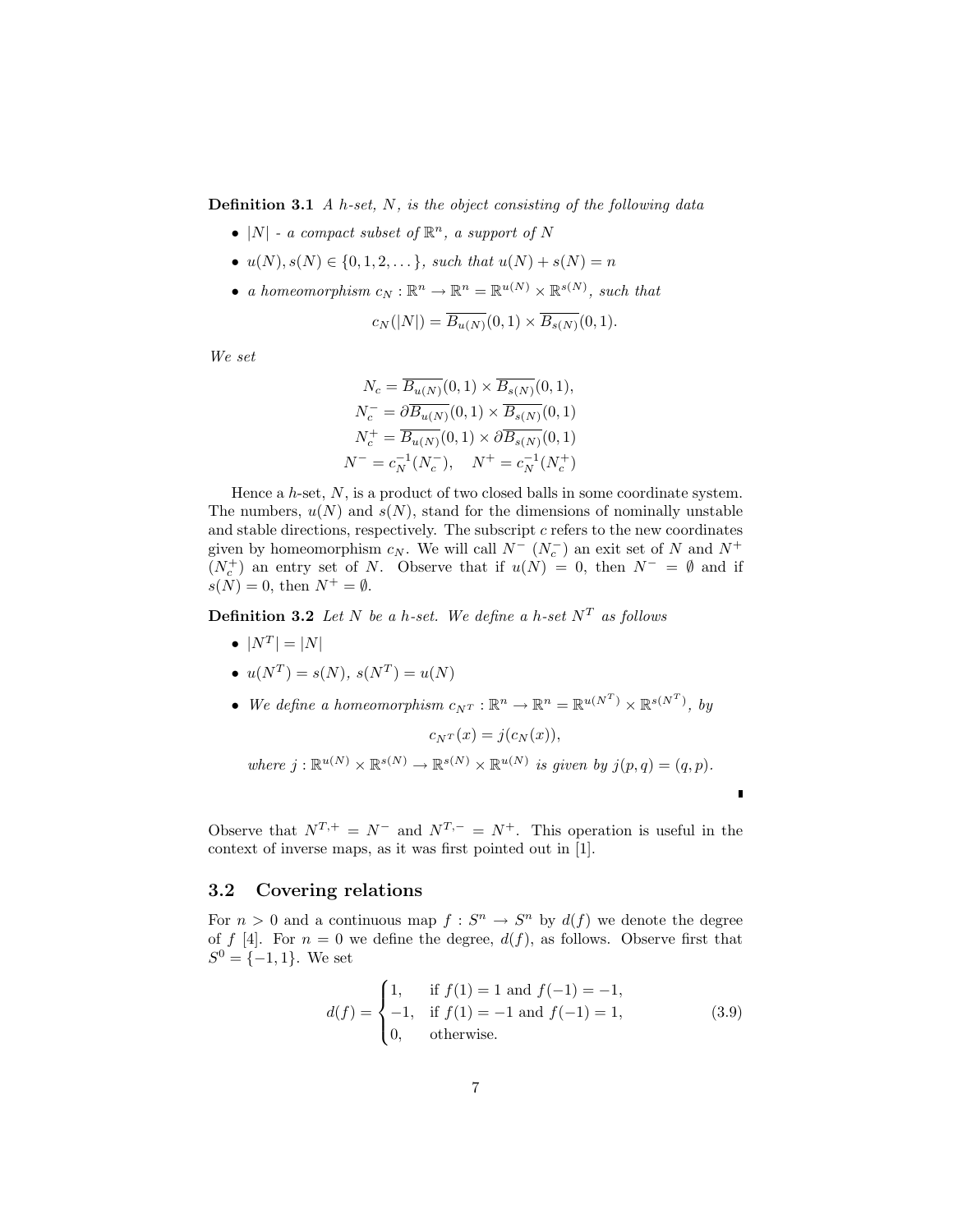**Definition 3.1** *A h-set, $N$, is the object consisting of the following data*

- $|N|$ *- a compact subset of $\mathbb{R}^n$, a support of $N$*
- $u(N), s(N) \in \{0, 1, 2, \dots\}$*, such that $u(N) + s(N) = n$*
- *a homeomorphism $c_N : \mathbb{R}^n \to \mathbb{R}^n = \mathbb{R}^{u(N)} \times \mathbb{R}^{s(N)}$, such that*

$$c_N(|N|) = \overline{B_{u(N)}}(0, 1) \times \overline{B_{s(N)}}(0, 1).$$

*We set*

$$\begin{aligned} N_c &= \overline{B_{u(N)}}(0, 1) \times \overline{B_{s(N)}}(0, 1), \\ N_c^- &= \partial \overline{B_{u(N)}}(0, 1) \times \overline{B_{s(N)}}(0, 1) \\ N_c^+ &= \overline{B_{u(N)}}(0, 1) \times \partial \overline{B_{s(N)}}(0, 1) \\ N^- &= c_N^{-1}(N_c^-), \quad N^+ = c_N^{-1}(N_c^+) \end{aligned}$$

Hence a $h$-set, $N$, is a product of two closed balls in some coordinate system. The numbers, $u(N)$ and $s(N)$, stand for the dimensions of nominally unstable and stable directions, respectively. The subscript $c$ refers to the new coordinates given by homeomorphism $c_N$. We will call $N^-$ ($N_c^-$) an exit set of $N$ and $N^+$ ($N_c^+$) an entry set of $N$. Observe that if $u(N) = 0$, then $N^- = \emptyset$ and if $s(N) = 0$, then $N^+ = \emptyset$.

**Definition 3.2** *Let $N$ be a h-set. We define a h-set $N^T$ as follows*

- $|N^T| = |N|$
- $u(N^T) = s(N)$, $s(N^T) = u(N)$
- *We define a homeomorphism $c_{N^T} : \mathbb{R}^n \to \mathbb{R}^n = \mathbb{R}^{u(N^T)} \times \mathbb{R}^{s(N^T)}$, by*

$$c_{N^T}(x) = j(c_N(x)),$$

*where $j : \mathbb{R}^{u(N)} \times \mathbb{R}^{s(N)} \to \mathbb{R}^{s(N)} \times \mathbb{R}^{u(N)}$ is given by $j(p, q) = (q, p)$.*

Observe that $N^{T,+} = N^-$ and $N^{T,-} = N^+$. This operation is useful in the context of inverse maps, as it was first pointed out in [1].

## 3.2 Covering relations

For $n > 0$ and a continuous map $f : S^n \to S^n$ by $d(f)$ we denote the degree of $f$ [4]. For $n = 0$ we define the degree, $d(f)$, as follows. Observe first that $S^0 = \{-1, 1\}$. We set

$$d(f) = \begin{cases} 1, & \text{if } f(1) = 1 \text{ and } f(-1) = -1, \\ -1, & \text{if } f(1) = -1 \text{ and } f(-1) = 1, \\ 0, & \text{otherwise.} \end{cases} \tag{3.9}$$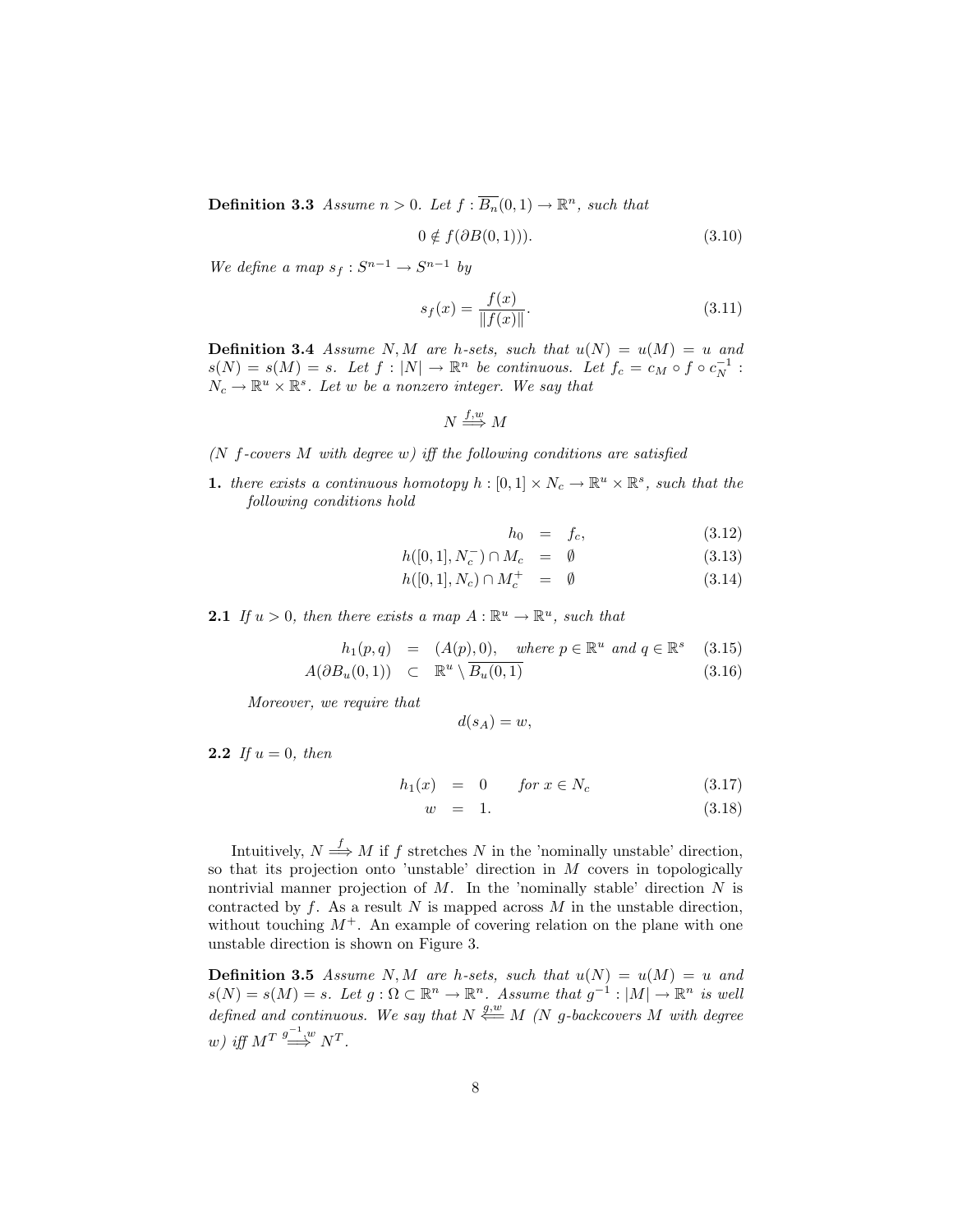**Definition 3.3** *Assume $n > 0$. Let $f : \overline{B_n}(0,1) \to \mathbb{R}^n$, such that*

$$0 \notin f(\partial B(0,1))). \tag{3.10}$$

*We define a map $s_f : S^{n-1} \to S^{n-1}$ by*

$$s_f(x) = \frac{f(x)}{\|f(x)\|}. \tag{3.11}$$

**Definition 3.4** *Assume $N, M$ are h-sets, such that $u(N) = u(M) = u$ and $s(N) = s(M) = s$. Let $f : |N| \to \mathbb{R}^n$ be continuous. Let $f_c = c_M \circ f \circ c_N^{-1} : N_c \to \mathbb{R}^u \times \mathbb{R}^s$. Let $w$ be a nonzero integer. We say that*

$$N \overset{f,w}{\Longrightarrow} M$$

*($N$ $f$-covers $M$ with degree $w$) iff the following conditions are satisfied*

**1.** *there exists a continuous homotopy $h : [0,1] \times N_c \to \mathbb{R}^u \times \mathbb{R}^s$, such that the following conditions hold*

$$h_0 = f_c, \tag{3.12}$$

$$h([0,1], N_c^-) \cap M_c = \emptyset \tag{3.13}$$

$$h([0,1], N_c) \cap M_c^+ = \emptyset \tag{3.14}$$

**2.1** *If $u > 0$, then there exists a map $A : \mathbb{R}^u \to \mathbb{R}^u$, such that*

$$h_1(p,q) = (A(p), 0), \quad \text{where } p \in \mathbb{R}^u \text{ and } q \in \mathbb{R}^s \tag{3.15}$$

$$A(\partial B_u(0,1)) \subset \mathbb{R}^u \setminus \overline{B_u(0,1)} \tag{3.16}$$

*Moreover, we require that*

$$d(s_A) = w,$$

**2.2** *If $u = 0$, then*

$$h_1(x) = 0 \qquad \text{for } x \in N_c \tag{3.17}$$

$$w = 1. \tag{3.18}$$

Intuitively, $N \overset{f}{\Longrightarrow} M$ if $f$ stretches $N$ in the 'nominally unstable' direction, so that its projection onto 'unstable' direction in $M$ covers in topologically nontrivial manner projection of $M$. In the 'nominally stable' direction $N$ is contracted by $f$. As a result $N$ is mapped across $M$ in the unstable direction, without touching $M^+$. An example of covering relation on the plane with one unstable direction is shown on Figure 3.

**Definition 3.5** *Assume $N, M$ are h-sets, such that $u(N) = u(M) = u$ and $s(N) = s(M) = s$. Let $g : \Omega \subset \mathbb{R}^n \to \mathbb{R}^n$. Assume that $g^{-1} : |M| \to \mathbb{R}^n$ is well defined and continuous. We say that $N \overset{g,w}{\Longleftarrow} M$ ($N$ $g$-backcovers $M$ with degree $w$) iff $M^T \overset{g^{-1},w}{\Longrightarrow} N^T$.*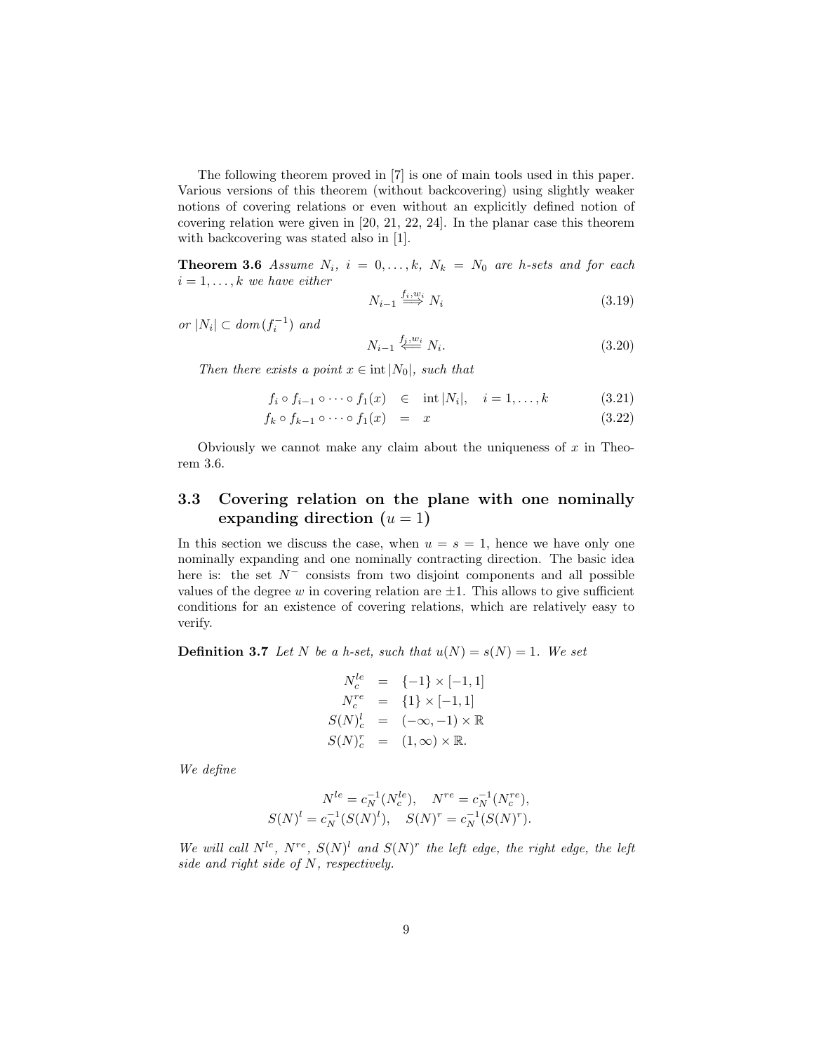The following theorem proved in [7] is one of main tools used in this paper. Various versions of this theorem (without backcovering) using slightly weaker notions of covering relations or even without an explicitly defined notion of covering relation were given in [20, 21, 22, 24]. In the planar case this theorem with backcovering was stated also in [1].

**Theorem 3.6** *Assume $N_i$, $i = 0, \dots, k$, $N_k = N_0$ are h-sets and for each $i = 1, \dots, k$ we have either*

$$N_{i-1} \overset{f_i, w_i}{\Longrightarrow} N_i \tag{3.19}$$

*or $|N_i| \subset dom(f_i^{-1})$ and*

$$N_{i-1} \overset{f_j, w_i}{\Longleftarrow} N_i. \tag{3.20}$$

*Then there exists a point $x \in \operatorname{int}|N_0|$, such that*

$$f_i \circ f_{i-1} \circ \cdots \circ f_1(x) \quad \in \quad \operatorname{int}|N_i|, \quad i = 1, \dots, k \tag{3.21}$$

$$f_k \circ f_{k-1} \circ \cdots \circ f_1(x) \quad = \quad x \tag{3.22}$$

Obviously we cannot make any claim about the uniqueness of $x$ in Theorem 3.6.

## 3.3 Covering relation on the plane with one nominally expanding direction ($u = 1$)

In this section we discuss the case, when $u = s = 1$, hence we have only one nominally expanding and one nominally contracting direction. The basic idea here is: the set $N^-$ consists from two disjoint components and all possible values of the degree $w$ in covering relation are $\pm 1$. This allows to give sufficient conditions for an existence of covering relations, which are relatively easy to verify.

**Definition 3.7** *Let $N$ be a h-set, such that $u(N) = s(N) = 1$. We set*

$$\begin{aligned} N_c^{le} &= \{-1\} \times [-1, 1] \\ N_c^{re} &= \{1\} \times [-1, 1] \\ S(N)_c^l &= (-\infty, -1) \times \mathbb{R} \\ S(N)_c^r &= (1, \infty) \times \mathbb{R}. \end{aligned}$$

*We define*

$$N^{le} = c_N^{-1}(N_c^{le}), \quad N^{re} = c_N^{-1}(N_c^{re}),$$
$$S(N)^l = c_N^{-1}(S(N)^l), \quad S(N)^r = c_N^{-1}(S(N)^r).$$

*We will call $N^{le}$, $N^{re}$, $S(N)^l$ and $S(N)^r$ the left edge, the right edge, the left side and right side of $N$, respectively.*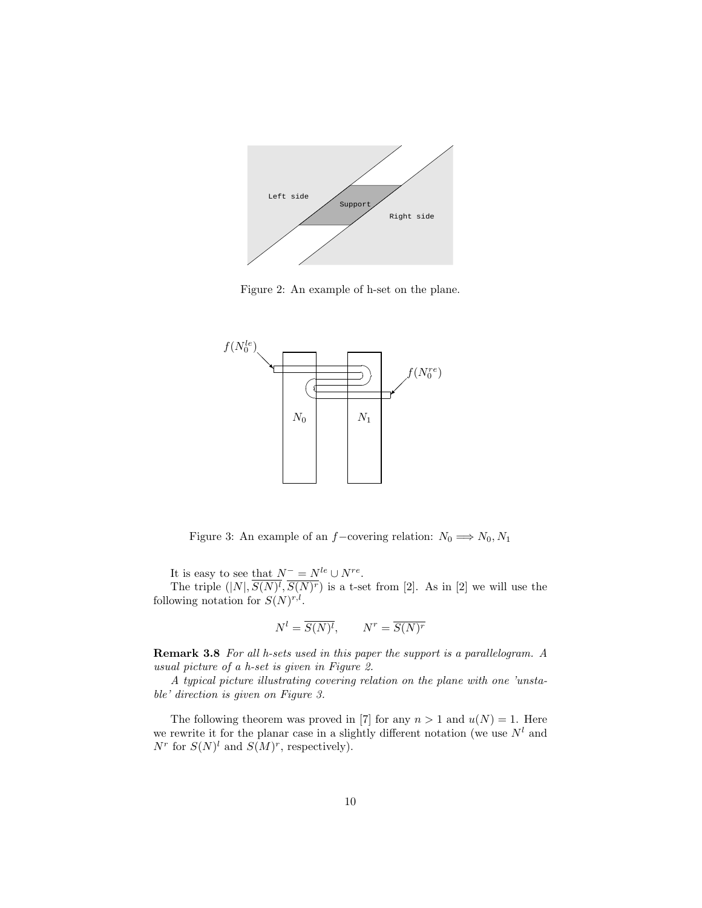Figure 2: An example of h-set on the plane.

Figure 3: An example of an $f-$covering relation: $N_0 \Longrightarrow N_0, N_1$

It is easy to see that $N^- = N^{le} \cup N^{re}$.

The triple $(|N|, \overline{S(N)^l}, \overline{S(N)^r})$ is a t-set from [2]. As in [2] we will use the following notation for $S(N)^{r,l}$.

$$N^l = \overline{S(N)^l}, \qquad N^r = \overline{S(N)^r}$$

**Remark 3.8** *For all h-sets used in this paper the support is a parallelogram. A usual picture of a h-set is given in Figure 2.*

*A typical picture illustrating covering relation on the plane with one 'unstable' direction is given on Figure 3.*

The following theorem was proved in [7] for any $n > 1$ and $u(N) = 1$. Here we rewrite it for the planar case in a slightly different notation (we use $N^l$ and $N^r$ for $S(N)^l$ and $S(M)^r$, respectively).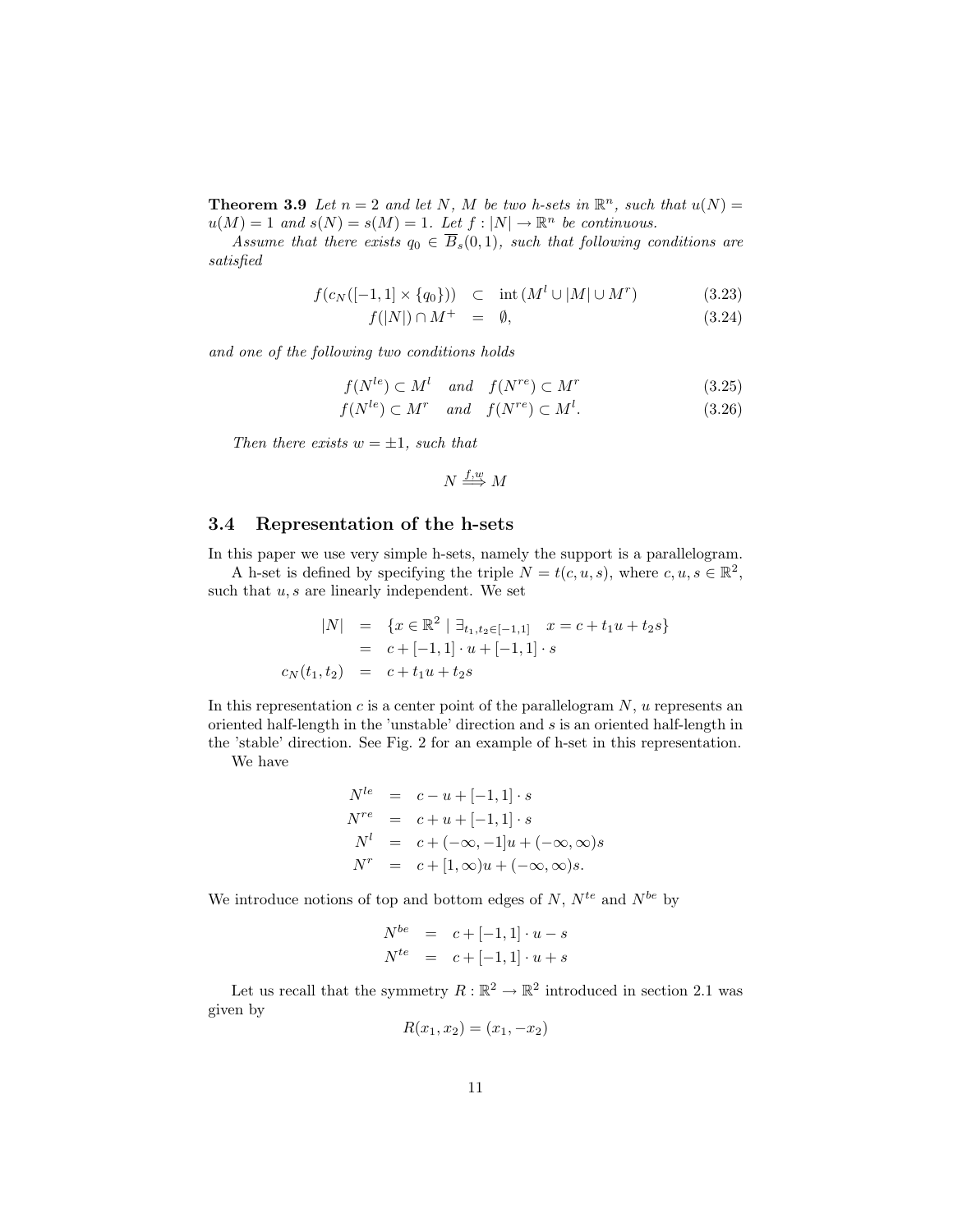**Theorem 3.9** *Let $n = 2$ and let $N$, $M$ be two h-sets in $\mathbb{R}^n$, such that $u(N) = u(M) = 1$ and $s(N) = s(M) = 1$. Let $f : |N| \to \mathbb{R}^n$ be continuous.*

*Assume that there exists $q_0 \in \overline{B}_s(0,1)$, such that following conditions are satisfied*

$$f(c_N([-1,1] \times \{q_0\})) \subset \text{int}\,(M^l \cup |M| \cup M^r) \tag{3.23}$$

$$f(|N|) \cap M^+ = \emptyset, \tag{3.24}$$

*and one of the following two conditions holds*

$$f(N^{le}) \subset M^l \quad \text{and} \quad f(N^{re}) \subset M^r \tag{3.25}$$

$$f(N^{le}) \subset M^r \quad \text{and} \quad f(N^{re}) \subset M^l. \tag{3.26}$$

*Then there exists $w = \pm 1$, such that*

$$N \overset{f,w}{\Longrightarrow} M$$

## 3.4 Representation of the h-sets

In this paper we use very simple h-sets, namely the support is a parallelogram.

A h-set is defined by specifying the triple $N = t(c, u, s)$, where $c, u, s \in \mathbb{R}^2$, such that $u, s$ are linearly independent. We set

$$\begin{aligned} |N| &= \{x \in \mathbb{R}^2 \mid \exists_{t_1,t_2 \in [-1,1]} \quad x = c + t_1 u + t_2 s\} \\ &= c + [-1,1] \cdot u + [-1,1] \cdot s \\ c_N(t_1, t_2) &= c + t_1 u + t_2 s \end{aligned}$$

In this representation $c$ is a center point of the parallelogram $N$, $u$ represents an oriented half-length in the 'unstable' direction and $s$ is an oriented half-length in the 'stable' direction. See Fig. 2 for an example of h-set in this representation.

We have

$$\begin{aligned} N^{le} &= c - u + [-1,1] \cdot s \\ N^{re} &= c + u + [-1,1] \cdot s \\ N^l &= c + (-\infty, -1]u + (-\infty, \infty)s \\ N^r &= c + [1, \infty)u + (-\infty, \infty)s. \end{aligned}$$

We introduce notions of top and bottom edges of $N$, $N^{te}$ and $N^{be}$ by

$$\begin{aligned} N^{be} &= c + [-1,1] \cdot u - s \\ N^{te} &= c + [-1,1] \cdot u + s \end{aligned}$$

Let us recall that the symmetry $R : \mathbb{R}^2 \to \mathbb{R}^2$ introduced in section 2.1 was given by

$$R(x_1, x_2) = (x_1, -x_2)$$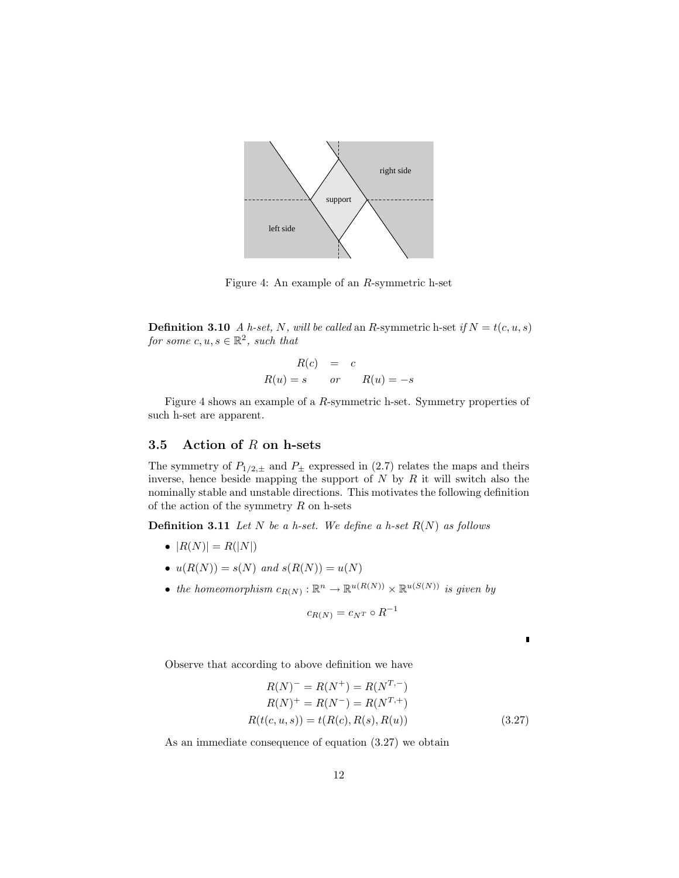Figure 4: An example of an $R$-symmetric h-set

**Definition 3.10** *A h-set, $N$, will be called* an $R$-symmetric h-set *if $N = t(c, u, s)$ for some $c, u, s \in \mathbb{R}^2$, such that*

$$
\begin{aligned}
R(c) &= c \\
R(u) = s \qquad &or \qquad R(u) = -s
\end{aligned}
$$

Figure 4 shows an example of a $R$-symmetric h-set. Symmetry properties of such h-set are apparent.

## 3.5 Action of $R$ on h-sets

The symmetry of $P_{1/2,\pm}$ and $P_\pm$ expressed in (2.7) relates the maps and theirs inverse, hence beside mapping the support of $N$ by $R$ it will switch also the nominally stable and unstable directions. This motivates the following definition of the action of the symmetry $R$ on h-sets

**Definition 3.11** *Let $N$ be a h-set. We define a h-set $R(N)$ as follows*

- $|R(N)| = R(|N|)$
- $u(R(N)) = s(N)$ *and* $s(R(N)) = u(N)$
- *the homeomorphism* $c_{R(N)} : \mathbb{R}^n \to \mathbb{R}^{u(R(N))} \times \mathbb{R}^{u(S(N))}$ *is given by*

$$
c_{R(N)} = c_{N^T} \circ R^{-1}
$$

∎

Observe that according to above definition we have

$$
\begin{aligned}
R(N)^- = R(N^+) &= R(N^{T,-}) \\
R(N)^+ = R(N^-) &= R(N^{T,+}) \\
R(t(c, u, s)) &= t(R(c), R(s), R(u))
\end{aligned}
\tag{3.27}
$$

As an immediate consequence of equation (3.27) we obtain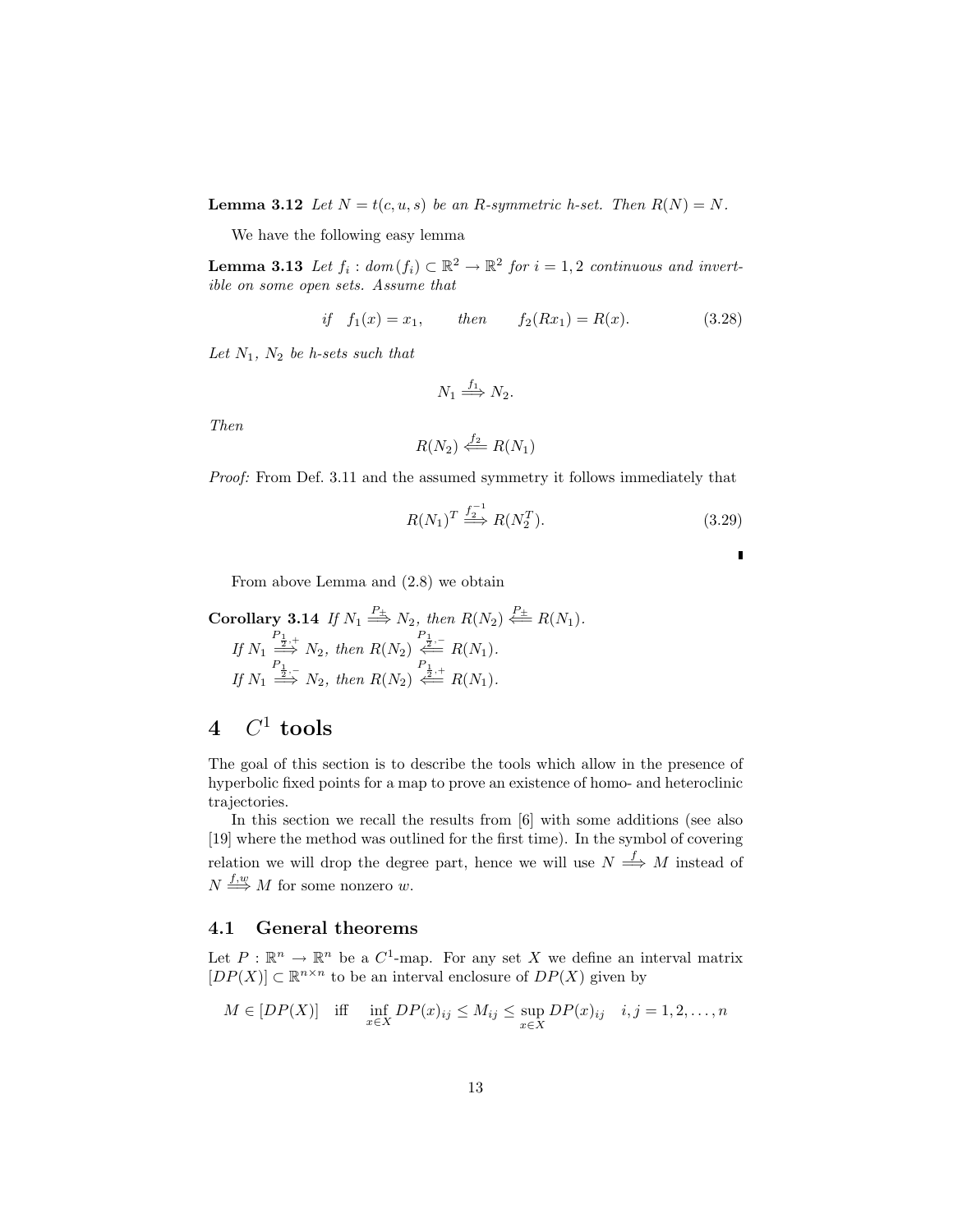**Lemma 3.12** *Let $N = t(c, u, s)$ be an $R$-symmetric h-set. Then $R(N) = N$.*

We have the following easy lemma

**Lemma 3.13** *Let $f_i : dom(f_i) \subset \mathbb{R}^2 \to \mathbb{R}^2$ for $i = 1, 2$ continuous and invertible on some open sets. Assume that*

$$\text{if} \quad f_1(x) = x_1, \qquad \text{then} \qquad f_2(Rx_1) = R(x). \tag{3.28}$$

*Let $N_1$, $N_2$ be h-sets such that*

$$N_1 \overset{f_1}{\Longrightarrow} N_2.$$

*Then*

$$R(N_2) \overset{f_2}{\Longleftarrow} R(N_1)$$

*Proof:* From Def. 3.11 and the assumed symmetry it follows immediately that

$$R(N_1)^T \overset{f_2^{-1}}{\Longrightarrow} R(N_2^T). \tag{3.29}$$

∎

From above Lemma and (2.8) we obtain

**Corollary 3.14** *If $N_1 \overset{P_\pm}{\Longrightarrow} N_2$, then $R(N_2) \overset{P_\pm}{\Longleftarrow} R(N_1)$.*
*If $N_1 \overset{P_{\frac{1}{2},+}}{\Longrightarrow} N_2$, then $R(N_2) \overset{P_{\frac{1}{2},-}}{\Longleftarrow} R(N_1)$.*
*If $N_1 \overset{P_{\frac{1}{2},-}}{\Longrightarrow} N_2$, then $R(N_2) \overset{P_{\frac{1}{2},+}}{\Longleftarrow} R(N_1)$.*

# 4 $C^1$ tools

The goal of this section is to describe the tools which allow in the presence of hyperbolic fixed points for a map to prove an existence of homo- and heteroclinic trajectories.

In this section we recall the results from [6] with some additions (see also [19] where the method was outlined for the first time). In the symbol of covering relation we will drop the degree part, hence we will use $N \overset{f}{\Longrightarrow} M$ instead of $N \overset{f,w}{\Longrightarrow} M$ for some nonzero $w$.

## 4.1 General theorems

Let $P : \mathbb{R}^n \to \mathbb{R}^n$ be a $C^1$-map. For any set $X$ we define an interval matrix $[DP(X)] \subset \mathbb{R}^{n\times n}$ to be an interval enclosure of $DP(X)$ given by

$$M \in [DP(X)] \quad \text{iff} \quad \inf_{x\in X} DP(x)_{ij} \leq M_{ij} \leq \sup_{x\in X} DP(x)_{ij} \quad i,j = 1,2,\dots,n$$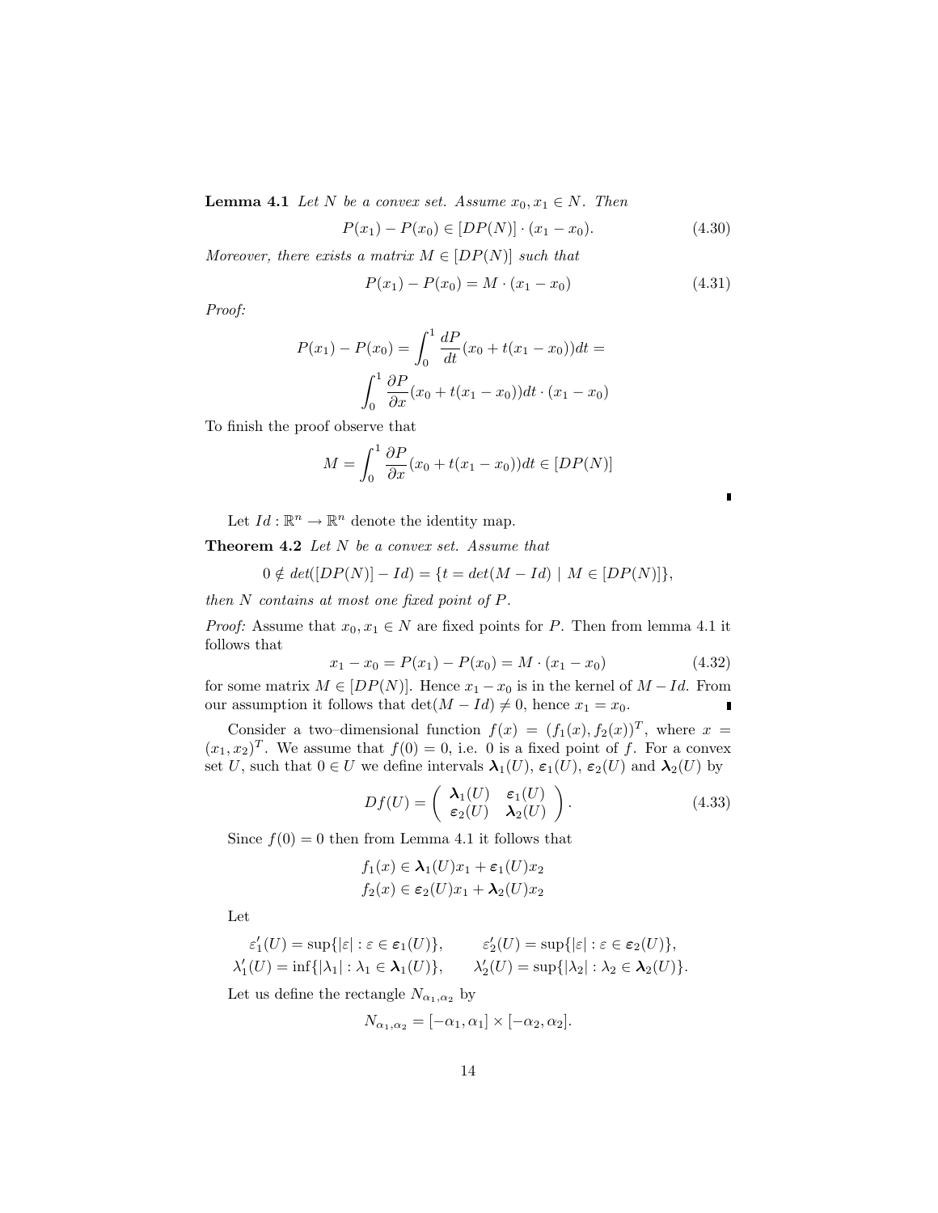**Lemma 4.1** *Let $N$ be a convex set. Assume $x_0, x_1 \in N$. Then*

$$P(x_1) - P(x_0) \in [DP(N)] \cdot (x_1 - x_0). \tag{4.30}$$

*Moreover, there exists a matrix $M \in [DP(N)]$ such that*

$$P(x_1) - P(x_0) = M \cdot (x_1 - x_0) \tag{4.31}$$

*Proof:*

$$P(x_1) - P(x_0) = \int_0^1 \frac{dP}{dt}(x_0 + t(x_1 - x_0))dt =$$

$$\int_0^1 \frac{\partial P}{\partial x}(x_0 + t(x_1 - x_0))dt \cdot (x_1 - x_0)$$

To finish the proof observe that

$$M = \int_0^1 \frac{\partial P}{\partial x}(x_0 + t(x_1 - x_0))dt \in [DP(N)]$$

∎

Let $Id : \mathbb{R}^n \to \mathbb{R}^n$ denote the identity map.

**Theorem 4.2** *Let $N$ be a convex set. Assume that*

$$0 \notin det([DP(N)] - Id) = \{t = det(M - Id) \mid M \in [DP(N)]\},$$

*then $N$ contains at most one fixed point of $P$.*

*Proof:* Assume that $x_0, x_1 \in N$ are fixed points for $P$. Then from lemma 4.1 it follows that

$$x_1 - x_0 = P(x_1) - P(x_0) = M \cdot (x_1 - x_0) \tag{4.32}$$

for some matrix $M \in [DP(N)]$. Hence $x_1 - x_0$ is in the kernel of $M - Id$. From our assumption it follows that $\det(M - Id) \neq 0$, hence $x_1 = x_0$. ∎

Consider a two–dimensional function $f(x) = (f_1(x), f_2(x))^T$, where $x = (x_1, x_2)^T$. We assume that $f(0) = 0$, i.e. 0 is a fixed point of $f$. For a convex set $U$, such that $0 \in U$ we define intervals $\boldsymbol{\lambda}_1(U)$, $\boldsymbol{\varepsilon}_1(U)$, $\boldsymbol{\varepsilon}_2(U)$ and $\boldsymbol{\lambda}_2(U)$ by

$$Df(U) = \begin{pmatrix} \boldsymbol{\lambda}_1(U) & \boldsymbol{\varepsilon}_1(U) \\ \boldsymbol{\varepsilon}_2(U) & \boldsymbol{\lambda}_2(U) \end{pmatrix}. \tag{4.33}$$

Since $f(0) = 0$ then from Lemma 4.1 it follows that

$$f_1(x) \in \boldsymbol{\lambda}_1(U)x_1 + \boldsymbol{\varepsilon}_1(U)x_2$$
$$f_2(x) \in \boldsymbol{\varepsilon}_2(U)x_1 + \boldsymbol{\lambda}_2(U)x_2$$

Let

$$\varepsilon_1'(U) = \sup\{|\varepsilon| : \varepsilon \in \boldsymbol{\varepsilon}_1(U)\}, \qquad \varepsilon_2'(U) = \sup\{|\varepsilon| : \varepsilon \in \boldsymbol{\varepsilon}_2(U)\},$$
$$\lambda_1'(U) = \inf\{|\lambda_1| : \lambda_1 \in \boldsymbol{\lambda}_1(U)\}, \qquad \lambda_2'(U) = \sup\{|\lambda_2| : \lambda_2 \in \boldsymbol{\lambda}_2(U)\}.$$

Let us define the rectangle $N_{\alpha_1,\alpha_2}$ by

$$N_{\alpha_1,\alpha_2} = [-\alpha_1, \alpha_1] \times [-\alpha_2, \alpha_2].$$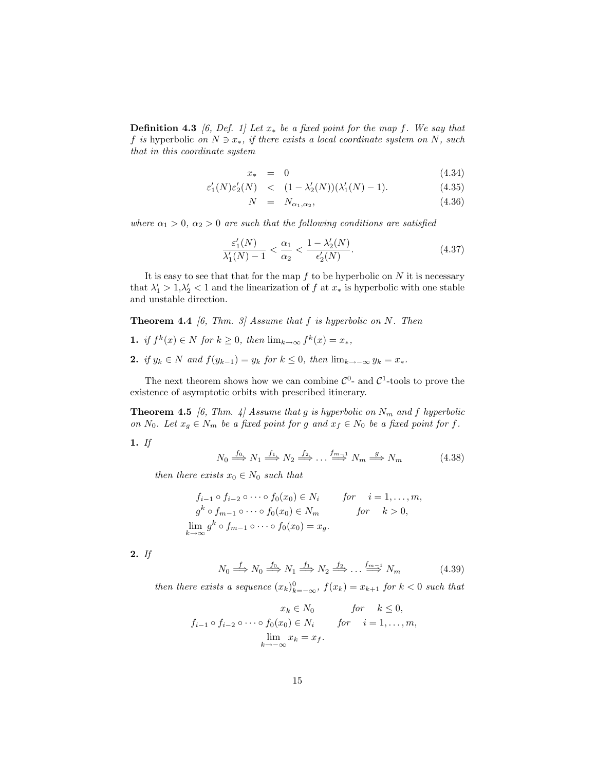**Definition 4.3** *[6, Def. 1] Let $x_*$ be a fixed point for the map $f$. We say that $f$ is* hyperbolic *on $N \ni x_*$, if there exists a local coordinate system on $N$, such that in this coordinate system*

$$
\begin{aligned}
x_* &= 0 && (4.34)\\
\varepsilon_1'(N)\varepsilon_2'(N) &< (1-\lambda_2'(N))(\lambda_1'(N)-1). && (4.35)\\
N &= N_{\alpha_1,\alpha_2}, && (4.36)
\end{aligned}
$$

*where $\alpha_1 > 0$, $\alpha_2 > 0$ are such that the following conditions are satisfied*

$$
\frac{\varepsilon_1'(N)}{\lambda_1'(N)-1} < \frac{\alpha_1}{\alpha_2} < \frac{1-\lambda_2'(N)}{\epsilon_2'(N)}. \tag{4.37}
$$

It is easy to see that that for the map $f$ to be hyperbolic on $N$ it is necessary that $\lambda_1' > 1$,$\lambda_2' < 1$ and the linearization of $f$ at $x_*$ is hyperbolic with one stable and unstable direction.

**Theorem 4.4** *[6, Thm. 3] Assume that $f$ is hyperbolic on $N$. Then*

**1.** *if $f^k(x) \in N$ for $k \geq 0$, then $\lim_{k\to\infty} f^k(x) = x_*$,*

**2.** *if $y_k \in N$ and $f(y_{k-1}) = y_k$ for $k \leq 0$, then $\lim_{k\to-\infty} y_k = x_*$.*

The next theorem shows how we can combine $\mathcal{C}^0$- and $\mathcal{C}^1$-tools to prove the existence of asymptotic orbits with prescribed itinerary.

**Theorem 4.5** *[6, Thm. 4] Assume that $g$ is hyperbolic on $N_m$ and $f$ hyperbolic on $N_0$. Let $x_g \in N_m$ be a fixed point for $g$ and $x_f \in N_0$ be a fixed point for $f$.*

**1.** *If*

$$
N_0 \overset{f_0}{\Longrightarrow} N_1 \overset{f_1}{\Longrightarrow} N_2 \overset{f_2}{\Longrightarrow} \dots \overset{f_{m-1}}{\Longrightarrow} N_m \overset{g}{\Longrightarrow} N_m \tag{4.38}
$$

*then there exists $x_0 \in N_0$ such that*

$$
\begin{aligned}
f_{i-1} \circ f_{i-2} \circ \cdots \circ f_0(x_0) &\in N_i && \text{for} \quad i = 1, \dots, m,\\
g^k \circ f_{m-1} \circ \cdots \circ f_0(x_0) &\in N_m && \text{for} \quad k > 0,\\
\lim_{k\to\infty} g^k \circ f_{m-1} \circ \cdots \circ f_0(x_0) &= x_g.
\end{aligned}
$$

**2.** *If*

$$
N_0 \overset{f}{\Longrightarrow} N_0 \overset{f_0}{\Longrightarrow} N_1 \overset{f_1}{\Longrightarrow} N_2 \overset{f_2}{\Longrightarrow} \dots \overset{f_{m-1}}{\Longrightarrow} N_m \tag{4.39}
$$

*then there exists a sequence $(x_k)_{k=-\infty}^{0}$, $f(x_k) = x_{k+1}$ for $k < 0$ such that*

$$
\begin{aligned}
x_k &\in N_0 && \text{for} \quad k \leq 0,\\
f_{i-1} \circ f_{i-2} \circ \cdots \circ f_0(x_0) &\in N_i && \text{for} \quad i = 1, \dots, m,\\
\lim_{k\to-\infty} x_k &= x_f.
\end{aligned}
$$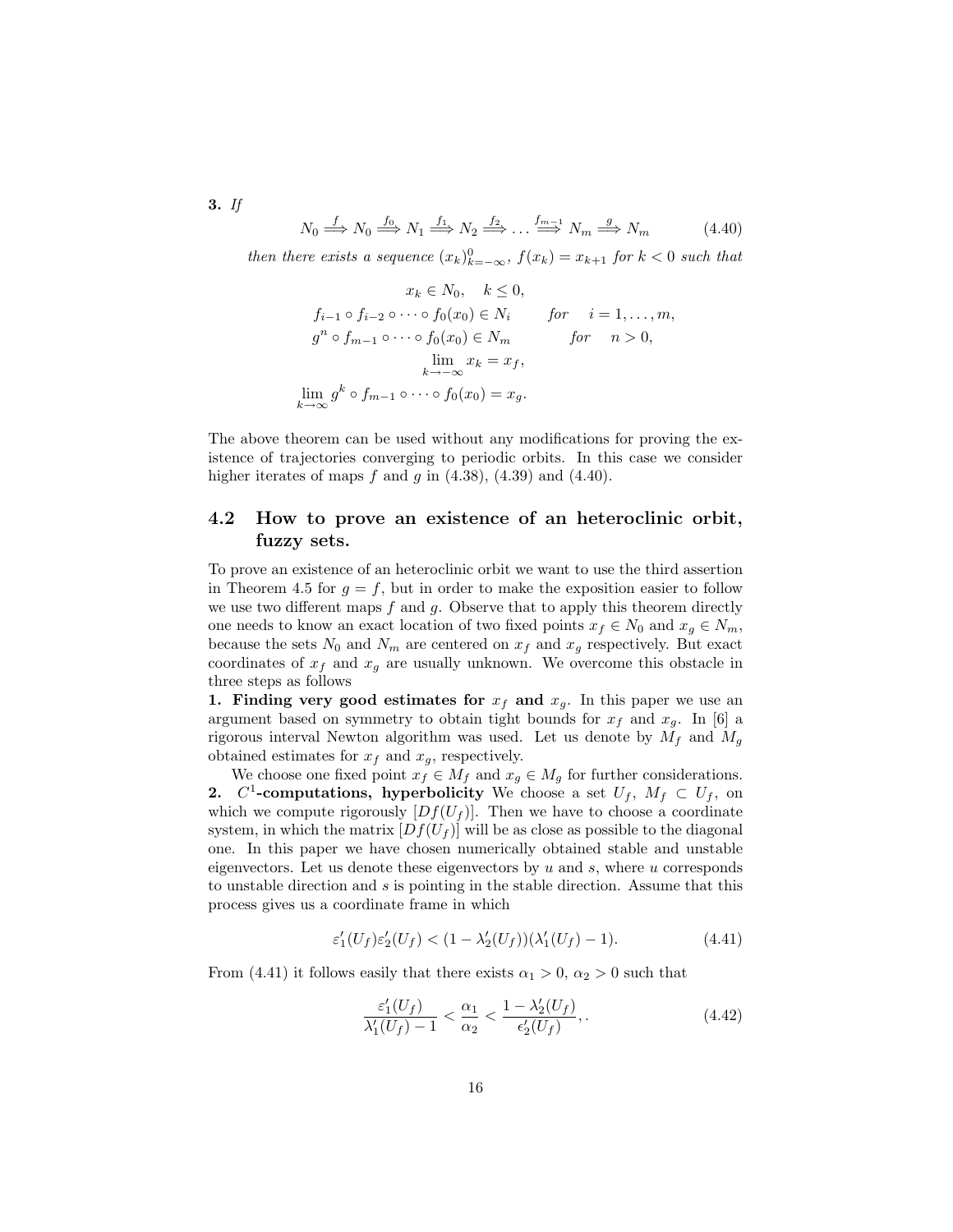**3.** *If*

$$N_0 \overset{f}{\Longrightarrow} N_0 \overset{f_0}{\Longrightarrow} N_1 \overset{f_1}{\Longrightarrow} N_2 \overset{f_2}{\Longrightarrow} \dots \overset{f_{m-1}}{\Longrightarrow} N_m \overset{g}{\Longrightarrow} N_m \tag{4.40}$$

*then there exists a sequence* $(x_k)_{k=-\infty}^{0}$, $f(x_k) = x_{k+1}$ *for* $k < 0$ *such that*

$$\begin{aligned}
&x_k \in N_0, \quad k \leq 0,\\
&f_{i-1} \circ f_{i-2} \circ \dots \circ f_0(x_0) \in N_i \qquad \text{for} \quad i = 1, \dots, m,\\
&g^n \circ f_{m-1} \circ \dots \circ f_0(x_0) \in N_m \qquad \text{for} \quad n > 0,\\
&\lim_{k \to -\infty} x_k = x_f,\\
&\lim_{k \to \infty} g^k \circ f_{m-1} \circ \dots \circ f_0(x_0) = x_g.
\end{aligned}$$

The above theorem can be used without any modifications for proving the existence of trajectories converging to periodic orbits. In this case we consider higher iterates of maps $f$ and $g$ in (4.38), (4.39) and (4.40).

## 4.2 How to prove an existence of an heteroclinic orbit, fuzzy sets.

To prove an existence of an heteroclinic orbit we want to use the third assertion in Theorem 4.5 for $g = f$, but in order to make the exposition easier to follow we use two different maps $f$ and $g$. Observe that to apply this theorem directly one needs to know an exact location of two fixed points $x_f \in N_0$ and $x_g \in N_m$, because the sets $N_0$ and $N_m$ are centered on $x_f$ and $x_g$ respectively. But exact coordinates of $x_f$ and $x_g$ are usually unknown. We overcome this obstacle in three steps as follows

**1. Finding very good estimates for $x_f$ and $x_g$.** In this paper we use an argument based on symmetry to obtain tight bounds for $x_f$ and $x_g$. In [6] a rigorous interval Newton algorithm was used. Let us denote by $M_f$ and $M_g$ obtained estimates for $x_f$ and $x_g$, respectively.

We choose one fixed point $x_f \in M_f$ and $x_g \in M_g$ for further considerations.

**2. $C^1$-computations, hyperbolicity** We choose a set $U_f$, $M_f \subset U_f$, on which we compute rigorously $[Df(U_f)]$. Then we have to choose a coordinate system, in which the matrix $[Df(U_f)]$ will be as close as possible to the diagonal one. In this paper we have chosen numerically obtained stable and unstable eigenvectors. Let us denote these eigenvectors by $u$ and $s$, where $u$ corresponds to unstable direction and $s$ is pointing in the stable direction. Assume that this process gives us a coordinate frame in which

$$\varepsilon_1'(U_f)\varepsilon_2'(U_f) < (1 - \lambda_2'(U_f))(\lambda_1'(U_f) - 1). \tag{4.41}$$

From (4.41) it follows easily that there exists $\alpha_1 > 0$, $\alpha_2 > 0$ such that

$$\frac{\varepsilon_1'(U_f)}{\lambda_1'(U_f) - 1} < \frac{\alpha_1}{\alpha_2} < \frac{1 - \lambda_2'(U_f)}{\epsilon_2'(U_f)},. \tag{4.42}$$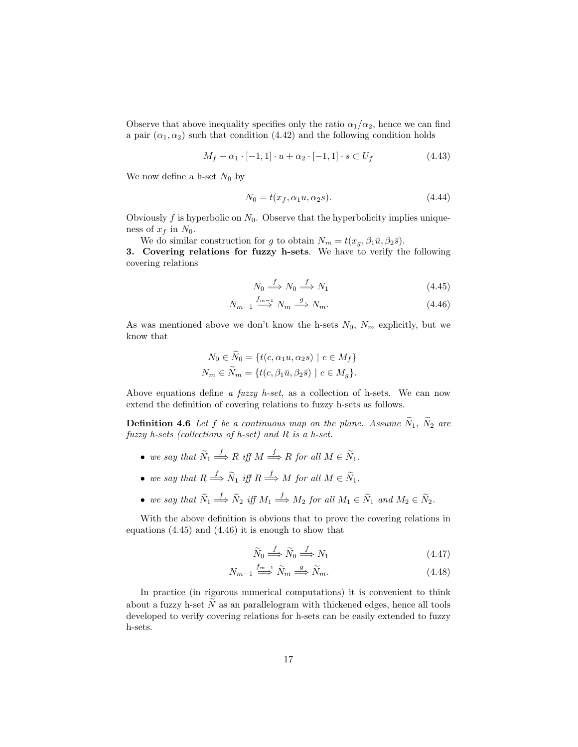Observe that above inequality specifies only the ratio $\alpha_1/\alpha_2$, hence we can find a pair $(\alpha_1, \alpha_2)$ such that condition (4.42) and the following condition holds

$$M_f + \alpha_1 \cdot [-1,1] \cdot u + \alpha_2 \cdot [-1,1] \cdot s \subset U_f \tag{4.43}$$

We now define a h-set $N_0$ by

$$N_0 = t(x_f, \alpha_1 u, \alpha_2 s). \tag{4.44}$$

Obviously $f$ is hyperbolic on $N_0$. Observe that the hyperbolicity implies uniqueness of $x_f$ in $N_0$.

We do similar construction for $g$ to obtain $N_m = t(x_g, \beta_1 \bar{u}, \beta_2 \bar{s})$.

**3. Covering relations for fuzzy h-sets**. We have to verify the following covering relations

$$N_0 \overset{f}{\Longrightarrow} N_0 \overset{f}{\Longrightarrow} N_1 \tag{4.45}$$

$$N_{m-1} \overset{f_{m-1}}{\Longrightarrow} N_m \overset{g}{\Longrightarrow} N_m. \tag{4.46}$$

As was mentioned above we don't know the h-sets $N_0$, $N_m$ explicitly, but we know that

$$N_0 \in \widetilde{N}_0 = \{t(c, \alpha_1 u, \alpha_2 s) \mid c \in M_f\}$$
$$N_m \in \widetilde{N}_m = \{t(c, \beta_1 \bar{u}, \beta_2 \bar{s}) \mid c \in M_g\}.$$

Above equations define *a fuzzy h-set*, as a collection of h-sets. We can now extend the definition of covering relations to fuzzy h-sets as follows.

**Definition 4.6** *Let $f$ be a continuous map on the plane. Assume $\widetilde{N}_1$, $\widetilde{N}_2$ are fuzzy h-sets (collections of h-set) and $R$ is a h-set.*

- *we say that $\widetilde{N}_1 \overset{f}{\Longrightarrow} R$ iff $M \overset{f}{\Longrightarrow} R$ for all $M \in \widetilde{N}_1$.*
- *we say that $R \overset{f}{\Longrightarrow} \widetilde{N}_1$ iff $R \overset{f}{\Longrightarrow} M$ for all $M \in \widetilde{N}_1$.*
- *we say that $\widetilde{N}_1 \overset{f}{\Longrightarrow} \widetilde{N}_2$ iff $M_1 \overset{f}{\Longrightarrow} M_2$ for all $M_1 \in \widetilde{N}_1$ and $M_2 \in \widetilde{N}_2$.*

With the above definition is obvious that to prove the covering relations in equations (4.45) and (4.46) it is enough to show that

$$\widetilde{N}_0 \overset{f}{\Longrightarrow} \widetilde{N}_0 \overset{f}{\Longrightarrow} N_1 \tag{4.47}$$

$$N_{m-1} \overset{f_{m-1}}{\Longrightarrow} \widetilde{N}_m \overset{g}{\Longrightarrow} \widetilde{N}_m. \tag{4.48}$$

In practice (in rigorous numerical computations) it is convenient to think about a fuzzy h-set $\widetilde{N}$ as an parallelogram with thickened edges, hence all tools developed to verify covering relations for h-sets can be easily extended to fuzzy h-sets.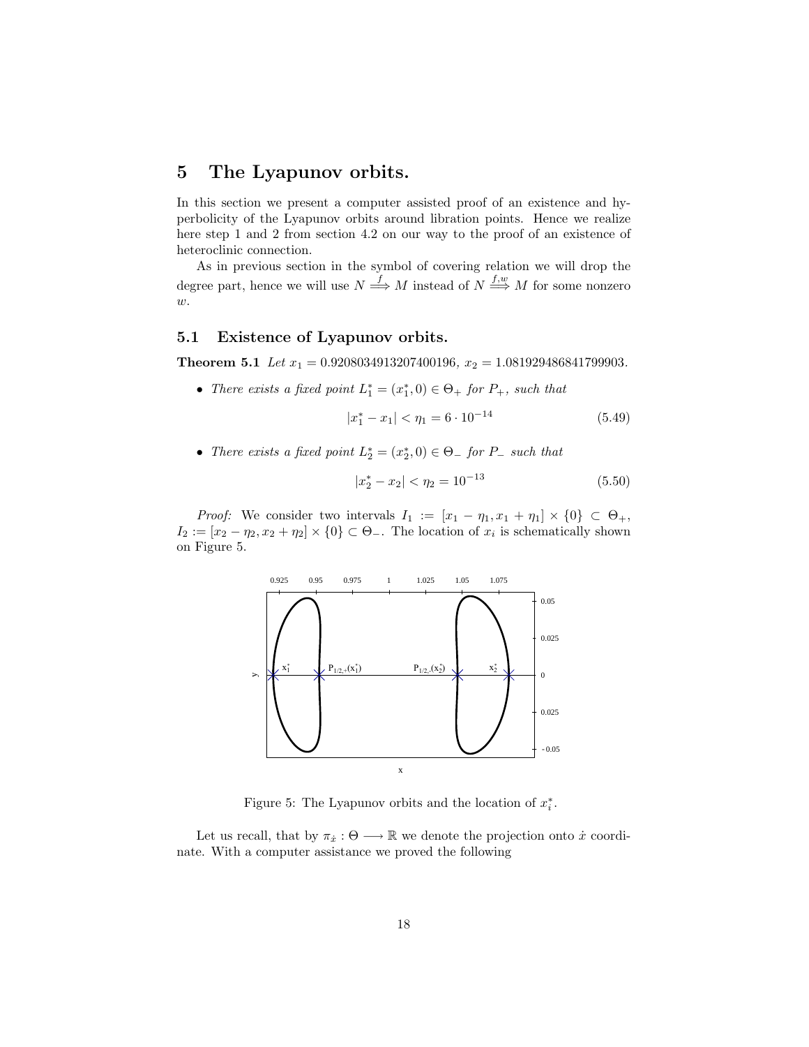# 5 The Lyapunov orbits.

In this section we present a computer assisted proof of an existence and hyperbolicity of the Lyapunov orbits around libration points. Hence we realize here step 1 and 2 from section 4.2 on our way to the proof of an existence of heteroclinic connection.

As in previous section in the symbol of covering relation we will drop the degree part, hence we will use $N \overset{f}{\Longrightarrow} M$ instead of $N \overset{f,w}{\Longrightarrow} M$ for some nonzero $w$.

## 5.1 Existence of Lyapunov orbits.

**Theorem 5.1** *Let $x_1 = 0.9208034913207400196$, $x_2 = 1.081929486841799903$.*

- *There exists a fixed point $L_1^* = (x_1^*, 0) \in \Theta_+$ for $P_+$, such that*

$$|x_1^* - x_1| < \eta_1 = 6 \cdot 10^{-14} \tag{5.49}$$

- *There exists a fixed point $L_2^* = (x_2^*, 0) \in \Theta_-$ for $P_-$ such that*

$$|x_2^* - x_2| < \eta_2 = 10^{-13} \tag{5.50}$$

*Proof:* We consider two intervals $I_1 := [x_1 - \eta_1, x_1 + \eta_1] \times \{0\} \subset \Theta_+$, $I_2 := [x_2 - \eta_2, x_2 + \eta_2] \times \{0\} \subset \Theta_-$. The location of $x_i$ is schematically shown on Figure 5.

Figure 5: The Lyapunov orbits and the location of $x_i^*$.

Let us recall, that by $\pi_{\dot{x}} : \Theta \longrightarrow \mathbb{R}$ we denote the projection onto $\dot{x}$ coordinate. With a computer assistance we proved the following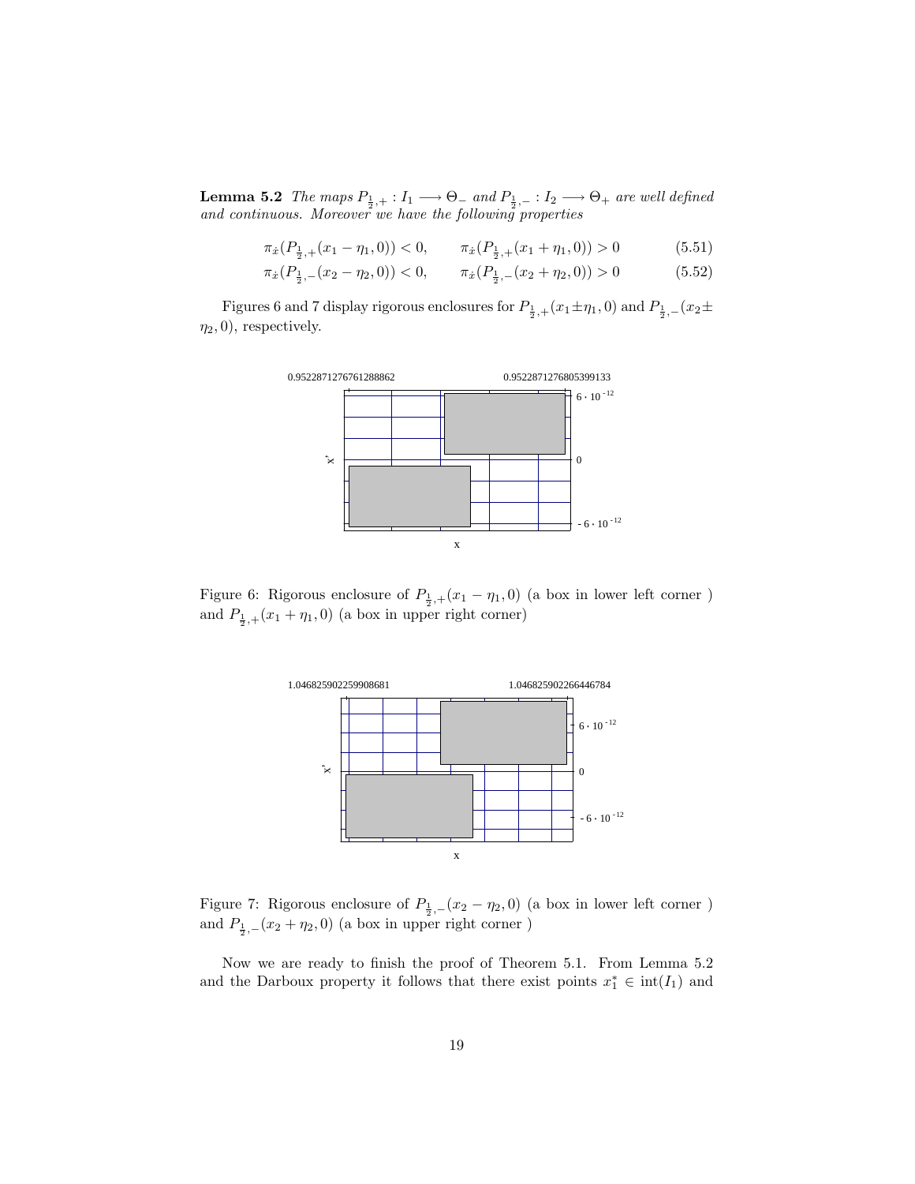**Lemma 5.2** *The maps $P_{\frac{1}{2},+} : I_1 \longrightarrow \Theta_-$ and $P_{\frac{1}{2},-} : I_2 \longrightarrow \Theta_+$ are well defined and continuous. Moreover we have the following properties*

$$\pi_{\dot{x}}(P_{\frac{1}{2},+}(x_1 - \eta_1, 0)) < 0, \qquad \pi_{\dot{x}}(P_{\frac{1}{2},+}(x_1 + \eta_1, 0)) > 0 \tag{5.51}$$

$$\pi_{\dot{x}}(P_{\frac{1}{2},-}(x_2 - \eta_2, 0)) < 0, \qquad \pi_{\dot{x}}(P_{\frac{1}{2},-}(x_2 + \eta_2, 0)) > 0 \tag{5.52}$$

Figures 6 and 7 display rigorous enclosures for $P_{\frac{1}{2},+}(x_1 \pm \eta_1, 0)$ and $P_{\frac{1}{2},-}(x_2 \pm \eta_2, 0)$, respectively.

Figure 6: Rigorous enclosure of $P_{\frac{1}{2},+}(x_1 - \eta_1, 0)$ (a box in lower left corner ) and $P_{\frac{1}{2},+}(x_1 + \eta_1, 0)$ (a box in upper right corner)

Figure 7: Rigorous enclosure of $P_{\frac{1}{2},-}(x_2 - \eta_2, 0)$ (a box in lower left corner ) and $P_{\frac{1}{2},-}(x_2 + \eta_2, 0)$ (a box in upper right corner )

Now we are ready to finish the proof of Theorem 5.1. From Lemma 5.2 and the Darboux property it follows that there exist points $x_1^* \in \mathrm{int}(I_1)$ and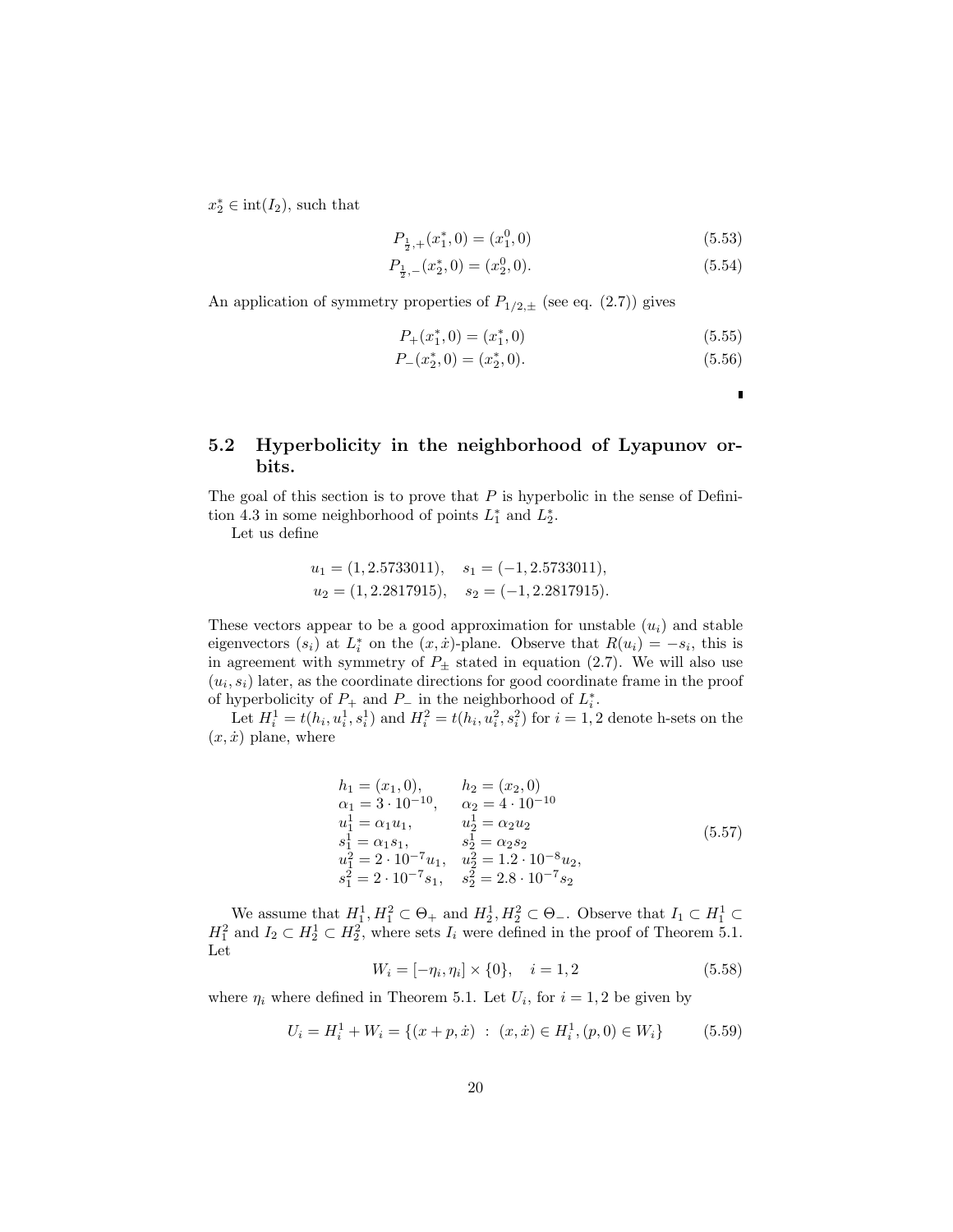$x_2^* \in \text{int}(I_2)$, such that

$$P_{\frac{1}{2},+}(x_1^*, 0) = (x_1^0, 0) \tag{5.53}$$

$$P_{\frac{1}{2},-}(x_2^*, 0) = (x_2^0, 0). \tag{5.54}$$

An application of symmetry properties of $P_{1/2,\pm}$ (see eq. (2.7)) gives

$$P_+(x_1^*, 0) = (x_1^*, 0) \tag{5.55}$$

$$P_-(x_2^*, 0) = (x_2^*, 0). \tag{5.56}$$

∎

## 5.2 Hyperbolicity in the neighborhood of Lyapunov orbits.

The goal of this section is to prove that $P$ is hyperbolic in the sense of Definition 4.3 in some neighborhood of points $L_1^*$ and $L_2^*$.

Let us define

$$u_1 = (1, 2.5733011), \quad s_1 = (-1, 2.5733011),$$
$$u_2 = (1, 2.2817915), \quad s_2 = (-1, 2.2817915).$$

These vectors appear to be a good approximation for unstable ($u_i$) and stable eigenvectors ($s_i$) at $L_i^*$ on the $(x, \dot{x})$-plane. Observe that $R(u_i) = -s_i$, this is in agreement with symmetry of $P_\pm$ stated in equation (2.7). We will also use $(u_i, s_i)$ later, as the coordinate directions for good coordinate frame in the proof of hyperbolicity of $P_+$ and $P_-$ in the neighborhood of $L_i^*$.

Let $H_i^1 = t(h_i, u_i^1, s_i^1)$ and $H_i^2 = t(h_i, u_i^2, s_i^2)$ for $i = 1, 2$ denote h-sets on the $(x, \dot{x})$ plane, where

$$\begin{array}{ll}
h_1 = (x_1, 0), & h_2 = (x_2, 0) \\
\alpha_1 = 3 \cdot 10^{-10}, & \alpha_2 = 4 \cdot 10^{-10} \\
u_1^1 = \alpha_1 u_1, & u_2^1 = \alpha_2 u_2 \\
s_1^1 = \alpha_1 s_1, & s_2^1 = \alpha_2 s_2 \\
u_1^2 = 2 \cdot 10^{-7} u_1, & u_2^2 = 1.2 \cdot 10^{-8} u_2, \\
s_1^2 = 2 \cdot 10^{-7} s_1, & s_2^2 = 2.8 \cdot 10^{-7} s_2
\end{array} \tag{5.57}$$

We assume that $H_1^1, H_1^2 \subset \Theta_+$ and $H_2^1, H_2^2 \subset \Theta_-$. Observe that $I_1 \subset H_1^1 \subset H_1^2$ and $I_2 \subset H_2^1 \subset H_2^2$, where sets $I_i$ were defined in the proof of Theorem 5.1. Let

$$W_i = [-\eta_i, \eta_i] \times \{0\}, \quad i = 1, 2 \tag{5.58}$$

where $\eta_i$ where defined in Theorem 5.1. Let $U_i$, for $i = 1, 2$ be given by

$$U_i = H_i^1 + W_i = \{(x + p, \dot{x}) \ : \ (x, \dot{x}) \in H_i^1, (p, 0) \in W_i\} \tag{5.59}$$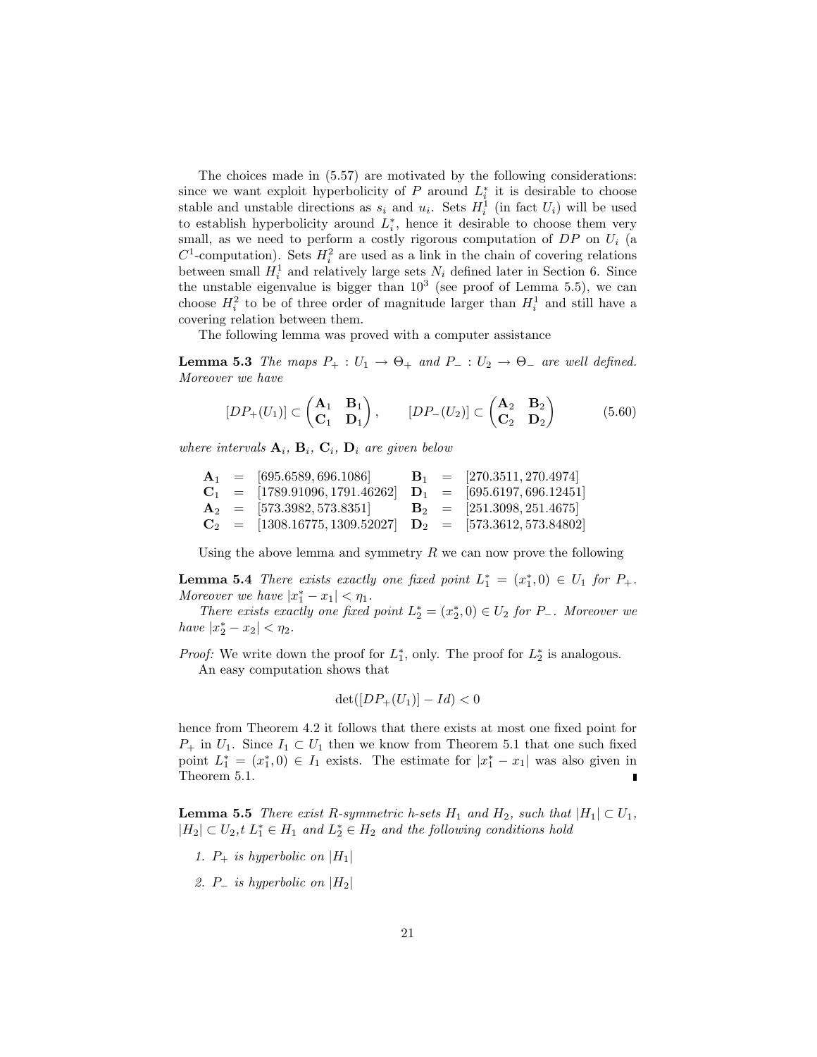The choices made in (5.57) are motivated by the following considerations: since we want exploit hyperbolicity of $P$ around $L_i^*$ it is desirable to choose stable and unstable directions as $s_i$ and $u_i$. Sets $H_i^1$ (in fact $U_i$) will be used to establish hyperbolicity around $L_i^*$, hence it desirable to choose them very small, as we need to perform a costly rigorous computation of $DP$ on $U_i$ (a $C^1$-computation). Sets $H_i^2$ are used as a link in the chain of covering relations between small $H_i^1$ and relatively large sets $N_i$ defined later in Section 6. Since the unstable eigenvalue is bigger than $10^3$ (see proof of Lemma 5.5), we can choose $H_i^2$ to be of three order of magnitude larger than $H_i^1$ and still have a covering relation between them.

The following lemma was proved with a computer assistance

**Lemma 5.3** *The maps $P_+ : U_1 \to \Theta_+$ and $P_- : U_2 \to \Theta_-$ are well defined. Moreover we have*

$$[DP_+(U_1)] \subset \begin{pmatrix} \mathbf{A}_1 & \mathbf{B}_1 \\ \mathbf{C}_1 & \mathbf{D}_1 \end{pmatrix}, \qquad [DP_-(U_2)] \subset \begin{pmatrix} \mathbf{A}_2 & \mathbf{B}_2 \\ \mathbf{C}_2 & \mathbf{D}_2 \end{pmatrix} \tag{5.60}$$

*where intervals $\mathbf{A}_i$, $\mathbf{B}_i$, $\mathbf{C}_i$, $\mathbf{D}_i$ are given below*

$$\begin{array}{llllll}
\mathbf{A}_1 & = & [695.6589, 696.1086] & \mathbf{B}_1 & = & [270.3511, 270.4974] \\
\mathbf{C}_1 & = & [1789.91096, 1791.46262] & \mathbf{D}_1 & = & [695.6197, 696.12451] \\
\mathbf{A}_2 & = & [573.3982, 573.8351] & \mathbf{B}_2 & = & [251.3098, 251.4675] \\
\mathbf{C}_2 & = & [1308.16775, 1309.52027] & \mathbf{D}_2 & = & [573.3612, 573.84802]
\end{array}$$

Using the above lemma and symmetry $R$ we can now prove the following

**Lemma 5.4** *There exists exactly one fixed point $L_1^* = (x_1^*, 0) \in U_1$ for $P_+$. Moreover we have $|x_1^* - x_1| < \eta_1$.*

*There exists exactly one fixed point $L_2^* = (x_2^*, 0) \in U_2$ for $P_-$. Moreover we have $|x_2^* - x_2| < \eta_2$.*

*Proof:* We write down the proof for $L_1^*$, only. The proof for $L_2^*$ is analogous.

An easy computation shows that

$$\det([DP_+(U_1)] - Id) < 0$$

hence from Theorem 4.2 it follows that there exists at most one fixed point for $P_+$ in $U_1$. Since $I_1 \subset U_1$ then we know from Theorem 5.1 that one such fixed point $L_1^* = (x_1^*, 0) \in I_1$ exists. The estimate for $|x_1^* - x_1|$ was also given in Theorem 5.1. ∎

**Lemma 5.5** *There exist $R$-symmetric h-sets $H_1$ and $H_2$, such that $|H_1| \subset U_1$, $|H_2| \subset U_2$,t $L_1^* \in H_1$ and $L_2^* \in H_2$ and the following conditions hold*

1. *$P_+$ is hyperbolic on $|H_1|$*
2. *$P_-$ is hyperbolic on $|H_2|$*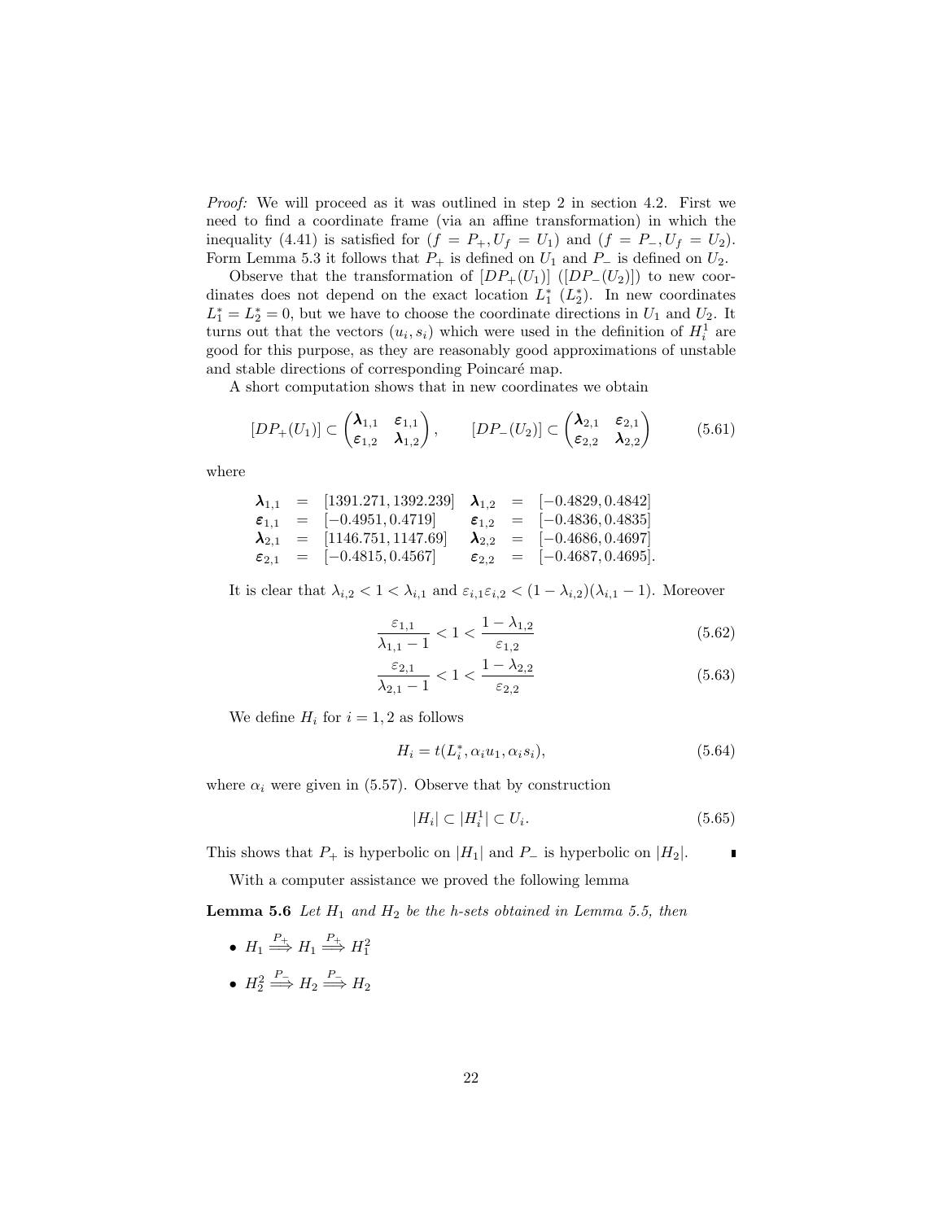*Proof:* We will proceed as it was outlined in step 2 in section 4.2. First we need to find a coordinate frame (via an affine transformation) in which the inequality (4.41) is satisfied for $(f = P_+, U_f = U_1)$ and $(f = P_-, U_f = U_2)$. Form Lemma 5.3 it follows that $P_+$ is defined on $U_1$ and $P_-$ is defined on $U_2$.

Observe that the transformation of $[DP_+(U_1)]$ ($[DP_-(U_2)]$) to new coordinates does not depend on the exact location $L_1^*$ ($L_2^*$). In new coordinates $L_1^* = L_2^* = 0$, but we have to choose the coordinate directions in $U_1$ and $U_2$. It turns out that the vectors $(u_i, s_i)$ which were used in the definition of $H_i^1$ are good for this purpose, as they are reasonably good approximations of unstable and stable directions of corresponding Poincaré map.

A short computation shows that in new coordinates we obtain

$$[DP_+(U_1)] \subset \begin{pmatrix} \boldsymbol{\lambda}_{1,1} & \boldsymbol{\varepsilon}_{1,1} \\ \boldsymbol{\varepsilon}_{1,2} & \boldsymbol{\lambda}_{1,2} \end{pmatrix}, \qquad [DP_-(U_2)] \subset \begin{pmatrix} \boldsymbol{\lambda}_{2,1} & \boldsymbol{\varepsilon}_{2,1} \\ \boldsymbol{\varepsilon}_{2,2} & \boldsymbol{\lambda}_{2,2} \end{pmatrix} \tag{5.61}$$

where

$$\begin{array}{llllll}
\boldsymbol{\lambda}_{1,1} & = & [1391.271, 1392.239] & \boldsymbol{\lambda}_{1,2} & = & [-0.4829, 0.4842] \\
\boldsymbol{\varepsilon}_{1,1} & = & [-0.4951, 0.4719] & \boldsymbol{\varepsilon}_{1,2} & = & [-0.4836, 0.4835] \\
\boldsymbol{\lambda}_{2,1} & = & [1146.751, 1147.69] & \boldsymbol{\lambda}_{2,2} & = & [-0.4686, 0.4697] \\
\boldsymbol{\varepsilon}_{2,1} & = & [-0.4815, 0.4567] & \boldsymbol{\varepsilon}_{2,2} & = & [-0.4687, 0.4695].
\end{array}$$

It is clear that $\lambda_{i,2} < 1 < \lambda_{i,1}$ and $\varepsilon_{i,1}\varepsilon_{i,2} < (1 - \lambda_{i,2})(\lambda_{i,1} - 1)$. Moreover

$$\frac{\varepsilon_{1,1}}{\lambda_{1,1} - 1} < 1 < \frac{1 - \lambda_{1,2}}{\varepsilon_{1,2}} \tag{5.62}$$

$$\frac{\varepsilon_{2,1}}{\lambda_{2,1} - 1} < 1 < \frac{1 - \lambda_{2,2}}{\varepsilon_{2,2}} \tag{5.63}$$

We define $H_i$ for $i = 1, 2$ as follows

$$H_i = t(L_i^*, \alpha_i u_1, \alpha_i s_i), \tag{5.64}$$

where $\alpha_i$ were given in (5.57). Observe that by construction

$$|H_i| \subset |H_i^1| \subset U_i. \tag{5.65}$$

This shows that $P_+$ is hyperbolic on $|H_1|$ and $P_-$ is hyperbolic on $|H_2|$. ∎

With a computer assistance we proved the following lemma

**Lemma 5.6** *Let $H_1$ and $H_2$ be the h-sets obtained in Lemma 5.5, then*

- $H_1 \overset{P_+}{\Longrightarrow} H_1 \overset{P_+}{\Longrightarrow} H_1^2$
- $H_2^2 \overset{P_-}{\Longrightarrow} H_2 \overset{P_-}{\Longrightarrow} H_2$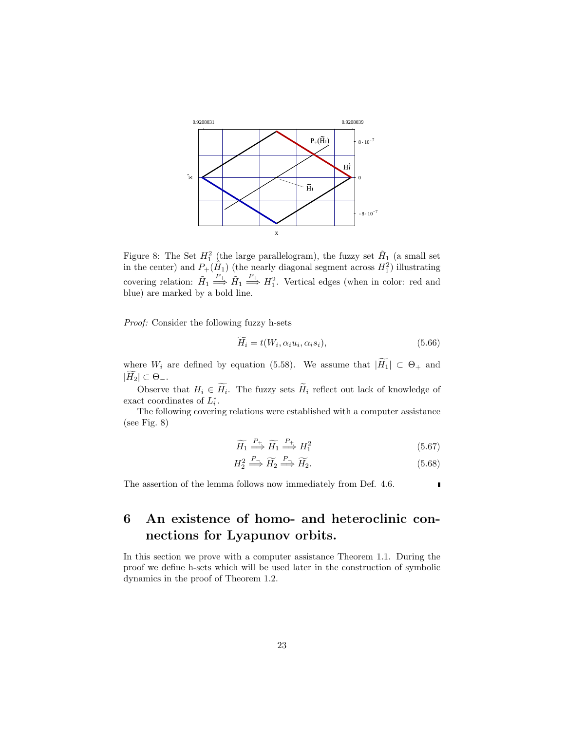Figure 8: The Set $H_1^2$ (the large parallelogram), the fuzzy set $\tilde{H}_1$ (a small set in the center) and $P_+(\tilde{H}_1)$ (the nearly diagonal segment across $H_1^2$) illustrating covering relation: $\tilde{H}_1 \stackrel{P_+}{\Longrightarrow} \tilde{H}_1 \stackrel{P_+}{\Longrightarrow} H_1^2$. Vertical edges (when in color: red and blue) are marked by a bold line.

*Proof:* Consider the following fuzzy h-sets

$$\widetilde{H_i} = t(W_i, \alpha_i u_i, \alpha_i s_i), \tag{5.66}$$

where $W_i$ are defined by equation (5.58). We assume that $|\widetilde{H_1}| \subset \Theta_+$ and $|\widetilde{H_2}| \subset \Theta_-$.

Observe that $H_i \in \widetilde{H_i}$. The fuzzy sets $\widetilde{H_i}$ reflect out lack of knowledge of exact coordinates of $L_i^*$.

The following covering relations were established with a computer assistance (see Fig. 8)

$$\widetilde{H_1} \stackrel{P_+}{\Longrightarrow} \widetilde{H_1} \stackrel{P_+}{\Longrightarrow} H_1^2 \tag{5.67}$$

$$H_2^2 \stackrel{P_-}{\Longrightarrow} \widetilde{H_2} \stackrel{P_-}{\Longrightarrow} \widetilde{H_2}. \tag{5.68}$$

The assertion of the lemma follows now immediately from Def. 4.6. ∎

# 6 An existence of homo- and heteroclinic connections for Lyapunov orbits.

In this section we prove with a computer assistance Theorem 1.1. During the proof we define h-sets which will be used later in the construction of symbolic dynamics in the proof of Theorem 1.2.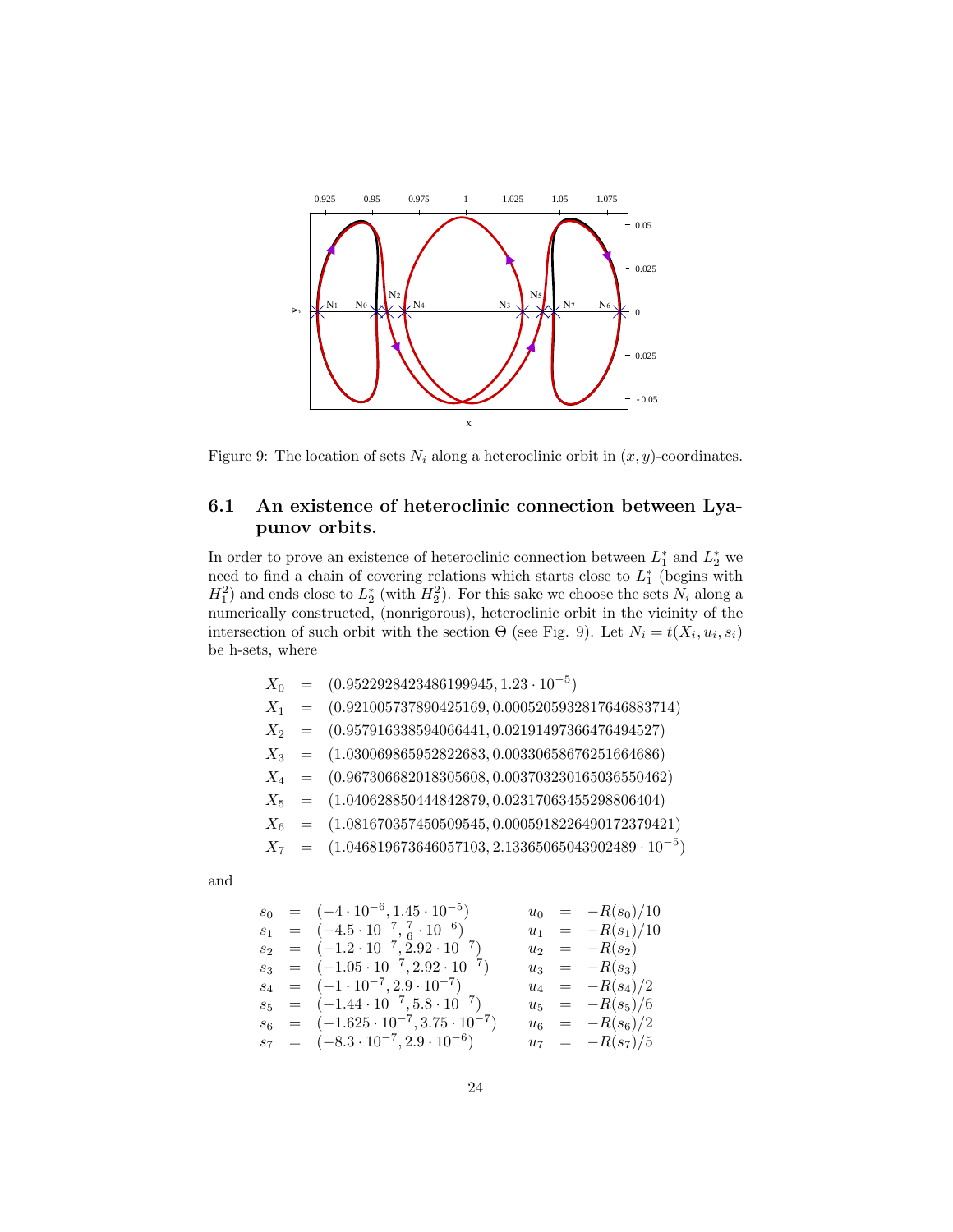Figure 9: The location of sets $N_i$ along a heteroclinic orbit in $(x, y)$-coordinates.

### 6.1 An existence of heteroclinic connection between Lyapunov orbits.

In order to prove an existence of heteroclinic connection between $L_1^*$ and $L_2^*$ we need to find a chain of covering relations which starts close to $L_1^*$ (begins with $H_1^2$) and ends close to $L_2^*$ (with $H_2^2$). For this sake we choose the sets $N_i$ along a numerically constructed, (nonrigorous), heteroclinic orbit in the vicinity of the intersection of such orbit with the section $\Theta$ (see Fig. 9). Let $N_i = t(X_i, u_i, s_i)$ be h-sets, where

$$
\begin{aligned}
X_0 &= (0.9522928423486199945, 1.23 \cdot 10^{-5}) \\
X_1 &= (0.921005737890425169, 0.0005205932817646883714) \\
X_2 &= (0.957916338594066441, 0.02191497366476494527) \\
X_3 &= (1.030069865952822683, 0.00330658676251664686) \\
X_4 &= (0.967306682018305608, 0.003703230165036550462) \\
X_5 &= (1.040628850444842879, 0.02317063455298806404) \\
X_6 &= (1.081670357450509545, 0.0005918226490172379421) \\
X_7 &= (1.046819673646057103, 2.13365065043902489 \cdot 10^{-5})
\end{aligned}
$$

and

$$
\begin{aligned}
s_0 &= (-4 \cdot 10^{-6}, 1.45 \cdot 10^{-5}) & u_0 &= -R(s_0)/10 \\
s_1 &= (-4.5 \cdot 10^{-7}, \tfrac{7}{6} \cdot 10^{-6}) & u_1 &= -R(s_1)/10 \\
s_2 &= (-1.2 \cdot 10^{-7}, 2.92 \cdot 10^{-7}) & u_2 &= -R(s_2) \\
s_3 &= (-1.05 \cdot 10^{-7}, 2.92 \cdot 10^{-7}) & u_3 &= -R(s_3) \\
s_4 &= (-1 \cdot 10^{-7}, 2.9 \cdot 10^{-7}) & u_4 &= -R(s_4)/2 \\
s_5 &= (-1.44 \cdot 10^{-7}, 5.8 \cdot 10^{-7}) & u_5 &= -R(s_5)/6 \\
s_6 &= (-1.625 \cdot 10^{-7}, 3.75 \cdot 10^{-7}) & u_6 &= -R(s_6)/2 \\
s_7 &= (-8.3 \cdot 10^{-7}, 2.9 \cdot 10^{-6}) & u_7 &= -R(s_7)/5
\end{aligned}
$$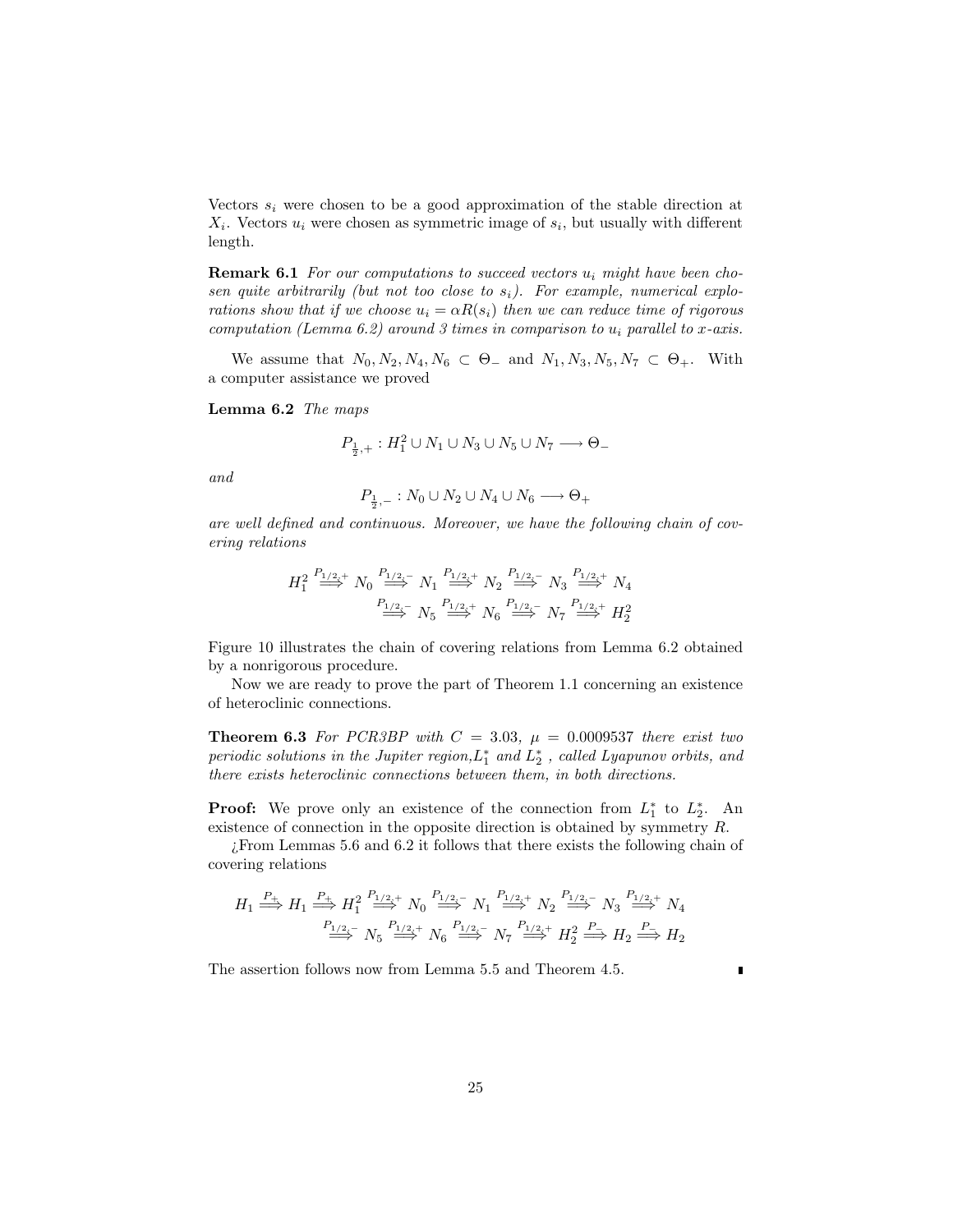Vectors $s_i$ were chosen to be a good approximation of the stable direction at $X_i$. Vectors $u_i$ were chosen as symmetric image of $s_i$, but usually with different length.

**Remark 6.1** *For our computations to succeed vectors $u_i$ might have been chosen quite arbitrarily (but not too close to $s_i$). For example, numerical explorations show that if we choose $u_i = \alpha R(s_i)$ then we can reduce time of rigorous computation (Lemma 6.2) around 3 times in comparison to $u_i$ parallel to $x$-axis.*

We assume that $N_0, N_2, N_4, N_6 \subset \Theta_-$ and $N_1, N_3, N_5, N_7 \subset \Theta_+$. With a computer assistance we proved

**Lemma 6.2** *The maps*

$$P_{\frac{1}{2},+} : H_1^2 \cup N_1 \cup N_3 \cup N_5 \cup N_7 \longrightarrow \Theta_-$$

*and*

$$P_{\frac{1}{2},-} : N_0 \cup N_2 \cup N_4 \cup N_6 \longrightarrow \Theta_+$$

*are well defined and continuous. Moreover, we have the following chain of covering relations*

$$H_1^2 \stackrel{P_{1/2,+}}{\Longrightarrow} N_0 \stackrel{P_{1/2,-}}{\Longrightarrow} N_1 \stackrel{P_{1/2,+}}{\Longrightarrow} N_2 \stackrel{P_{1/2,-}}{\Longrightarrow} N_3 \stackrel{P_{1/2,+}}{\Longrightarrow} N_4$$
$$\stackrel{P_{1/2,-}}{\Longrightarrow} N_5 \stackrel{P_{1/2,+}}{\Longrightarrow} N_6 \stackrel{P_{1/2,-}}{\Longrightarrow} N_7 \stackrel{P_{1/2,+}}{\Longrightarrow} H_2^2$$

Figure 10 illustrates the chain of covering relations from Lemma 6.2 obtained by a nonrigorous procedure.

Now we are ready to prove the part of Theorem 1.1 concerning an existence of heteroclinic connections.

**Theorem 6.3** *For PCR3BP with $C = 3.03$, $\mu = 0.0009537$ there exist two periodic solutions in the Jupiter region,$L_1^*$ and $L_2^*$ , called Lyapunov orbits, and there exists heteroclinic connections between them, in both directions.*

**Proof:** We prove only an existence of the connection from $L_1^*$ to $L_2^*$. An existence of connection in the opposite direction is obtained by symmetry $R$.

¿From Lemmas 5.6 and 6.2 it follows that there exists the following chain of covering relations

$$H_1 \stackrel{P_+}{\Longrightarrow} H_1 \stackrel{P_+}{\Longrightarrow} H_1^2 \stackrel{P_{1/2,+}}{\Longrightarrow} N_0 \stackrel{P_{1/2,-}}{\Longrightarrow} N_1 \stackrel{P_{1/2,+}}{\Longrightarrow} N_2 \stackrel{P_{1/2,-}}{\Longrightarrow} N_3 \stackrel{P_{1/2,+}}{\Longrightarrow} N_4$$
$$\stackrel{P_{1/2,-}}{\Longrightarrow} N_5 \stackrel{P_{1/2,+}}{\Longrightarrow} N_6 \stackrel{P_{1/2,-}}{\Longrightarrow} N_7 \stackrel{P_{1/2,+}}{\Longrightarrow} H_2^2 \stackrel{P_-}{\Longrightarrow} H_2 \stackrel{P_-}{\Longrightarrow} H_2$$

The assertion follows now from Lemma 5.5 and Theorem 4.5. ∎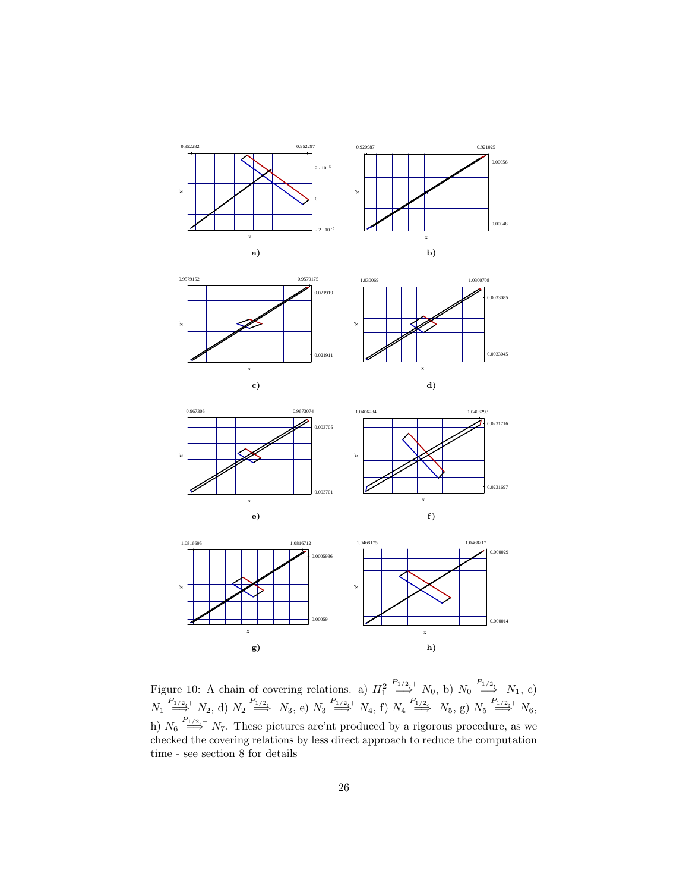Figure 10: A chain of covering relations. a) $H_1^2 \overset{P_{1/2,+}}{\Longrightarrow} N_0$, b) $N_0 \overset{P_{1/2,-}}{\Longrightarrow} N_1$, c) $N_1 \overset{P_{1/2,+}}{\Longrightarrow} N_2$, d) $N_2 \overset{P_{1/2,-}}{\Longrightarrow} N_3$, e) $N_3 \overset{P_{1/2,+}}{\Longrightarrow} N_4$, f) $N_4 \overset{P_{1/2,-}}{\Longrightarrow} N_5$, g) $N_5 \overset{P_{1/2,+}}{\Longrightarrow} N_6$, h) $N_6 \overset{P_{1/2,-}}{\Longrightarrow} N_7$. These pictures are'nt produced by a rigorous procedure, as we checked the covering relations by less direct approach to reduce the computation time - see section 8 for details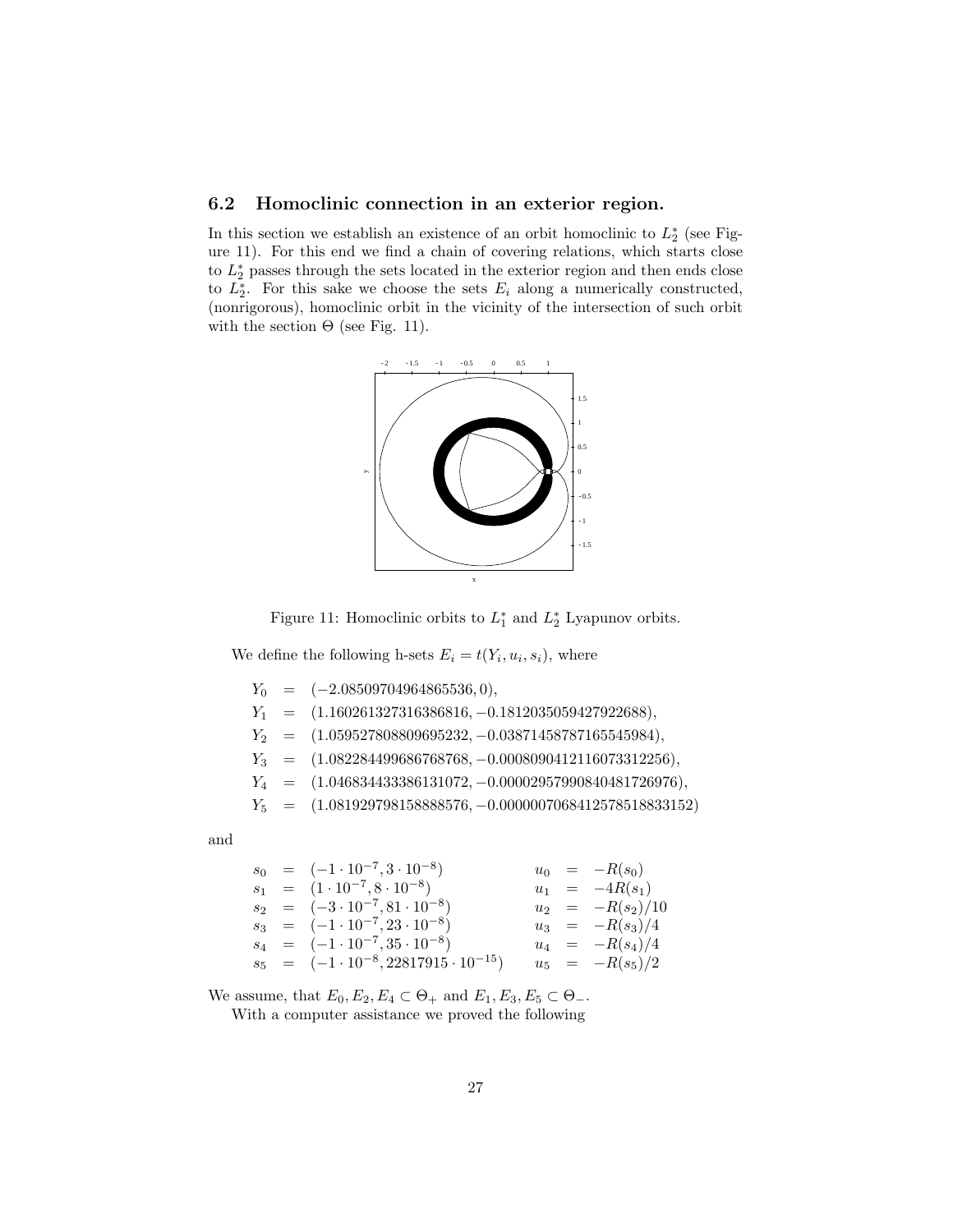## 6.2 Homoclinic connection in an exterior region.

In this section we establish an existence of an orbit homoclinic to $L_2^*$ (see Figure 11). For this end we find a chain of covering relations, which starts close to $L_2^*$ passes through the sets located in the exterior region and then ends close to $L_2^*$. For this sake we choose the sets $E_i$ along a numerically constructed, (nonrigorous), homoclinic orbit in the vicinity of the intersection of such orbit with the section $\Theta$ (see Fig. 11).

Figure 11: Homoclinic orbits to $L_1^*$ and $L_2^*$ Lyapunov orbits.

We define the following h-sets $E_i = t(Y_i, u_i, s_i)$, where

$$
\begin{aligned}
Y_0 &= (-2.08509704964865536, 0), \\
Y_1 &= (1.160261327316386816, -0.1812035059427922688), \\
Y_2 &= (1.059527808809695232, -0.03871458787165545984), \\
Y_3 &= (1.082284499686768768, -0.0008090412116073312256), \\
Y_4 &= (1.046834433386131072, -0.000029579908404817269 76), \\
Y_5 &= (1.081929798158888576, -0.0000007068412578518833152)
\end{aligned}
$$

and

$$
\begin{aligned}
s_0 &= (-1 \cdot 10^{-7}, 3 \cdot 10^{-8}) & u_0 &= -R(s_0) \\
s_1 &= (1 \cdot 10^{-7}, 8 \cdot 10^{-8}) & u_1 &= -4R(s_1) \\
s_2 &= (-3 \cdot 10^{-7}, 81 \cdot 10^{-8}) & u_2 &= -R(s_2)/10 \\
s_3 &= (-1 \cdot 10^{-7}, 23 \cdot 10^{-8}) & u_3 &= -R(s_3)/4 \\
s_4 &= (-1 \cdot 10^{-7}, 35 \cdot 10^{-8}) & u_4 &= -R(s_4)/4 \\
s_5 &= (-1 \cdot 10^{-8}, 22817915 \cdot 10^{-15}) & u_5 &= -R(s_5)/2
\end{aligned}
$$

We assume, that $E_0, E_2, E_4 \subset \Theta_+$ and $E_1, E_3, E_5 \subset \Theta_-$.

With a computer assistance we proved the following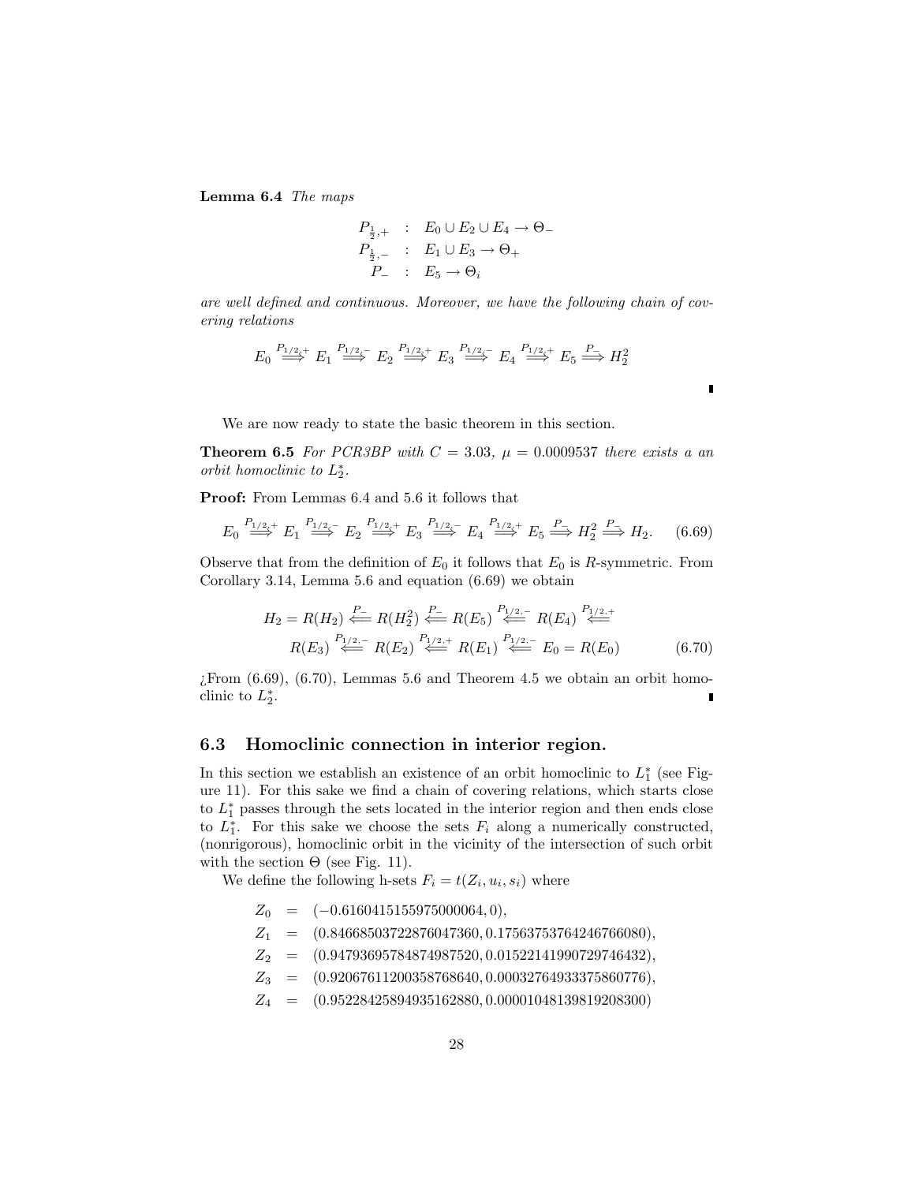**Lemma 6.4** *The maps*

$$
\begin{aligned}
P_{\frac{1}{2},+} &: E_0 \cup E_2 \cup E_4 \to \Theta_- \\
P_{\frac{1}{2},-} &: E_1 \cup E_3 \to \Theta_+ \\
P_- &: E_5 \to \Theta_i
\end{aligned}
$$

*are well defined and continuous. Moreover, we have the following chain of covering relations*

$$
E_0 \overset{P_{1/2,+}}{\Longrightarrow} E_1 \overset{P_{1/2,-}}{\Longrightarrow} E_2 \overset{P_{1/2,+}}{\Longrightarrow} E_3 \overset{P_{1/2,-}}{\Longrightarrow} E_4 \overset{P_{1/2,+}}{\Longrightarrow} E_5 \overset{P_-}{\Longrightarrow} H_2^2
$$

∎

We are now ready to state the basic theorem in this section.

**Theorem 6.5** *For PCR3BP with $C = 3.03$, $\mu = 0.0009537$ there exists a an orbit homoclinic to $L_2^*$.*

**Proof:** From Lemmas 6.4 and 5.6 it follows that

$$
E_0 \overset{P_{1/2,+}}{\Longrightarrow} E_1 \overset{P_{1/2,-}}{\Longrightarrow} E_2 \overset{P_{1/2,+}}{\Longrightarrow} E_3 \overset{P_{1/2,-}}{\Longrightarrow} E_4 \overset{P_{1/2,+}}{\Longrightarrow} E_5 \overset{P_-}{\Longrightarrow} H_2^2 \overset{P_-}{\Longrightarrow} H_2. \tag{6.69}
$$

Observe that from the definition of $E_0$ it follows that $E_0$ is $R$-symmetric. From Corollary 3.14, Lemma 5.6 and equation (6.69) we obtain

$$
\begin{aligned}
H_2 = R(H_2) \overset{P_-}{\Longleftarrow} R(H_2^2) \overset{P_-}{\Longleftarrow} R(E_5) \overset{P_{1/2,-}}{\Longleftarrow} R(E_4) \overset{P_{1/2,+}}{\Longleftarrow} \\
R(E_3) \overset{P_{1/2,-}}{\Longleftarrow} R(E_2) \overset{P_{1/2,+}}{\Longleftarrow} R(E_1) \overset{P_{1/2,-}}{\Longleftarrow} E_0 = R(E_0)
\end{aligned} \tag{6.70}
$$

¿From (6.69), (6.70), Lemmas 5.6 and Theorem 4.5 we obtain an orbit homoclinic to $L_2^*$. ∎

## 6.3 Homoclinic connection in interior region.

In this section we establish an existence of an orbit homoclinic to $L_1^*$ (see Figure 11). For this sake we find a chain of covering relations, which starts close to $L_1^*$ passes through the sets located in the interior region and then ends close to $L_1^*$. For this sake we choose the sets $F_i$ along a numerically constructed, (nonrigorous), homoclinic orbit in the vicinity of the intersection of such orbit with the section $\Theta$ (see Fig. 11).

We define the following h-sets $F_i = t(Z_i, u_i, s_i)$ where

$$
\begin{aligned}
Z_0 &= (-0.6160415155975000064, 0), \\
Z_1 &= (0.84668503722876047360, 0.17563753764246766080), \\
Z_2 &= (0.94793695784874987520, 0.01522141990729746432), \\
Z_3 &= (0.92067611200358768640, 0.00032764933375860776), \\
Z_4 &= (0.95228425894935162880, 0.00001048139819208300)
\end{aligned}
$$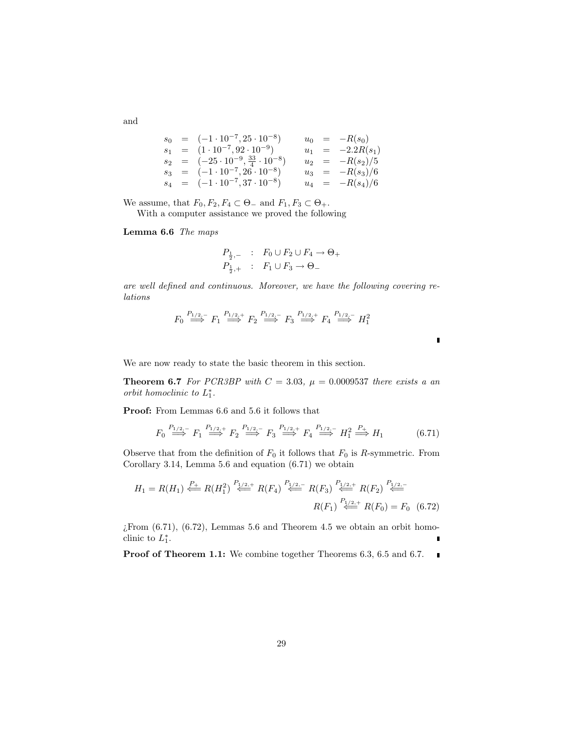and

$$
\begin{array}{rclrcl}
s_0 & = & (-1\cdot 10^{-7}, 25\cdot 10^{-8}) & u_0 & = & -R(s_0) \\
s_1 & = & (1\cdot 10^{-7}, 92\cdot 10^{-9}) & u_1 & = & -2.2R(s_1) \\
s_2 & = & (-25\cdot 10^{-9}, \frac{33}{4}\cdot 10^{-8}) & u_2 & = & -R(s_2)/5 \\
s_3 & = & (-1\cdot 10^{-7}, 26\cdot 10^{-8}) & u_3 & = & -R(s_3)/6 \\
s_4 & = & (-1\cdot 10^{-7}, 37\cdot 10^{-8}) & u_4 & = & -R(s_4)/6
\end{array}
$$

We assume, that $F_0, F_2, F_4 \subset \Theta_-$ and $F_1, F_3 \subset \Theta_+$.

With a computer assistance we proved the following

**Lemma 6.6** *The maps*

$$
\begin{array}{rcl}
P_{\frac{1}{2},-} & : & F_0 \cup F_2 \cup F_4 \to \Theta_+ \\
P_{\frac{1}{2},+} & : & F_1 \cup F_3 \to \Theta_-
\end{array}
$$

*are well defined and continuous. Moreover, we have the following covering relations*

$$
F_0 \overset{P_{1/2,-}}{\Longrightarrow} F_1 \overset{P_{1/2,+}}{\Longrightarrow} F_2 \overset{P_{1/2,-}}{\Longrightarrow} F_3 \overset{P_{1/2,+}}{\Longrightarrow} F_4 \overset{P_{1/2,-}}{\Longrightarrow} H_1^2
$$

∎

We are now ready to state the basic theorem in this section.

**Theorem 6.7** *For PCR3BP with $C = 3.03$, $\mu = 0.0009537$ there exists a an orbit homoclinic to $L_1^*$.*

**Proof:** From Lemmas 6.6 and 5.6 it follows that

$$
F_0 \overset{P_{1/2,-}}{\Longrightarrow} F_1 \overset{P_{1/2,+}}{\Longrightarrow} F_2 \overset{P_{1/2,-}}{\Longrightarrow} F_3 \overset{P_{1/2,+}}{\Longrightarrow} F_4 \overset{P_{1/2,-}}{\Longrightarrow} H_1^2 \overset{P_+}{\Longrightarrow} H_1 \tag{6.71}
$$

Observe that from the definition of $F_0$ it follows that $F_0$ is $R$-symmetric. From Corollary 3.14, Lemma 5.6 and equation (6.71) we obtain

$$
H_1 = R(H_1) \overset{P_+}{\Longleftarrow} R(H_1^2) \overset{P_{1/2,+}}{\Longleftarrow} R(F_4) \overset{P_{1/2,-}}{\Longleftarrow} R(F_3) \overset{P_{1/2,+}}{\Longleftarrow} R(F_2) \overset{P_{1/2,-}}{\Longleftarrow} R(F_1) \overset{P_{1/2,+}}{\Longleftarrow} R(F_0) = F_0 \tag{6.72}
$$

¿From (6.71), (6.72), Lemmas 5.6 and Theorem 4.5 we obtain an orbit homoclinic to $L_1^*$. ∎

**Proof of Theorem 1.1:** We combine together Theorems 6.3, 6.5 and 6.7. ∎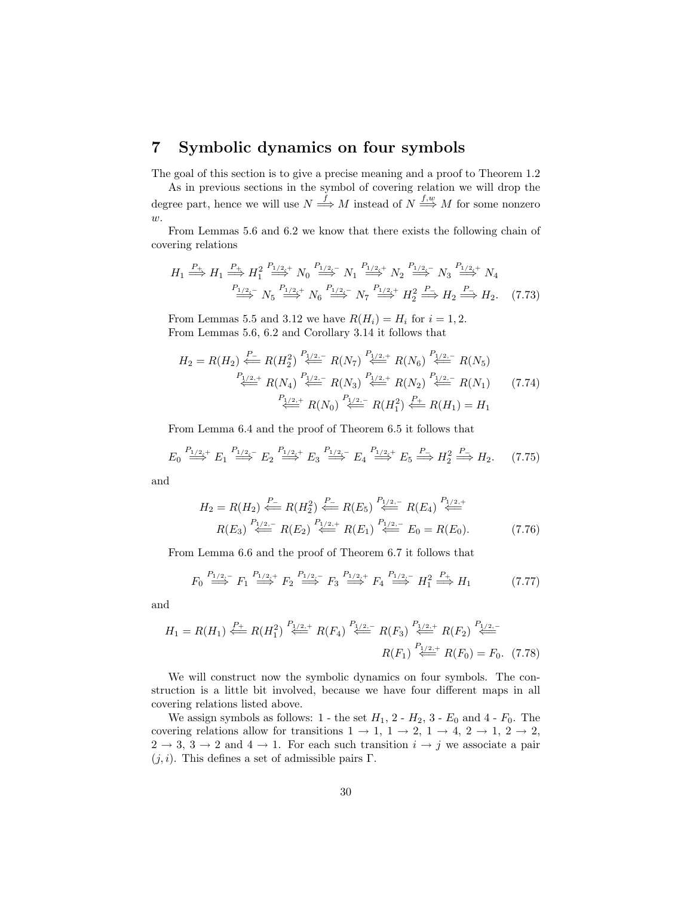# 7 Symbolic dynamics on four symbols

The goal of this section is to give a precise meaning and a proof to Theorem 1.2

As in previous sections in the symbol of covering relation we will drop the degree part, hence we will use $N \stackrel{f}{\Longrightarrow} M$ instead of $N \stackrel{f,w}{\Longrightarrow} M$ for some nonzero $w$.

From Lemmas 5.6 and 6.2 we know that there exists the following chain of covering relations

$$
\begin{aligned}
H_1 \stackrel{P_+}{\Longrightarrow} H_1 \stackrel{P_+}{\Longrightarrow} H_1^2 \stackrel{P_{1/2,+}}{\Longrightarrow} N_0 \stackrel{P_{1/2,-}}{\Longrightarrow} N_1 \stackrel{P_{1/2,+}}{\Longrightarrow} N_2 \stackrel{P_{1/2,-}}{\Longrightarrow} N_3 \stackrel{P_{1/2,+}}{\Longrightarrow} N_4 \\
\stackrel{P_{1/2,-}}{\Longrightarrow} N_5 \stackrel{P_{1/2,+}}{\Longrightarrow} N_6 \stackrel{P_{1/2,-}}{\Longrightarrow} N_7 \stackrel{P_{1/2,+}}{\Longrightarrow} H_2^2 \stackrel{P_-}{\Longrightarrow} H_2 \stackrel{P_-}{\Longrightarrow} H_2. \quad (7.73)
\end{aligned}
$$

From Lemmas 5.5 and 3.12 we have $R(H_i) = H_i$ for $i = 1, 2$.

From Lemmas 5.6, 6.2 and Corollary 3.14 it follows that

$$
\begin{aligned}
H_2 = R(H_2) \stackrel{P_-}{\Longleftarrow} R(H_2^2) \stackrel{P_{1/2,-}}{\Longleftarrow} R(N_7) \stackrel{P_{1/2,+}}{\Longleftarrow} R(N_6) \stackrel{P_{1/2,-}}{\Longleftarrow} R(N_5) \\
\stackrel{P_{1/2,+}}{\Longleftarrow} R(N_4) \stackrel{P_{1/2,-}}{\Longleftarrow} R(N_3) \stackrel{P_{1/2,+}}{\Longleftarrow} R(N_2) \stackrel{P_{1/2,-}}{\Longleftarrow} R(N_1) \qquad (7.74) \\
\stackrel{P_{1/2,+}}{\Longleftarrow} R(N_0) \stackrel{P_{1/2,-}}{\Longleftarrow} R(H_1^2) \stackrel{P_+}{\Longleftarrow} R(H_1) = H_1
\end{aligned}
$$

From Lemma 6.4 and the proof of Theorem 6.5 it follows that

$$
E_0 \stackrel{P_{1/2,+}}{\Longrightarrow} E_1 \stackrel{P_{1/2,-}}{\Longrightarrow} E_2 \stackrel{P_{1/2,+}}{\Longrightarrow} E_3 \stackrel{P_{1/2,-}}{\Longrightarrow} E_4 \stackrel{P_{1/2,+}}{\Longrightarrow} E_5 \stackrel{P_-}{\Longrightarrow} H_2^2 \stackrel{P_-}{\Longrightarrow} H_2. \quad (7.75)
$$

and

$$
\begin{aligned}
H_2 = R(H_2) \stackrel{P_-}{\Longleftarrow} R(H_2^2) \stackrel{P_-}{\Longleftarrow} R(E_5) \stackrel{P_{1/2,-}}{\Longleftarrow} R(E_4) \stackrel{P_{1/2,+}}{\Longleftarrow} \\
R(E_3) \stackrel{P_{1/2,-}}{\Longleftarrow} R(E_2) \stackrel{P_{1/2,+}}{\Longleftarrow} R(E_1) \stackrel{P_{1/2,-}}{\Longleftarrow} E_0 = R(E_0). \qquad (7.76)
\end{aligned}
$$

From Lemma 6.6 and the proof of Theorem 6.7 it follows that

$$
F_0 \stackrel{P_{1/2,-}}{\Longrightarrow} F_1 \stackrel{P_{1/2,+}}{\Longrightarrow} F_2 \stackrel{P_{1/2,-}}{\Longrightarrow} F_3 \stackrel{P_{1/2,+}}{\Longrightarrow} F_4 \stackrel{P_{1/2,-}}{\Longrightarrow} H_1^2 \stackrel{P_+}{\Longrightarrow} H_1 \qquad (7.77)
$$

and

$$
\begin{aligned}
H_1 = R(H_1) \stackrel{P_+}{\Longleftarrow} R(H_1^2) \stackrel{P_{1/2,+}}{\Longleftarrow} R(F_4) \stackrel{P_{1/2,-}}{\Longleftarrow} R(F_3) \stackrel{P_{1/2,+}}{\Longleftarrow} R(F_2) \stackrel{P_{1/2,-}}{\Longleftarrow} \\
R(F_1) \stackrel{P_{1/2,+}}{\Longleftarrow} R(F_0) = F_0. \quad (7.78)
\end{aligned}
$$

We will construct now the symbolic dynamics on four symbols. The construction is a little bit involved, because we have four different maps in all covering relations listed above.

We assign symbols as follows: 1 - the set $H_1$, 2 - $H_2$, 3 - $E_0$ and 4 - $F_0$. The covering relations allow for transitions $1 \to 1$, $1 \to 2$, $1 \to 4$, $2 \to 1$, $2 \to 2$, $2 \to 3$, $3 \to 2$ and $4 \to 1$. For each such transition $i \to j$ we associate a pair $(j, i)$. This defines a set of admissible pairs $\Gamma$.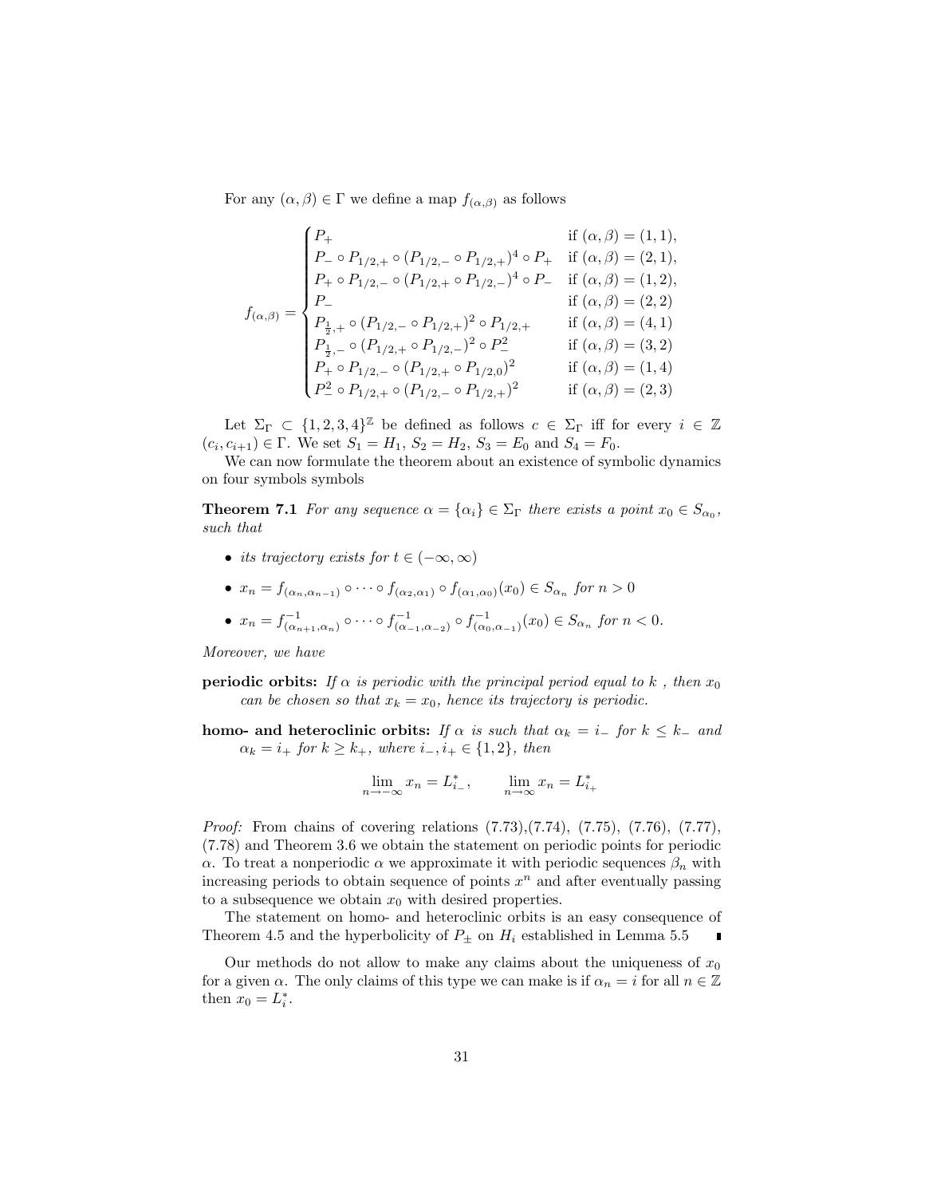For any $(\alpha, \beta) \in \Gamma$ we define a map $f_{(\alpha,\beta)}$ as follows

$$
f_{(\alpha,\beta)} = \begin{cases}
P_+ & \text{if } (\alpha,\beta) = (1,1), \\
P_- \circ P_{1/2,+} \circ (P_{1/2,-} \circ P_{1/2,+})^4 \circ P_+ & \text{if } (\alpha,\beta) = (2,1), \\
P_+ \circ P_{1/2,-} \circ (P_{1/2,+} \circ P_{1/2,-})^4 \circ P_- & \text{if } (\alpha,\beta) = (1,2), \\
P_- & \text{if } (\alpha,\beta) = (2,2) \\
P_{\frac{1}{2},+} \circ (P_{1/2,-} \circ P_{1/2,+})^2 \circ P_{1/2,+} & \text{if } (\alpha,\beta) = (4,1) \\
P_{\frac{1}{2},-} \circ (P_{1/2,+} \circ P_{1/2,-})^2 \circ P_-^2 & \text{if } (\alpha,\beta) = (3,2) \\
P_+ \circ P_{1/2,-} \circ (P_{1/2,+} \circ P_{1/2,0})^2 & \text{if } (\alpha,\beta) = (1,4) \\
P_-^2 \circ P_{1/2,+} \circ (P_{1/2,-} \circ P_{1/2,+})^2 & \text{if } (\alpha,\beta) = (2,3)
\end{cases}
$$

Let $\Sigma_\Gamma \subset \{1,2,3,4\}^{\mathbb{Z}}$ be defined as follows $c \in \Sigma_\Gamma$ iff for every $i \in \mathbb{Z}$ $(c_i, c_{i+1}) \in \Gamma$. We set $S_1 = H_1$, $S_2 = H_2$, $S_3 = E_0$ and $S_4 = F_0$.

We can now formulate the theorem about an existence of symbolic dynamics on four symbols symbols

**Theorem 7.1** *For any sequence $\alpha = \{\alpha_i\} \in \Sigma_\Gamma$ there exists a point $x_0 \in S_{\alpha_0}$, such that*

- *its trajectory exists for $t \in (-\infty, \infty)$*
- $x_n = f_{(\alpha_n,\alpha_{n-1})} \circ \cdots \circ f_{(\alpha_2,\alpha_1)} \circ f_{(\alpha_1,\alpha_0)}(x_0) \in S_{\alpha_n}$ *for $n > 0$*
- $x_n = f^{-1}_{(\alpha_{n+1},\alpha_n)} \circ \cdots \circ f^{-1}_{(\alpha_{-1},\alpha_{-2})} \circ f^{-1}_{(\alpha_0,\alpha_{-1})}(x_0) \in S_{\alpha_n}$ *for $n < 0$.*

*Moreover, we have*

**periodic orbits:** *If $\alpha$ is periodic with the principal period equal to $k$ , then $x_0$ can be chosen so that $x_k = x_0$, hence its trajectory is periodic.*

**homo- and heteroclinic orbits:** *If $\alpha$ is such that $\alpha_k = i_-$ for $k \leq k_-$ and $\alpha_k = i_+$ for $k \geq k_+$, where $i_-, i_+ \in \{1,2\}$, then*

$$
\lim_{n \to -\infty} x_n = L^*_{i_-}, \qquad \lim_{n \to \infty} x_n = L^*_{i_+}
$$

*Proof:* From chains of covering relations (7.73),(7.74), (7.75), (7.76), (7.77), (7.78) and Theorem 3.6 we obtain the statement on periodic points for periodic $\alpha$. To treat a nonperiodic $\alpha$ we approximate it with periodic sequences $\beta_n$ with increasing periods to obtain sequence of points $x^n$ and after eventually passing to a subsequence we obtain $x_0$ with desired properties.

The statement on homo- and heteroclinic orbits is an easy consequence of Theorem 4.5 and the hyperbolicity of $P_\pm$ on $H_i$ established in Lemma 5.5 ∎

Our methods do not allow to make any claims about the uniqueness of $x_0$ for a given $\alpha$. The only claims of this type we can make is if $\alpha_n = i$ for all $n \in \mathbb{Z}$ then $x_0 = L^*_i$.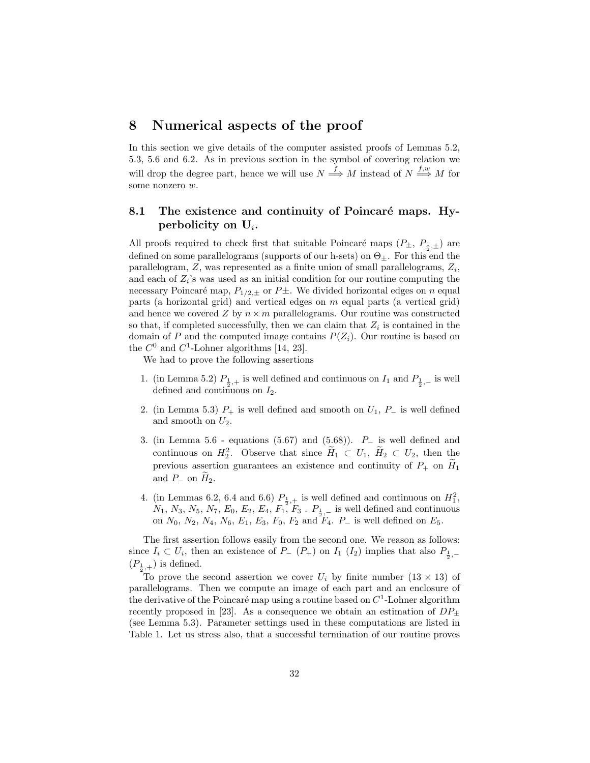# 8 Numerical aspects of the proof

In this section we give details of the computer assisted proofs of Lemmas 5.2, 5.3, 5.6 and 6.2. As in previous section in the symbol of covering relation we will drop the degree part, hence we will use $N \overset{f}{\Longrightarrow} M$ instead of $N \overset{f,w}{\Longrightarrow} M$ for some nonzero $w$.

## 8.1 The existence and continuity of Poincaré maps. Hyperbolicity on $\mathbf{U}_i$.

All proofs required to check first that suitable Poincaré maps ($P_\pm$, $P_{\frac{1}{2},\pm}$) are defined on some parallelograms (supports of our h-sets) on $\Theta_\pm$. For this end the parallelogram, $Z$, was represented as a finite union of small parallelograms, $Z_i$, and each of $Z_i$'s was used as an initial condition for our routine computing the necessary Poincaré map, $P_{1/2,\pm}$ or $P\pm$. We divided horizontal edges on $n$ equal parts (a horizontal grid) and vertical edges on $m$ equal parts (a vertical grid) and hence we covered $Z$ by $n \times m$ parallelograms. Our routine was constructed so that, if completed successfully, then we can claim that $Z_i$ is contained in the domain of $P$ and the computed image contains $P(Z_i)$. Our routine is based on the $C^0$ and $C^1$-Lohner algorithms [14, 23].

We had to prove the following assertions

1. (in Lemma 5.2) $P_{\frac{1}{2},+}$ is well defined and continuous on $I_1$ and $P_{\frac{1}{2},-}$ is well defined and continuous on $I_2$.
2. (in Lemma 5.3) $P_+$ is well defined and smooth on $U_1$, $P_-$ is well defined and smooth on $U_2$.
3. (in Lemma 5.6 - equations (5.67) and (5.68)). $P_-$ is well defined and continuous on $H_2^2$. Observe that since $\widetilde{H}_1 \subset U_1$, $\widetilde{H}_2 \subset U_2$, then the previous assertion guarantees an existence and continuity of $P_+$ on $\widetilde{H}_1$ and $P_-$ on $\widetilde{H}_2$.
4. (in Lemmas 6.2, 6.4 and 6.6) $P_{\frac{1}{2},+}$ is well defined and continuous on $H_1^2$, $N_1$, $N_3$, $N_5$, $N_7$, $E_0$, $E_2$, $E_4$, $F_1$, $F_3$ . $P_{\frac{1}{2},-}$ is well defined and continuous on $N_0$, $N_2$, $N_4$, $N_6$, $E_1$, $E_3$, $F_0$, $F_2$ and $F_4$. $P_-$ is well defined on $E_5$.

The first assertion follows easily from the second one. We reason as follows: since $I_i \subset U_i$, then an existence of $P_-$ ($P_+$) on $I_1$ ($I_2$) implies that also $P_{\frac{1}{2},-}$ ($P_{\frac{1}{2},+}$) is defined.

To prove the second assertion we cover $U_i$ by finite number ($13 \times 13$) of parallelograms. Then we compute an image of each part and an enclosure of the derivative of the Poincaré map using a routine based on $C^1$-Lohner algorithm recently proposed in [23]. As a consequence we obtain an estimation of $DP_\pm$ (see Lemma 5.3). Parameter settings used in these computations are listed in Table 1. Let us stress also, that a successful termination of our routine proves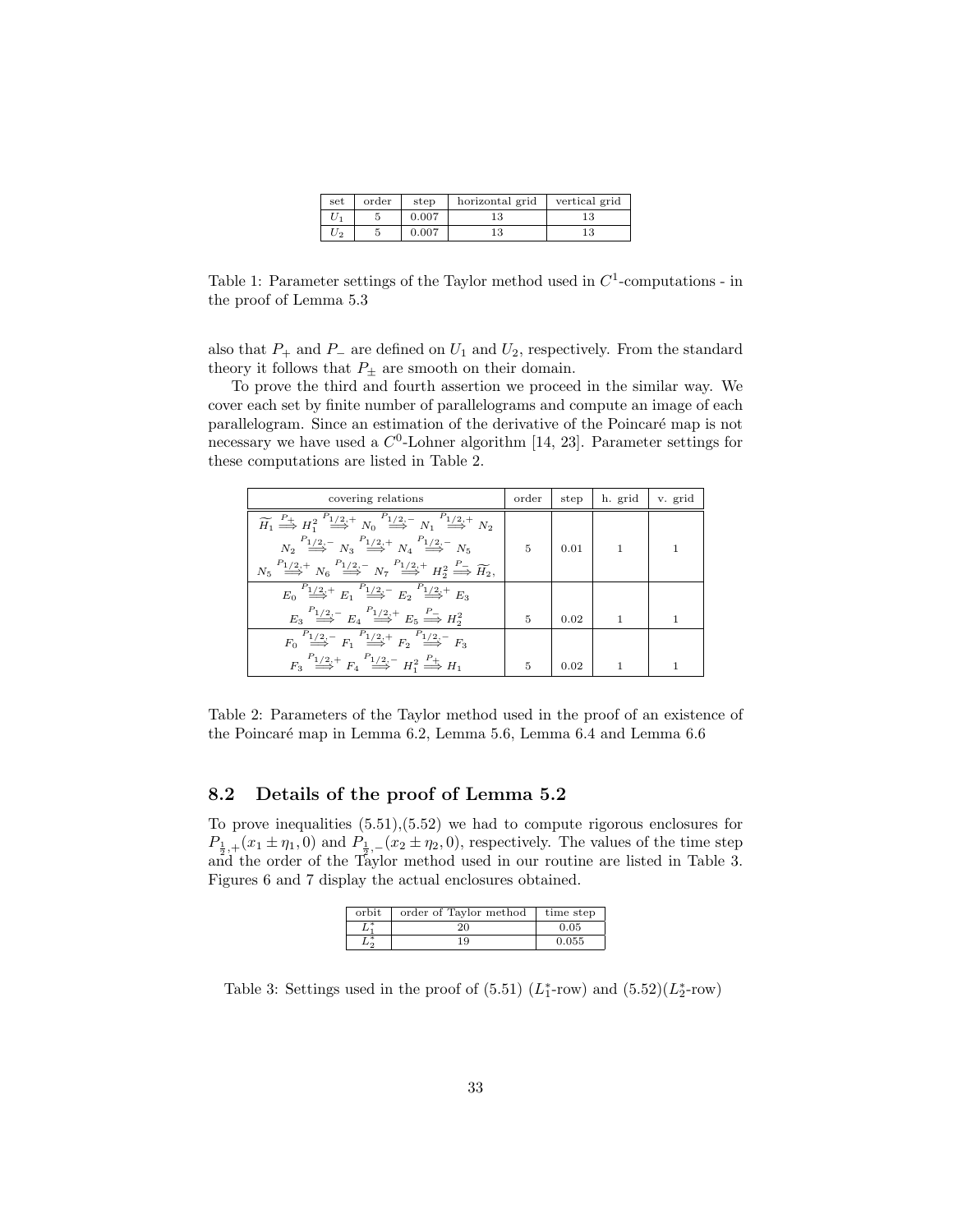| set | order | step | horizontal grid | vertical grid |
|---|---|---|---|---|
| $U_1$ | 5 | 0.007 | 13 | 13 |
| $U_2$ | 5 | 0.007 | 13 | 13 |

Table 1: Parameter settings of the Taylor method used in $C^1$-computations - in the proof of Lemma 5.3

also that $P_+$ and $P_-$ are defined on $U_1$ and $U_2$, respectively. From the standard theory it follows that $P_\pm$ are smooth on their domain.

To prove the third and fourth assertion we proceed in the similar way. We cover each set by finite number of parallelograms and compute an image of each parallelogram. Since an estimation of the derivative of the Poincaré map is not necessary we have used a $C^0$-Lohner algorithm [14, 23]. Parameter settings for these computations are listed in Table 2.

| covering relations | order | step | h. grid | v. grid |
|---|---|---|---|---|
| $\widetilde{H_1} \overset{P_+}{\Longrightarrow} H_1^2 \overset{P_{1/2,+}}{\Longrightarrow} N_0 \overset{P_{1/2,-}}{\Longrightarrow} N_1 \overset{P_{1/2,+}}{\Longrightarrow} N_2$ $N_2 \overset{P_{1/2,-}}{\Longrightarrow} N_3 \overset{P_{1/2,+}}{\Longrightarrow} N_4 \overset{P_{1/2,-}}{\Longrightarrow} N_5$ $N_5 \overset{P_{1/2,+}}{\Longrightarrow} N_6 \overset{P_{1/2,-}}{\Longrightarrow} N_7 \overset{P_{1/2,+}}{\Longrightarrow} H_2^2 \overset{P_-}{\Longrightarrow} \widetilde{H_2}$, | 5 | 0.01 | 1 | 1 |
| $E_0 \overset{P_{1/2,+}}{\Longrightarrow} E_1 \overset{P_{1/2,-}}{\Longrightarrow} E_2 \overset{P_{1/2,+}}{\Longrightarrow} E_3$ $E_3 \overset{P_{1/2,-}}{\Longrightarrow} E_4 \overset{P_{1/2,+}}{\Longrightarrow} E_5 \overset{P_-}{\Longrightarrow} H_2^2$ | 5 | 0.02 | 1 | 1 |
| $F_0 \overset{P_{1/2,-}}{\Longrightarrow} F_1 \overset{P_{1/2,+}}{\Longrightarrow} F_2 \overset{P_{1/2,-}}{\Longrightarrow} F_3$ $F_3 \overset{P_{1/2,+}}{\Longrightarrow} F_4 \overset{P_{1/2,-}}{\Longrightarrow} H_1^2 \overset{P_+}{\Longrightarrow} H_1$ | 5 | 0.02 | 1 | 1 |

Table 2: Parameters of the Taylor method used in the proof of an existence of the Poincaré map in Lemma 6.2, Lemma 5.6, Lemma 6.4 and Lemma 6.6

## 8.2 Details of the proof of Lemma 5.2

To prove inequalities (5.51),(5.52) we had to compute rigorous enclosures for $P_{\frac{1}{2},+}(x_1 \pm \eta_1, 0)$ and $P_{\frac{1}{2},-}(x_2 \pm \eta_2, 0)$, respectively. The values of the time step and the order of the Taylor method used in our routine are listed in Table 3. Figures 6 and 7 display the actual enclosures obtained.

| orbit | order of Taylor method | time step |
|---|---|---|
| $L_1^*$ | 20 | 0.05 |
| $L_2^*$ | 19 | 0.055 |

Table 3: Settings used in the proof of (5.51) ($L_1^*$-row) and (5.52)($L_2^*$-row)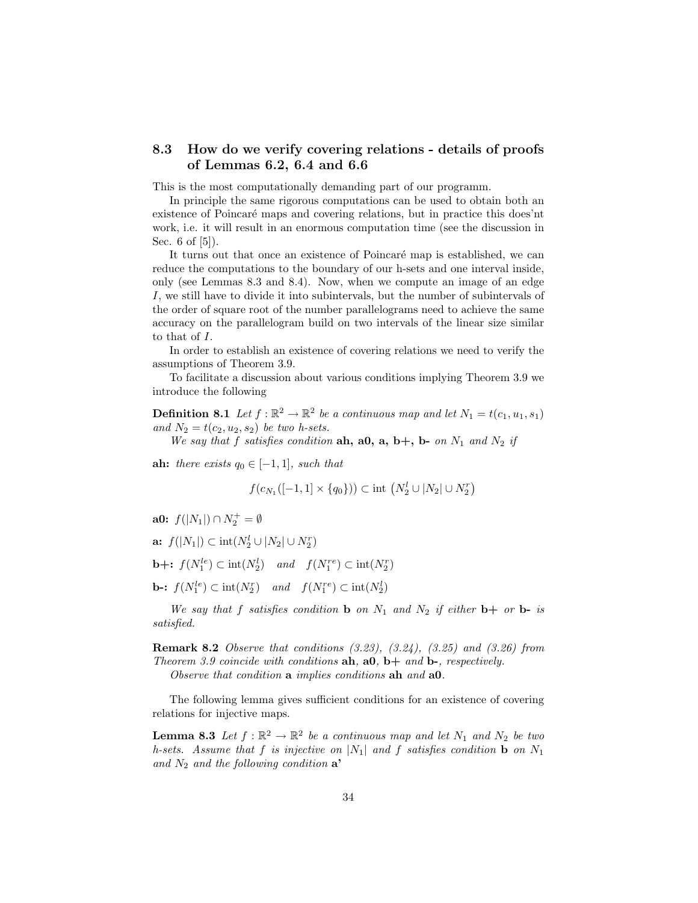### 8.3 How do we verify covering relations - details of proofs of Lemmas 6.2, 6.4 and 6.6

This is the most computationally demanding part of our programm.

In principle the same rigorous computations can be used to obtain both an existence of Poincaré maps and covering relations, but in practice this does'nt work, i.e. it will result in an enormous computation time (see the discussion in Sec. 6 of [5]).

It turns out that once an existence of Poincaré map is established, we can reduce the computations to the boundary of our h-sets and one interval inside, only (see Lemmas 8.3 and 8.4). Now, when we compute an image of an edge $I$, we still have to divide it into subintervals, but the number of subintervals of the order of square root of the number parallelograms need to achieve the same accuracy on the parallelogram build on two intervals of the linear size similar to that of $I$.

In order to establish an existence of covering relations we need to verify the assumptions of Theorem 3.9.

To facilitate a discussion about various conditions implying Theorem 3.9 we introduce the following

**Definition 8.1** *Let $f : \mathbb{R}^2 \to \mathbb{R}^2$ be a continuous map and let $N_1 = t(c_1, u_1, s_1)$ and $N_2 = t(c_2, u_2, s_2)$ be two h-sets.*

*We say that $f$ satisfies condition* **ah, a0, a, b+, b-** *on $N_1$ and $N_2$ if*

**ah:** *there exists $q_0 \in [-1, 1]$, such that*

$$f(c_{N_1}([-1,1] \times \{q_0\})) \subset \text{int}\left(N_2^l \cup |N_2| \cup N_2^r\right)$$

**a0:** $f(|N_1|) \cap N_2^+ = \emptyset$

**a:** $f(|N_1|) \subset \text{int}(N_2^l \cup |N_2| \cup N_2^r)$

**b+:** $f(N_1^{le}) \subset \text{int}(N_2^l)$ *and* $f(N_1^{re}) \subset \text{int}(N_2^r)$

**b-:** $f(N_1^{le}) \subset \text{int}(N_2^r)$ *and* $f(N_1^{re}) \subset \text{int}(N_2^l)$

*We say that $f$ satisfies condition* **b** *on $N_1$ and $N_2$ if either* **b+** *or* **b-** *is satisfied.*

**Remark 8.2** *Observe that conditions (3.23), (3.24), (3.25) and (3.26) from Theorem 3.9 coincide with conditions* **ah**, **a0**, **b+** *and* **b-**, *respectively.*

*Observe that condition* **a** *implies conditions* **ah** *and* **a0**.

The following lemma gives sufficient conditions for an existence of covering relations for injective maps.

**Lemma 8.3** *Let $f : \mathbb{R}^2 \to \mathbb{R}^2$ be a continuous map and let $N_1$ and $N_2$ be two h-sets. Assume that $f$ is injective on $|N_1|$ and $f$ satisfies condition* **b** *on $N_1$ and $N_2$ and the following condition* **a'**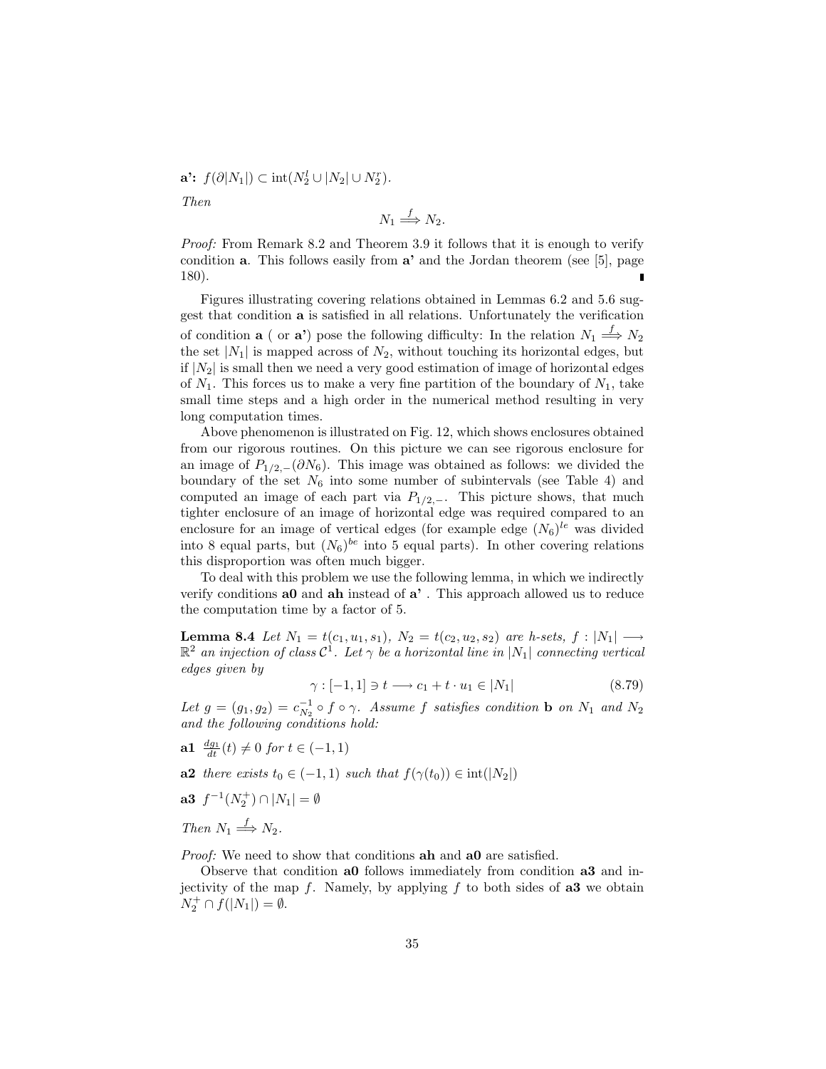**a':** $f(\partial|N_1|) \subset \mathrm{int}(N_2^l \cup |N_2| \cup N_2^r)$.

*Then*

$$N_1 \overset{f}{\Longrightarrow} N_2.$$

*Proof:* From Remark 8.2 and Theorem 3.9 it follows that it is enough to verify condition **a**. This follows easily from **a'** and the Jordan theorem (see [5], page 180). ∎

Figures illustrating covering relations obtained in Lemmas 6.2 and 5.6 suggest that condition **a** is satisfied in all relations. Unfortunately the verification of condition **a** ( or **a'**) pose the following difficulty: In the relation $N_1 \overset{f}{\Longrightarrow} N_2$ the set $|N_1|$ is mapped across of $N_2$, without touching its horizontal edges, but if $|N_2|$ is small then we need a very good estimation of image of horizontal edges of $N_1$. This forces us to make a very fine partition of the boundary of $N_1$, take small time steps and a high order in the numerical method resulting in very long computation times.

Above phenomenon is illustrated on Fig. 12, which shows enclosures obtained from our rigorous routines. On this picture we can see rigorous enclosure for an image of $P_{1/2,-}(\partial N_6)$. This image was obtained as follows: we divided the boundary of the set $N_6$ into some number of subintervals (see Table 4) and computed an image of each part via $P_{1/2,-}$. This picture shows, that much tighter enclosure of an image of horizontal edge was required compared to an enclosure for an image of vertical edges (for example edge $(N_6)^{le}$ was divided into 8 equal parts, but $(N_6)^{be}$ into 5 equal parts). In other covering relations this disproportion was often much bigger.

To deal with this problem we use the following lemma, in which we indirectly verify conditions **a0** and **ah** instead of **a'** . This approach allowed us to reduce the computation time by a factor of 5.

**Lemma 8.4** *Let $N_1 = t(c_1, u_1, s_1)$, $N_2 = t(c_2, u_2, s_2)$ are h-sets, $f : |N_1| \longrightarrow \mathbb{R}^2$ an injection of class $\mathcal{C}^1$. Let $\gamma$ be a horizontal line in $|N_1|$ connecting vertical edges given by*

$$\gamma : [-1, 1] \ni t \longrightarrow c_1 + t \cdot u_1 \in |N_1| \tag{8.79}$$

*Let $g = (g_1, g_2) = c_{N_2}^{-1} \circ f \circ \gamma$. Assume $f$ satisfies condition **b** on $N_1$ and $N_2$ and the following conditions hold:*

**a1** $\frac{dg_1}{dt}(t) \neq 0$ *for $t \in (-1, 1)$*

**a2** *there exists $t_0 \in (-1, 1)$ such that $f(\gamma(t_0)) \in \mathrm{int}(|N_2|)$*

**a3** $f^{-1}(N_2^+) \cap |N_1| = \emptyset$

*Then $N_1 \overset{f}{\Longrightarrow} N_2$.*

*Proof:* We need to show that conditions **ah** and **a0** are satisfied.

Observe that condition **a0** follows immediately from condition **a3** and injectivity of the map $f$. Namely, by applying $f$ to both sides of **a3** we obtain $N_2^+ \cap f(|N_1|) = \emptyset$.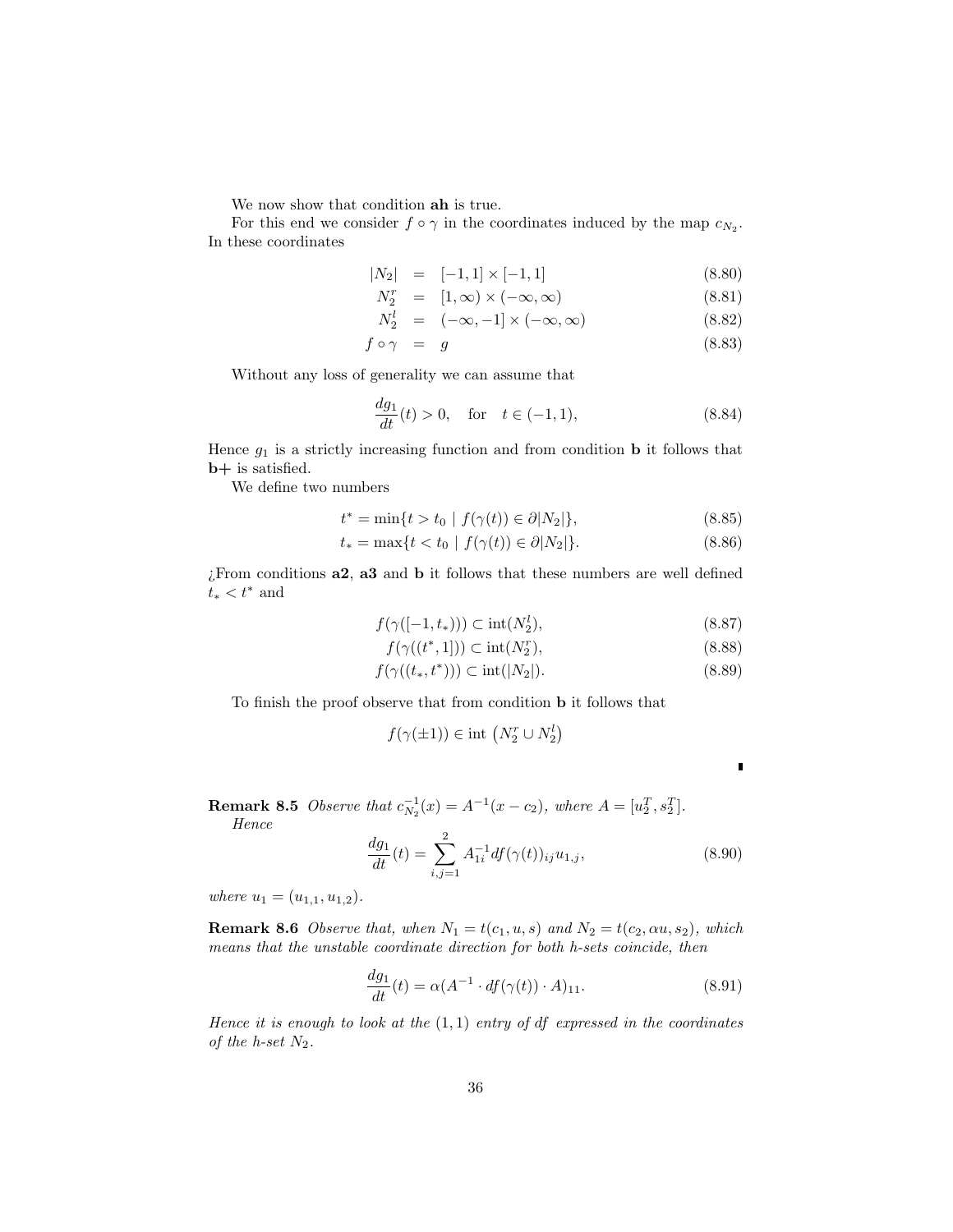We now show that condition **ah** is true.

For this end we consider $f \circ \gamma$ in the coordinates induced by the map $c_{N_2}$. In these coordinates

$$
\begin{aligned}
|N_2| &= [-1,1] \times [-1,1] && (8.80)\\
N_2^r &= [1,\infty) \times (-\infty,\infty) && (8.81)\\
N_2^l &= (-\infty,-1] \times (-\infty,\infty) && (8.82)\\
f \circ \gamma &= g && (8.83)
\end{aligned}
$$

Without any loss of generality we can assume that

$$
\frac{dg_1}{dt}(t) > 0, \quad \text{for} \quad t \in (-1,1), \tag{8.84}
$$

Hence $g_1$ is a strictly increasing function and from condition **b** it follows that **b+** is satisfied.

We define two numbers

$$
t^* = \min\{t > t_0 \mid f(\gamma(t)) \in \partial |N_2|\}, \tag{8.85}
$$

$$
t_* = \max\{t < t_0 \mid f(\gamma(t)) \in \partial |N_2|\}. \tag{8.86}
$$

¿From conditions **a2**, **a3** and **b** it follows that these numbers are well defined $t_* < t^*$ and

$$
f(\gamma([-1,t_*))) \subset \text{int}(N_2^l), \tag{8.87}
$$

$$
f(\gamma((t^*,1])) \subset \text{int}(N_2^r), \tag{8.88}
$$

$$
f(\gamma((t_*,t^*))) \subset \text{int}(|N_2|). \tag{8.89}
$$

To finish the proof observe that from condition **b** it follows that

$$
f(\gamma(\pm 1)) \in \text{int}\left(N_2^r \cup N_2^l\right)
$$

∎

**Remark 8.5** *Observe that $c_{N_2}^{-1}(x) = A^{-1}(x - c_2)$, where $A = [u_2^T, s_2^T]$.*
*Hence*

$$
\frac{dg_1}{dt}(t) = \sum_{i,j=1}^{2} A_{1i}^{-1} df(\gamma(t))_{ij} u_{1,j}, \tag{8.90}
$$

*where $u_1 = (u_{1,1}, u_{1,2})$.*

**Remark 8.6** *Observe that, when $N_1 = t(c_1, u, s)$ and $N_2 = t(c_2, \alpha u, s_2)$, which means that the unstable coordinate direction for both h-sets coincide, then*

$$
\frac{dg_1}{dt}(t) = \alpha (A^{-1} \cdot df(\gamma(t)) \cdot A)_{11}. \tag{8.91}
$$

*Hence it is enough to look at the $(1,1)$ entry of $df$ expressed in the coordinates of the h-set $N_2$.*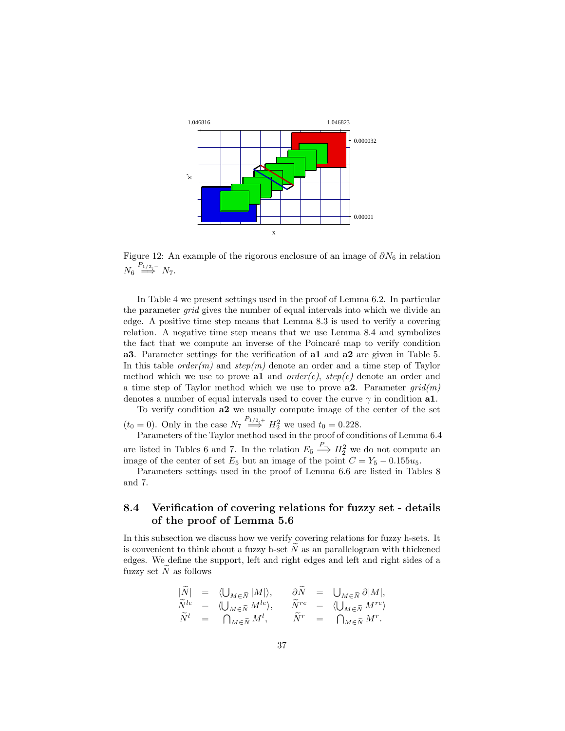Figure 12: An example of the rigorous enclosure of an image of $\partial N_6$ in relation $N_6 \overset{P_{1/2,-}}{\Longrightarrow} N_7$.

In Table 4 we present settings used in the proof of Lemma 6.2. In particular the parameter *grid* gives the number of equal intervals into which we divide an edge. A positive time step means that Lemma 8.3 is used to verify a covering relation. A negative time step means that we use Lemma 8.4 and symbolizes the fact that we compute an inverse of the Poincaré map to verify condition **a3**. Parameter settings for the verification of **a1** and **a2** are given in Table 5. In this table *order(m)* and *step(m)* denote an order and a time step of Taylor method which we use to prove **a1** and *order(c)*, *step(c)* denote an order and a time step of Taylor method which we use to prove **a2**. Parameter *grid(m)* denotes a number of equal intervals used to cover the curve $\gamma$ in condition **a1**.

To verify condition **a2** we usually compute image of the center of the set ($t_0 = 0$). Only in the case $N_7 \overset{P_{1/2,+}}{\Longrightarrow} H_2^2$ we used $t_0 = 0.228$.

Parameters of the Taylor method used in the proof of conditions of Lemma 6.4 are listed in Tables 6 and 7. In the relation $E_5 \overset{P_-}{\Longrightarrow} H_2^2$ we do not compute an image of the center of set $E_5$ but an image of the point $C = Y_5 - 0.155u_5$.

Parameters settings used in the proof of Lemma 6.6 are listed in Tables 8 and 7.

## 8.4 Verification of covering relations for fuzzy set - details of the proof of Lemma 5.6

In this subsection we discuss how we verify covering relations for fuzzy h-sets. It is convenient to think about a fuzzy h-set $\widetilde{N}$ as an parallelogram with thickened edges. We define the support, left and right edges and left and right sides of a fuzzy set $\widetilde{N}$ as follows

$$
\begin{array}{rclrcl}
|\widetilde{N}| & = & \langle \bigcup_{M \in \bar{N}} |M| \rangle, & \partial \widetilde{N} & = & \bigcup_{M \in \bar{N}} \partial |M|, \\
\widetilde{N}^{le} & = & \langle \bigcup_{M \in \bar{N}} M^{le} \rangle, & \widetilde{N}^{re} & = & \langle \bigcup_{M \in \bar{N}} M^{re} \rangle \\
\widetilde{N}^{l} & = & \bigcap_{M \in \bar{N}} M^{l}, & \widetilde{N}^{r} & = & \bigcap_{M \in \bar{N}} M^{r}.
\end{array}
$$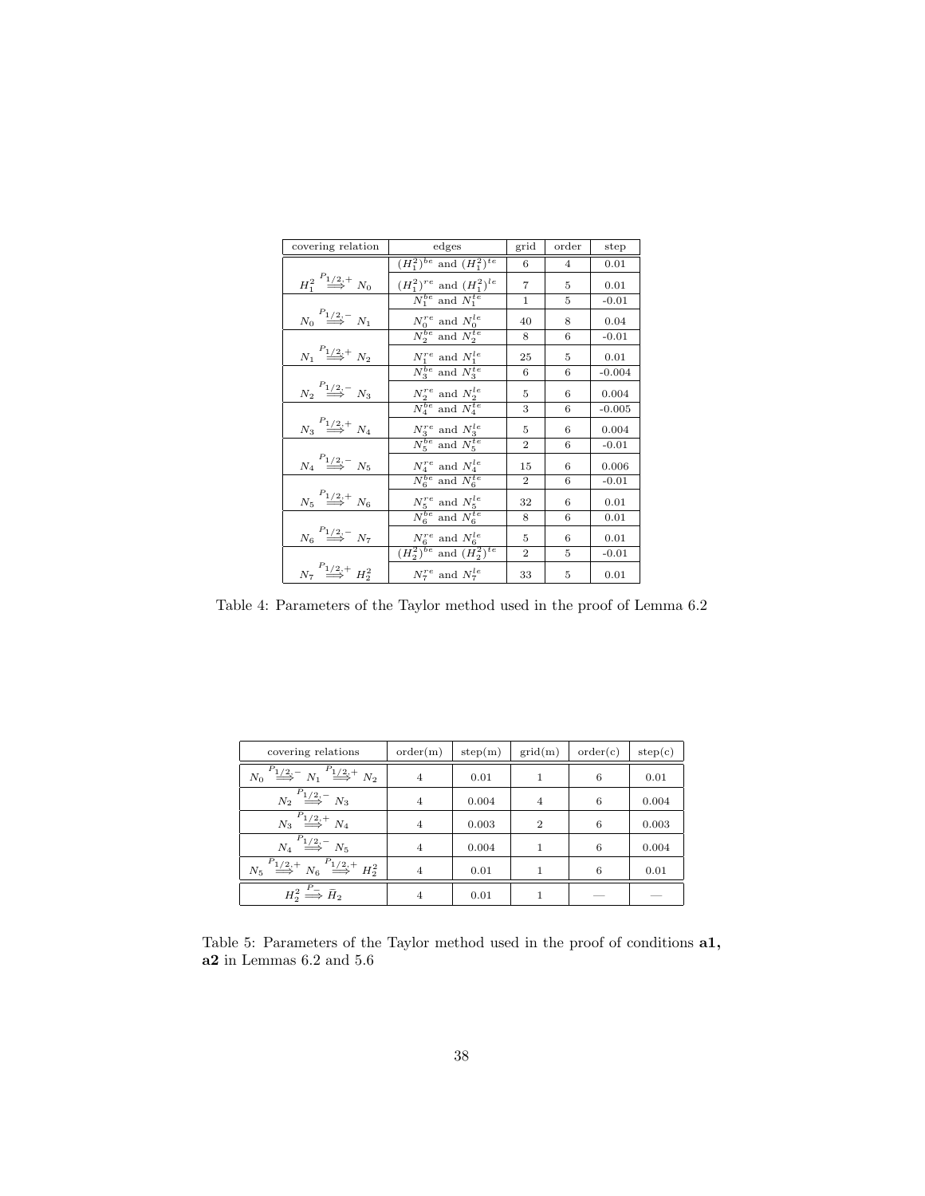| covering relation | edges | grid | order | step |
|---|---|---|---|---|
| $H_1^2 \overset{P_{1/2},+}{\Longrightarrow} N_0$ | $(H_1^2)^{be}$ and $(H_1^2)^{te}$ | 6 | 4 | 0.01 |
| | $(H_1^2)^{re}$ and $(H_1^2)^{le}$ | 7 | 5 | 0.01 |
| $N_0 \overset{P_{1/2},-}{\Longrightarrow} N_1$ | $N_1^{be}$ and $N_1^{te}$ | 1 | 5 | -0.01 |
| | $N_0^{re}$ and $N_0^{le}$ | 40 | 8 | 0.04 |
| $N_1 \overset{P_{1/2},+}{\Longrightarrow} N_2$ | $N_2^{be}$ and $N_2^{te}$ | 8 | 6 | -0.01 |
| | $N_1^{re}$ and $N_1^{le}$ | 25 | 5 | 0.01 |
| $N_2 \overset{P_{1/2},-}{\Longrightarrow} N_3$ | $N_3^{be}$ and $N_3^{te}$ | 6 | 6 | -0.004 |
| | $N_2^{re}$ and $N_2^{le}$ | 5 | 6 | 0.004 |
| $N_3 \overset{P_{1/2},+}{\Longrightarrow} N_4$ | $N_4^{be}$ and $N_4^{te}$ | 3 | 6 | -0.005 |
| | $N_3^{re}$ and $N_3^{le}$ | 5 | 6 | 0.004 |
| $N_4 \overset{P_{1/2},-}{\Longrightarrow} N_5$ | $N_5^{be}$ and $N_5^{te}$ | 2 | 6 | -0.01 |
| | $N_4^{re}$ and $N_4^{le}$ | 15 | 6 | 0.006 |
| $N_5 \overset{P_{1/2},+}{\Longrightarrow} N_6$ | $N_6^{be}$ and $N_6^{te}$ | 2 | 6 | -0.01 |
| | $N_5^{re}$ and $N_5^{le}$ | 32 | 6 | 0.01 |
| $N_6 \overset{P_{1/2},-}{\Longrightarrow} N_7$ | $N_6^{be}$ and $N_6^{te}$ | 8 | 6 | 0.01 |
| | $N_6^{re}$ and $N_6^{le}$ | 5 | 6 | 0.01 |
| $N_7 \overset{P_{1/2},+}{\Longrightarrow} H_2^2$ | $(H_2^2)^{be}$ and $(H_2^2)^{te}$ | 2 | 5 | -0.01 |
| | $N_7^{re}$ and $N_7^{le}$ | 33 | 5 | 0.01 |

Table 4: Parameters of the Taylor method used in the proof of Lemma 6.2

| covering relations | order(m) | step(m) | grid(m) | order(c) | step(c) |
|---|---|---|---|---|---|
| $N_0 \overset{P_{1/2},-}{\Longrightarrow} N_1 \overset{P_{1/2},+}{\Longrightarrow} N_2$ | 4 | 0.01 | 1 | 6 | 0.01 |
| $N_2 \overset{P_{1/2},-}{\Longrightarrow} N_3$ | 4 | 0.004 | 4 | 6 | 0.004 |
| $N_3 \overset{P_{1/2},+}{\Longrightarrow} N_4$ | 4 | 0.003 | 2 | 6 | 0.003 |
| $N_4 \overset{P_{1/2},-}{\Longrightarrow} N_5$ | 4 | 0.004 | 1 | 6 | 0.004 |
| $N_5 \overset{P_{1/2},+}{\Longrightarrow} N_6 \overset{P_{1/2},+}{\Longrightarrow} H_2^2$ | 4 | 0.01 | 1 | 6 | 0.01 |
| $H_2^2 \overset{P_-}{\Longrightarrow} \bar{H}_2$ | 4 | 0.01 | 1 | — | — |

Table 5: Parameters of the Taylor method used in the proof of conditions **a1, a2** in Lemmas 6.2 and 5.6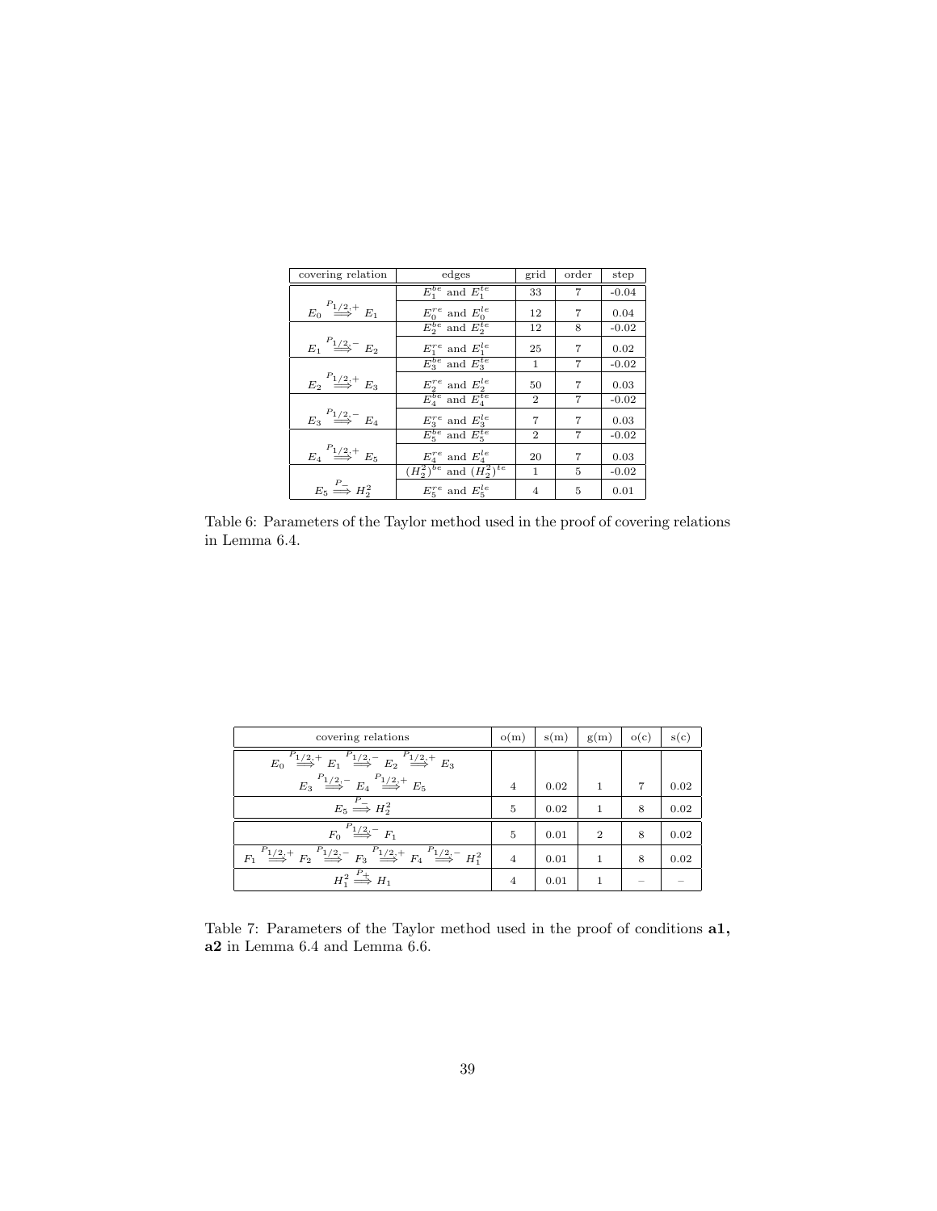| covering relation | edges | grid | order | step |
|---|---|---|---|---|
| $E_0 \overset{P_{1/2},+}{\Longrightarrow} E_1$ | $E_1^{be}$ and $E_1^{te}$ | 33 | 7 | -0.04 |
| | $E_0^{re}$ and $E_0^{le}$ | 12 | 7 | 0.04 |
| $E_1 \overset{P_{1/2},-}{\Longrightarrow} E_2$ | $E_2^{be}$ and $E_2^{te}$ | 12 | 8 | -0.02 |
| | $E_1^{re}$ and $E_1^{le}$ | 25 | 7 | 0.02 |
| $E_2 \overset{P_{1/2},+}{\Longrightarrow} E_3$ | $E_3^{be}$ and $E_3^{te}$ | 1 | 7 | -0.02 |
| | $E_2^{re}$ and $E_2^{le}$ | 50 | 7 | 0.03 |
| $E_3 \overset{P_{1/2},-}{\Longrightarrow} E_4$ | $E_4^{be}$ and $E_4^{te}$ | 2 | 7 | -0.02 |
| | $E_3^{re}$ and $E_3^{le}$ | 7 | 7 | 0.03 |
| $E_4 \overset{P_{1/2},+}{\Longrightarrow} E_5$ | $E_5^{be}$ and $E_5^{te}$ | 2 | 7 | -0.02 |
| | $E_4^{re}$ and $E_4^{le}$ | 20 | 7 | 0.03 |
| $E_5 \overset{P_-}{\Longrightarrow} H_2^2$ | $(H_2^2)^{be}$ and $(H_2^2)^{te}$ | 1 | 5 | -0.02 |
| | $E_5^{re}$ and $E_5^{le}$ | 4 | 5 | 0.01 |

Table 6: Parameters of the Taylor method used in the proof of covering relations in Lemma 6.4.

| covering relations | o(m) | s(m) | g(m) | o(c) | s(c) |
|---|---|---|---|---|---|
| $E_0 \overset{P_{1/2},+}{\Longrightarrow} E_1 \overset{P_{1/2},-}{\Longrightarrow} E_2 \overset{P_{1/2},+}{\Longrightarrow} E_3$ $E_3 \overset{P_{1/2},-}{\Longrightarrow} E_4 \overset{P_{1/2},+}{\Longrightarrow} E_5$ | 4 | 0.02 | 1 | 7 | 0.02 |
| $E_5 \overset{P_-}{\Longrightarrow} H_2^2$ | 5 | 0.02 | 1 | 8 | 0.02 |
| $F_0 \overset{P_{1/2},-}{\Longrightarrow} F_1$ | 5 | 0.01 | 2 | 8 | 0.02 |
| $F_1 \overset{P_{1/2},+}{\Longrightarrow} F_2 \overset{P_{1/2},-}{\Longrightarrow} F_3 \overset{P_{1/2},+}{\Longrightarrow} F_4 \overset{P_{1/2},-}{\Longrightarrow} H_1^2$ | 4 | 0.01 | 1 | 8 | 0.02 |
| $H_1^2 \overset{P_+}{\Longrightarrow} H_1$ | 4 | 0.01 | 1 | – | – |

Table 7: Parameters of the Taylor method used in the proof of conditions **a1, a2** in Lemma 6.4 and Lemma 6.6.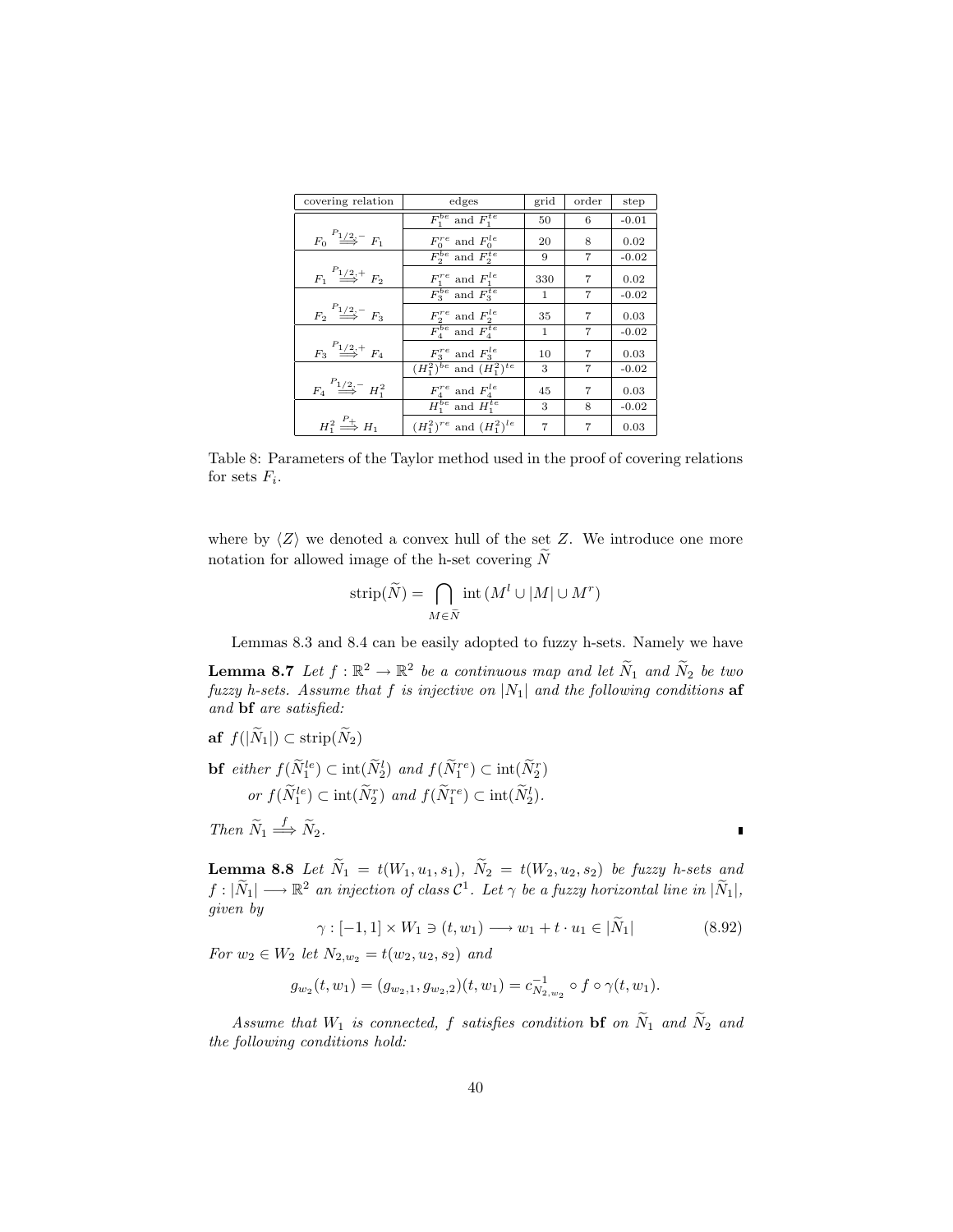| covering relation | edges | grid | order | step |
|---|---|---|---|---|
| $F_0 \overset{P_{1/2},-}{\Longrightarrow} F_1$ | $F_1^{be}$ and $F_1^{te}$ | 50 | 6 | -0.01 |
| | $F_0^{re}$ and $F_0^{le}$ | 20 | 8 | 0.02 |
| $F_1 \overset{P_{1/2},+}{\Longrightarrow} F_2$ | $F_2^{be}$ and $F_2^{te}$ | 9 | 7 | -0.02 |
| | $F_1^{re}$ and $F_1^{le}$ | 330 | 7 | 0.02 |
| $F_2 \overset{P_{1/2},-}{\Longrightarrow} F_3$ | $F_3^{be}$ and $F_3^{te}$ | 1 | 7 | -0.02 |
| | $F_2^{re}$ and $F_2^{le}$ | 35 | 7 | 0.03 |
| $F_3 \overset{P_{1/2},+}{\Longrightarrow} F_4$ | $F_4^{be}$ and $F_4^{te}$ | 1 | 7 | -0.02 |
| | $F_3^{re}$ and $F_3^{le}$ | 10 | 7 | 0.03 |
| $F_4 \overset{P_{1/2},-}{\Longrightarrow} H_1^2$ | $(H_1^2)^{be}$ and $(H_1^2)^{te}$ | 3 | 7 | -0.02 |
| | $F_4^{re}$ and $F_4^{le}$ | 45 | 7 | 0.03 |
| $H_1^2 \overset{P_+}{\Longrightarrow} H_1$ | $H_1^{be}$ and $H_1^{te}$ | 3 | 8 | -0.02 |
| | $(H_1^2)^{re}$ and $(H_1^2)^{le}$ | 7 | 7 | 0.03 |

Table 8: Parameters of the Taylor method used in the proof of covering relations for sets $F_i$.

where by $\langle Z \rangle$ we denoted a convex hull of the set $Z$. We introduce one more notation for allowed image of the h-set covering $\widetilde{N}$

$$\mathrm{strip}(\widetilde{N}) = \bigcap_{M \in \widetilde{N}} \mathrm{int}\,(M^l \cup |M| \cup M^r)$$

Lemmas 8.3 and 8.4 can be easily adopted to fuzzy h-sets. Namely we have

**Lemma 8.7** *Let $f : \mathbb{R}^2 \to \mathbb{R}^2$ be a continuous map and let $\widetilde{N}_1$ and $\widetilde{N}_2$ be two fuzzy h-sets. Assume that $f$ is injective on $|N_1|$ and the following conditions* **af** *and* **bf** *are satisfied:*

**af** $f(|\widetilde{N}_1|) \subset \mathrm{strip}(\widetilde{N}_2)$

**bf** *either* $f(\widetilde{N}_1^{le}) \subset \mathrm{int}(\widetilde{N}_2^l)$ *and* $f(\widetilde{N}_1^{re}) \subset \mathrm{int}(\widetilde{N}_2^r)$
*or* $f(\widetilde{N}_1^{le}) \subset \mathrm{int}(\widetilde{N}_2^r)$ *and* $f(\widetilde{N}_1^{re}) \subset \mathrm{int}(\widetilde{N}_2^l)$.

*Then* $\widetilde{N}_1 \overset{f}{\Longrightarrow} \widetilde{N}_2$. ∎

**Lemma 8.8** *Let $\widetilde{N}_1 = t(W_1, u_1, s_1)$, $\widetilde{N}_2 = t(W_2, u_2, s_2)$ be fuzzy h-sets and $f : |\widetilde{N}_1| \longrightarrow \mathbb{R}^2$ an injection of class $\mathcal{C}^1$. Let $\gamma$ be a fuzzy horizontal line in $|\widetilde{N}_1|$, given by*

$$\gamma : [-1, 1] \times W_1 \ni (t, w_1) \longrightarrow w_1 + t \cdot u_1 \in |\widetilde{N}_1| \qquad (8.92)$$

*For $w_2 \in W_2$ let $N_{2,w_2} = t(w_2, u_2, s_2)$ and*

$$g_{w_2}(t, w_1) = (g_{w_2,1}, g_{w_2,2})(t, w_1) = c_{N_{2,w_2}}^{-1} \circ f \circ \gamma(t, w_1).$$

*Assume that $W_1$ is connected, $f$ satisfies condition* **bf** *on $\widetilde{N}_1$ and $\widetilde{N}_2$ and the following conditions hold:*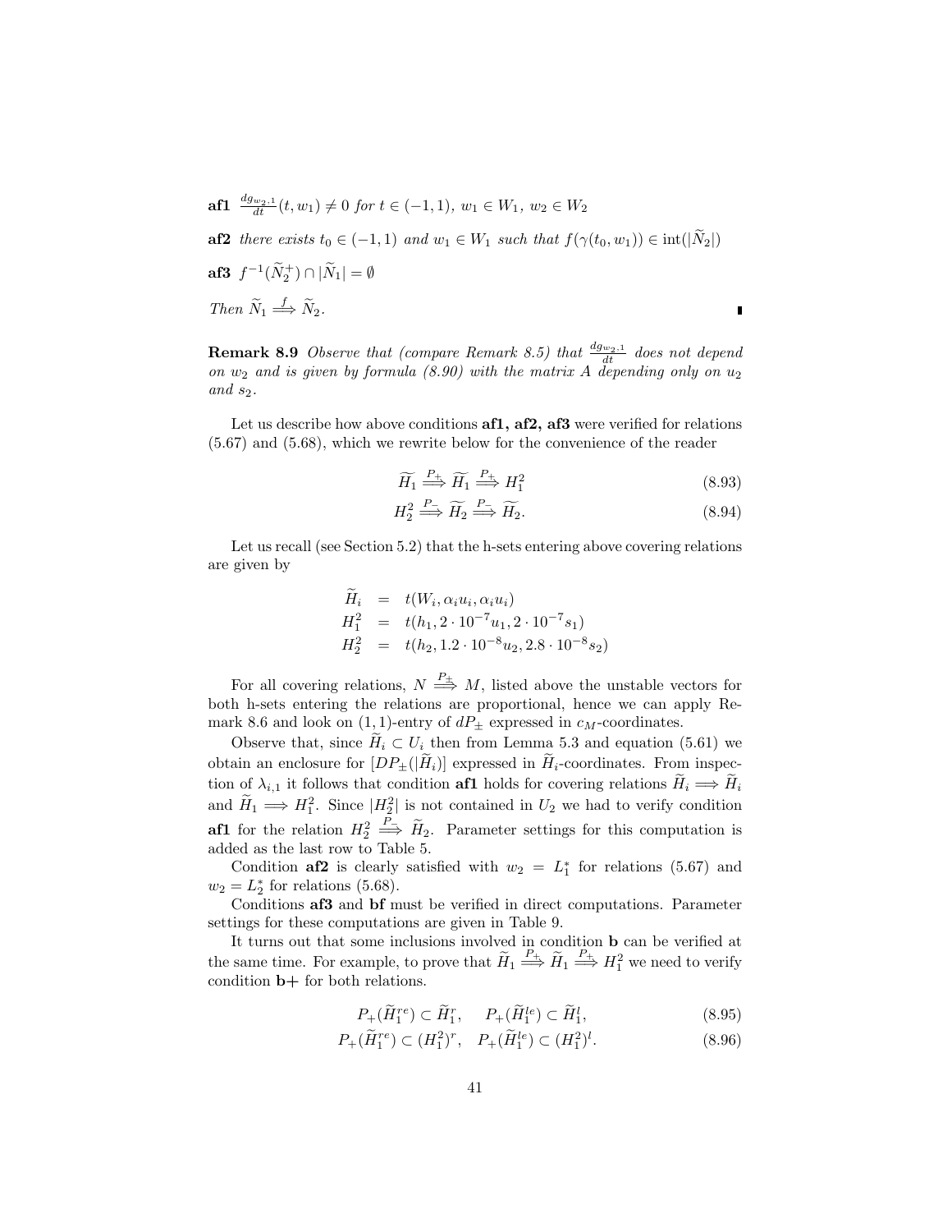**af1** $\frac{dg_{w_2,1}}{dt}(t, w_1) \neq 0$ *for* $t \in (-1, 1)$*,* $w_1 \in W_1$*,* $w_2 \in W_2$

**af2** *there exists* $t_0 \in (-1, 1)$ *and* $w_1 \in W_1$ *such that* $f(\gamma(t_0, w_1)) \in \mathrm{int}(|\widetilde{N}_2|)$

**af3** $f^{-1}(\widetilde{N}_2^+) \cap |\widetilde{N}_1| = \emptyset$

*Then* $\widetilde{N}_1 \overset{f}{\Longrightarrow} \widetilde{N}_2$.

**Remark 8.9** *Observe that (compare Remark 8.5) that* $\frac{dg_{w_2,1}}{dt}$ *does not depend on* $w_2$ *and is given by formula (8.90) with the matrix* $A$ *depending only on* $u_2$ *and* $s_2$*.*

Let us describe how above conditions **af1, af2, af3** were verified for relations (5.67) and (5.68), which we rewrite below for the convenience of the reader

$$\widetilde{H}_1 \overset{P_+}{\Longrightarrow} \widetilde{H}_1 \overset{P_+}{\Longrightarrow} H_1^2 \tag{8.93}$$

$$H_2^2 \overset{P_-}{\Longrightarrow} \widetilde{H}_2 \overset{P_-}{\Longrightarrow} \widetilde{H}_2. \tag{8.94}$$

Let us recall (see Section 5.2) that the h-sets entering above covering relations are given by

$$\begin{aligned}
\widetilde{H}_i &= t(W_i, \alpha_i u_i, \alpha_i u_i) \\
H_1^2 &= t(h_1, 2 \cdot 10^{-7} u_1, 2 \cdot 10^{-7} s_1) \\
H_2^2 &= t(h_2, 1.2 \cdot 10^{-8} u_2, 2.8 \cdot 10^{-8} s_2)
\end{aligned}$$

For all covering relations, $N \overset{P_\pm}{\Longrightarrow} M$, listed above the unstable vectors for both h-sets entering the relations are proportional, hence we can apply Remark 8.6 and look on $(1,1)$-entry of $dP_\pm$ expressed in $c_M$-coordinates.

Observe that, since $\widetilde{H}_i \subset U_i$ then from Lemma 5.3 and equation (5.61) we obtain an enclosure for $[DP_\pm(|\widetilde{H}_i|)]$ expressed in $\widetilde{H}_i$-coordinates. From inspection of $\lambda_{i,1}$ it follows that condition **af1** holds for covering relations $\widetilde{H}_i \Longrightarrow \widetilde{H}_i$ and $\widetilde{H}_1 \Longrightarrow H_1^2$. Since $|H_2^2|$ is not contained in $U_2$ we had to verify condition **af1** for the relation $H_2^2 \overset{P_-}{\Longrightarrow} \widetilde{H}_2$. Parameter settings for this computation is added as the last row to Table 5.

Condition **af2** is clearly satisfied with $w_2 = L_1^*$ for relations (5.67) and $w_2 = L_2^*$ for relations (5.68).

Conditions **af3** and **bf** must be verified in direct computations. Parameter settings for these computations are given in Table 9.

It turns out that some inclusions involved in condition **b** can be verified at the same time. For example, to prove that $\widetilde{H}_1 \overset{P_+}{\Longrightarrow} \widetilde{H}_1 \overset{P_+}{\Longrightarrow} H_1^2$ we need to verify condition **b+** for both relations.

$$P_+(\widetilde{H}_1^{re}) \subset \widetilde{H}_1^r, \quad P_+(\widetilde{H}_1^{le}) \subset \widetilde{H}_1^l, \tag{8.95}$$

$$P_+(\widetilde{H}_1^{re}) \subset (H_1^2)^r, \quad P_+(\widetilde{H}_1^{le}) \subset (H_1^2)^l. \tag{8.96}$$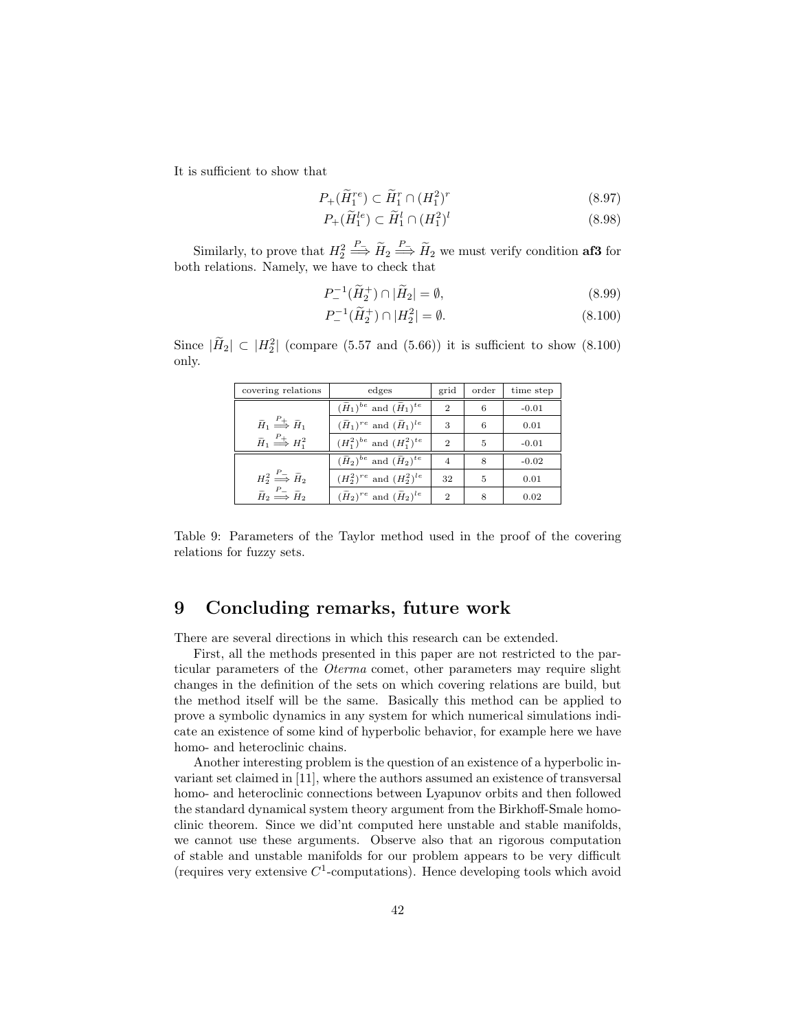It is sufficient to show that

$$P_+(\widetilde{H}_1^{re}) \subset \widetilde{H}_1^r \cap (H_1^2)^r \tag{8.97}$$

$$P_+(\widetilde{H}_1^{le}) \subset \widetilde{H}_1^l \cap (H_1^2)^l \tag{8.98}$$

Similarly, to prove that $H_2^2 \overset{P_-}{\Longrightarrow} \widetilde{H}_2 \overset{P_-}{\Longrightarrow} \widetilde{H}_2$ we must verify condition **af3** for both relations. Namely, we have to check that

$$P_-^{-1}(\widetilde{H}_2^+) \cap |\widetilde{H}_2| = \emptyset, \tag{8.99}$$

$$P_-^{-1}(\widetilde{H}_2^+) \cap |H_2^2| = \emptyset. \tag{8.100}$$

Since $|\widetilde{H}_2| \subset |H_2^2|$ (compare (5.57 and (5.66)) it is sufficient to show (8.100) only.

| covering relations | edges | grid | order | time step |
|---|---|---|---|---|
| $\bar{H}_1 \overset{P_+}{\Longrightarrow} \bar{H}_1$, $\bar{H}_1 \overset{P_+}{\Longrightarrow} H_1^2$ | $(\bar{H}_1)^{be}$ and $(\bar{H}_1)^{te}$ | 2 | 6 | -0.01 |
| | $(\bar{H}_1)^{re}$ and $(\bar{H}_1)^{le}$ | 3 | 6 | 0.01 |
| | $(H_1^2)^{be}$ and $(H_1^2)^{te}$ | 2 | 5 | -0.01 |
| $H_2^2 \overset{P_-}{\Longrightarrow} \bar{H}_2$, $\bar{H}_2 \overset{P_-}{\Longrightarrow} \bar{H}_2$ | $(\bar{H}_2)^{be}$ and $(\bar{H}_2)^{te}$ | 4 | 8 | -0.02 |
| | $(H_2^2)^{re}$ and $(H_2^2)^{le}$ | 32 | 5 | 0.01 |
| | $(\bar{H}_2)^{re}$ and $(\bar{H}_2)^{le}$ | 2 | 8 | 0.02 |

Table 9: Parameters of the Taylor method used in the proof of the covering relations for fuzzy sets.

# 9 Concluding remarks, future work

There are several directions in which this research can be extended.

First, all the methods presented in this paper are not restricted to the particular parameters of the *Oterma* comet, other parameters may require slight changes in the definition of the sets on which covering relations are build, but the method itself will be the same. Basically this method can be applied to prove a symbolic dynamics in any system for which numerical simulations indicate an existence of some kind of hyperbolic behavior, for example here we have homo- and heteroclinic chains.

Another interesting problem is the question of an existence of a hyperbolic invariant set claimed in [11], where the authors assumed an existence of transversal homo- and heteroclinic connections between Lyapunov orbits and then followed the standard dynamical system theory argument from the Birkhoff-Smale homoclinic theorem. Since we did'nt computed here unstable and stable manifolds, we cannot use these arguments. Observe also that an rigorous computation of stable and unstable manifolds for our problem appears to be very difficult (requires very extensive $C^1$-computations). Hence developing tools which avoid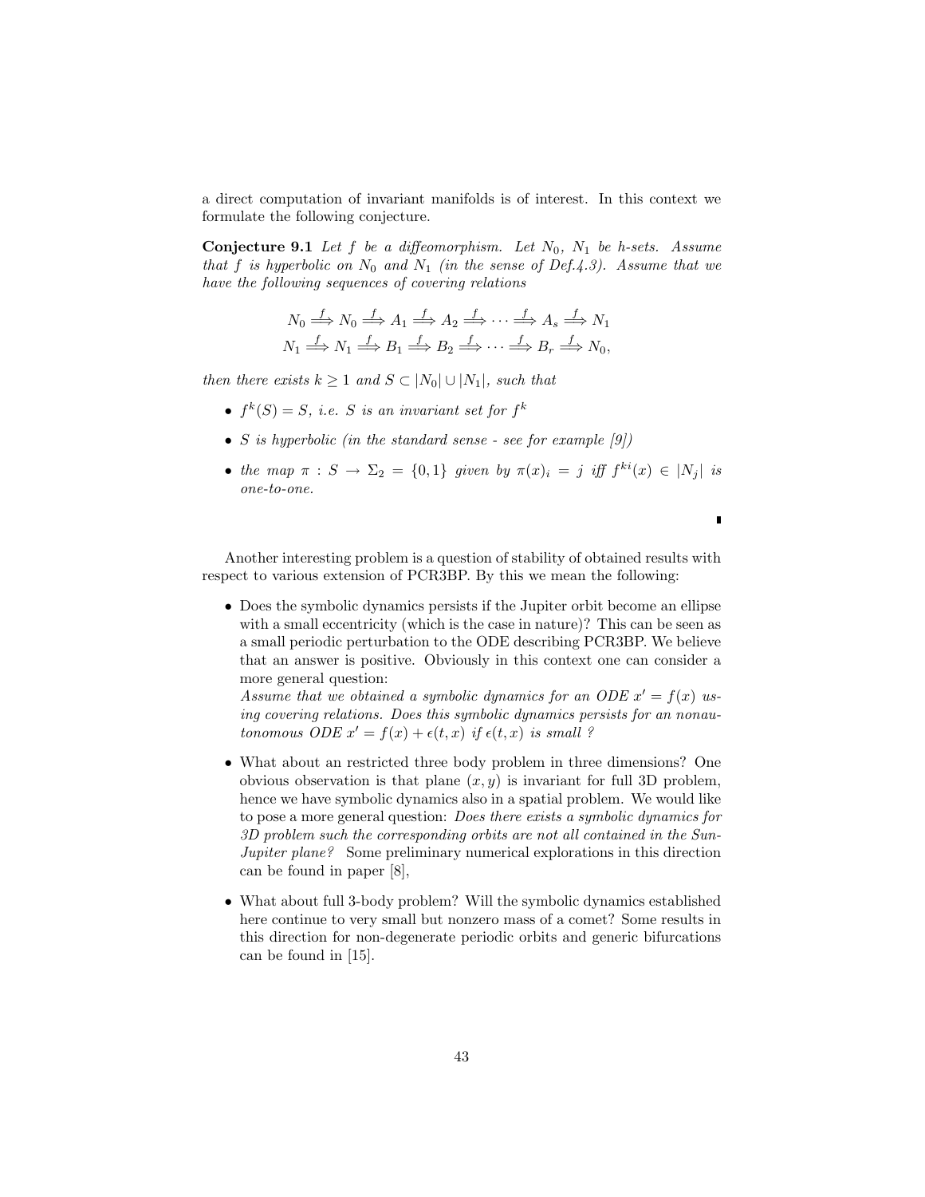a direct computation of invariant manifolds is of interest. In this context we formulate the following conjecture.

**Conjecture 9.1** *Let $f$ be a diffeomorphism. Let $N_0$, $N_1$ be h-sets. Assume that $f$ is hyperbolic on $N_0$ and $N_1$ (in the sense of Def.4.3). Assume that we have the following sequences of covering relations*

$$N_0 \overset{f}{\Longrightarrow} N_0 \overset{f}{\Longrightarrow} A_1 \overset{f}{\Longrightarrow} A_2 \overset{f}{\Longrightarrow} \cdots \overset{f}{\Longrightarrow} A_s \overset{f}{\Longrightarrow} N_1$$
$$N_1 \overset{f}{\Longrightarrow} N_1 \overset{f}{\Longrightarrow} B_1 \overset{f}{\Longrightarrow} B_2 \overset{f}{\Longrightarrow} \cdots \overset{f}{\Longrightarrow} B_r \overset{f}{\Longrightarrow} N_0,$$

*then there exists $k \geq 1$ and $S \subset |N_0| \cup |N_1|$, such that*

- *$f^k(S) = S$, i.e. $S$ is an invariant set for $f^k$*
- *$S$ is hyperbolic (in the standard sense - see for example [9])*
- *the map $\pi : S \to \Sigma_2 = \{0,1\}$ given by $\pi(x)_i = j$ iff $f^{ki}(x) \in |N_j|$ is one-to-one.*

∎

Another interesting problem is a question of stability of obtained results with respect to various extension of PCR3BP. By this we mean the following:

- Does the symbolic dynamics persists if the Jupiter orbit become an ellipse with a small eccentricity (which is the case in nature)? This can be seen as a small periodic perturbation to the ODE describing PCR3BP. We believe that an answer is positive. Obviously in this context one can consider a more general question:
  *Assume that we obtained a symbolic dynamics for an ODE $x' = f(x)$ using covering relations. Does this symbolic dynamics persists for an nonautonomous ODE $x' = f(x) + \epsilon(t,x)$ if $\epsilon(t,x)$ is small ?*
- What about an restricted three body problem in three dimensions? One obvious observation is that plane $(x,y)$ is invariant for full 3D problem, hence we have symbolic dynamics also in a spatial problem. We would like to pose a more general question: *Does there exists a symbolic dynamics for 3D problem such the corresponding orbits are not all contained in the Sun-Jupiter plane?* Some preliminary numerical explorations in this direction can be found in paper [8],
- What about full 3-body problem? Will the symbolic dynamics established here continue to very small but nonzero mass of a comet? Some results in this direction for non-degenerate periodic orbits and generic bifurcations can be found in [15].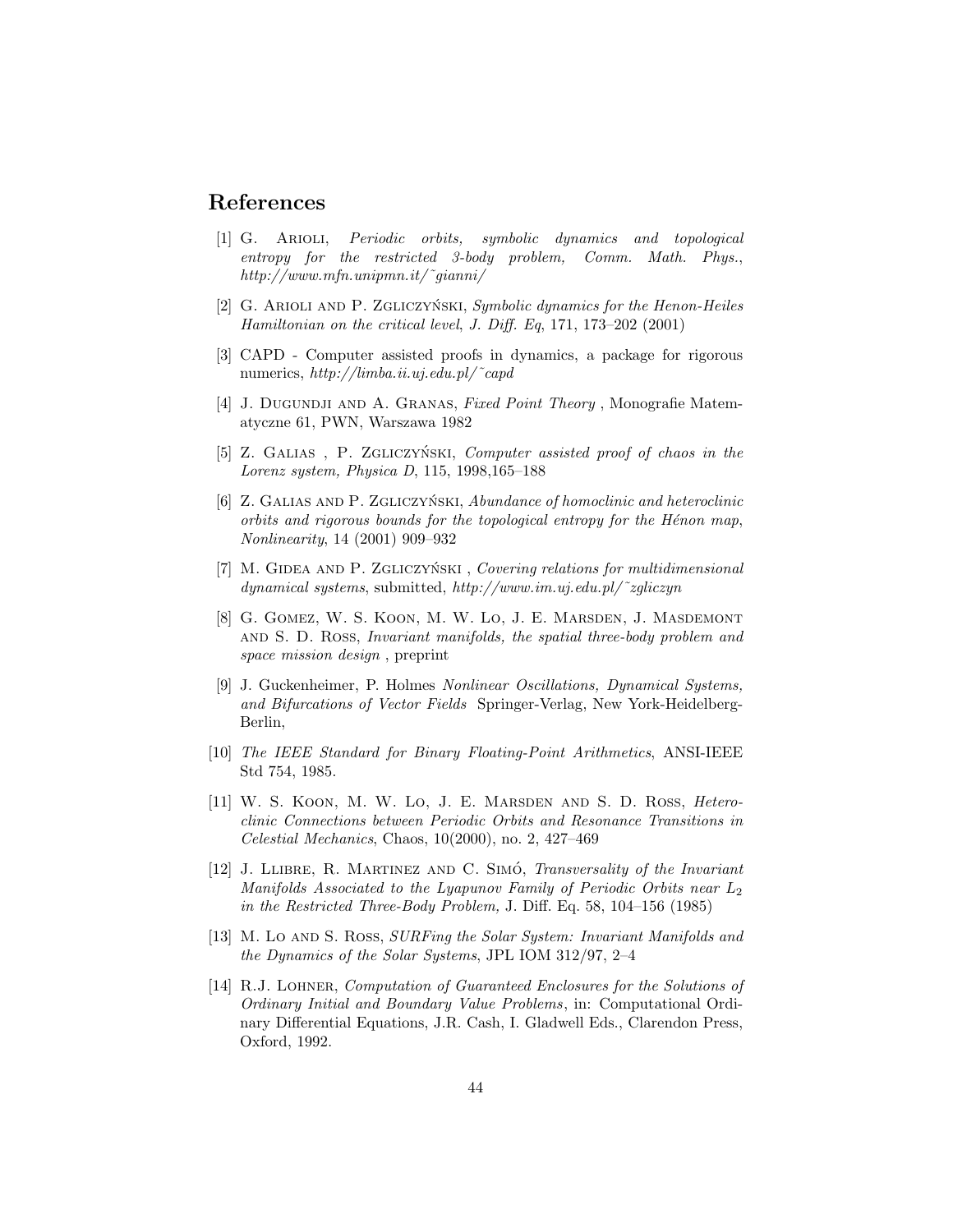## References

[1] G. Arioli, *Periodic orbits, symbolic dynamics and topological entropy for the restricted 3-body problem, Comm. Math. Phys.*, *http://www.mfn.unipmn.it/˜gianni/*

[2] G. Arioli and P. Zgliczyński, *Symbolic dynamics for the Henon-Heiles Hamiltonian on the critical level*, *J. Diff. Eq*, 171, 173–202 (2001)

[3] CAPD - Computer assisted proofs in dynamics, a package for rigorous numerics, *http://limba.ii.uj.edu.pl/˜capd*

[4] J. Dugundji and A. Granas, *Fixed Point Theory* , Monografie Matematyczne 61, PWN, Warszawa 1982

[5] Z. Galias , P. Zgliczyński, *Computer assisted proof of chaos in the Lorenz system, Physica D*, 115, 1998,165–188

[6] Z. Galias and P. Zgliczyński, *Abundance of homoclinic and heteroclinic orbits and rigorous bounds for the topological entropy for the Hénon map*, *Nonlinearity*, 14 (2001) 909–932

[7] M. Gidea and P. Zgliczyński , *Covering relations for multidimensional dynamical systems*, submitted, *http://www.im.uj.edu.pl/˜zgliczyn*

[8] G. Gomez, W. S. Koon, M. W. Lo, J. E. Marsden, J. Masdemont and S. D. Ross, *Invariant manifolds, the spatial three-body problem and space mission design* , preprint

[9] J. Guckenheimer, P. Holmes *Nonlinear Oscillations, Dynamical Systems, and Bifurcations of Vector Fields* Springer-Verlag, New York-Heidelberg-Berlin,

[10] *The IEEE Standard for Binary Floating-Point Arithmetics*, ANSI-IEEE Std 754, 1985.

[11] W. S. Koon, M. W. Lo, J. E. Marsden and S. D. Ross, *Heteroclinic Connections between Periodic Orbits and Resonance Transitions in Celestial Mechanics*, Chaos, 10(2000), no. 2, 427–469

[12] J. Llibre, R. Martinez and C. Simó, *Transversality of the Invariant Manifolds Associated to the Lyapunov Family of Periodic Orbits near $L_2$ in the Restricted Three-Body Problem,* J. Diff. Eq. 58, 104–156 (1985)

[13] M. Lo and S. Ross, *SURFing the Solar System: Invariant Manifolds and the Dynamics of the Solar Systems*, JPL IOM 312/97, 2–4

[14] R.J. Lohner, *Computation of Guaranteed Enclosures for the Solutions of Ordinary Initial and Boundary Value Problems*, in: Computational Ordinary Differential Equations, J.R. Cash, I. Gladwell Eds., Clarendon Press, Oxford, 1992.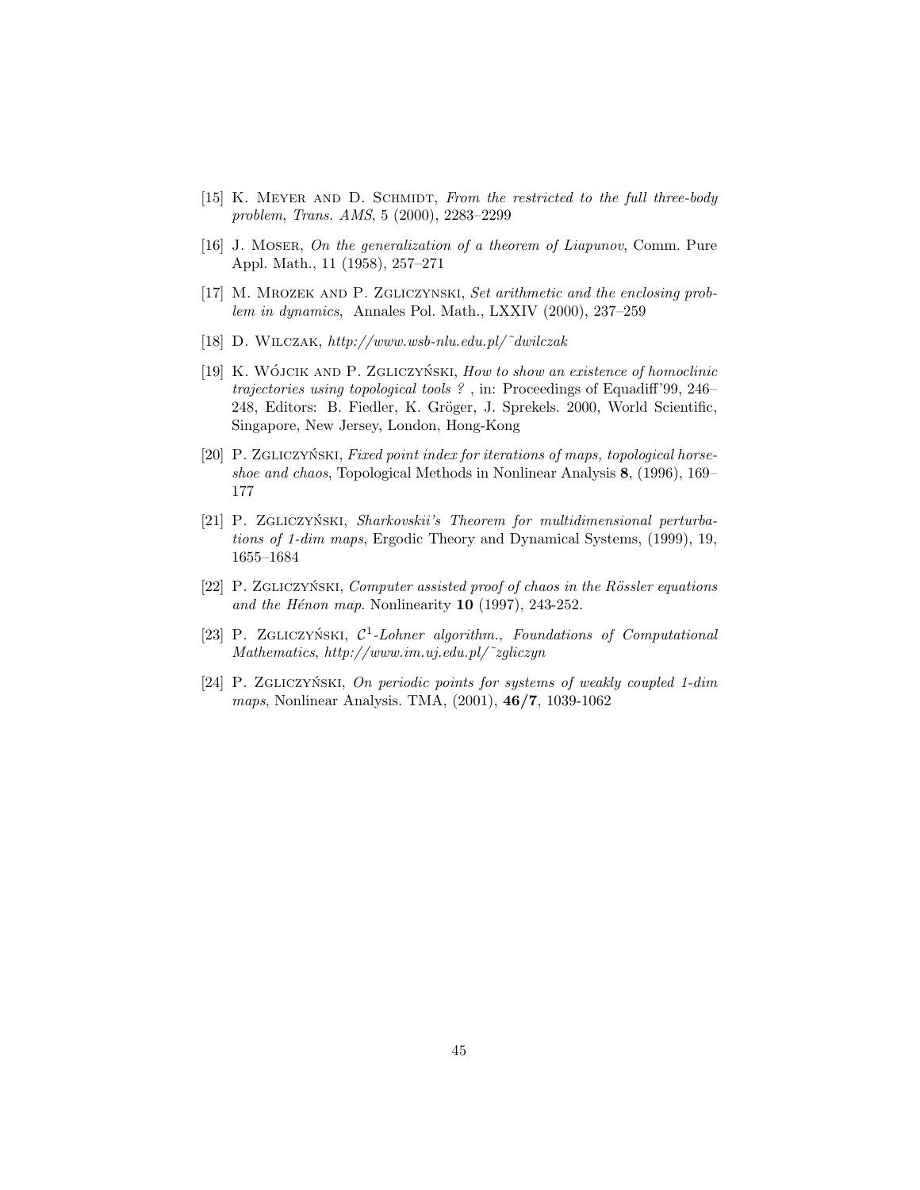[15] K. Meyer and D. Schmidt, *From the restricted to the full three-body problem*, *Trans. AMS*, 5 (2000), 2283–2299

[16] J. Moser, *On the generalization of a theorem of Liapunov*, Comm. Pure Appl. Math., 11 (1958), 257–271

[17] M. Mrozek and P. Zgliczynski, *Set arithmetic and the enclosing problem in dynamics*, Annales Pol. Math., LXXIV (2000), 237–259

[18] D. Wilczak, *http://www.wsb-nlu.edu.pl/˜dwilczak*

[19] K. Wójcik and P. Zgliczyński, *How to show an existence of homoclinic trajectories using topological tools ?* , in: Proceedings of Equadiff'99, 246–248, Editors: B. Fiedler, K. Gröger, J. Sprekels. 2000, World Scientific, Singapore, New Jersey, London, Hong-Kong

[20] P. Zgliczyński, *Fixed point index for iterations of maps, topological horseshoe and chaos*, Topological Methods in Nonlinear Analysis **8**, (1996), 169–177

[21] P. Zgliczyński, *Sharkovskii's Theorem for multidimensional perturbations of 1-dim maps*, Ergodic Theory and Dynamical Systems, (1999), 19, 1655–1684

[22] P. Zgliczyński, *Computer assisted proof of chaos in the Rössler equations and the Hénon map*. Nonlinearity **10** (1997), 243-252.

[23] P. Zgliczyński, *$\mathcal{C}^1$-Lohner algorithm.*, *Foundations of Computational Mathematics*, *http://www.im.uj.edu.pl/˜zgliczyn*

[24] P. Zgliczyński, *On periodic points for systems of weakly coupled 1-dim maps*, Nonlinear Analysis. TMA, (2001), **46/7**, 1039-1062